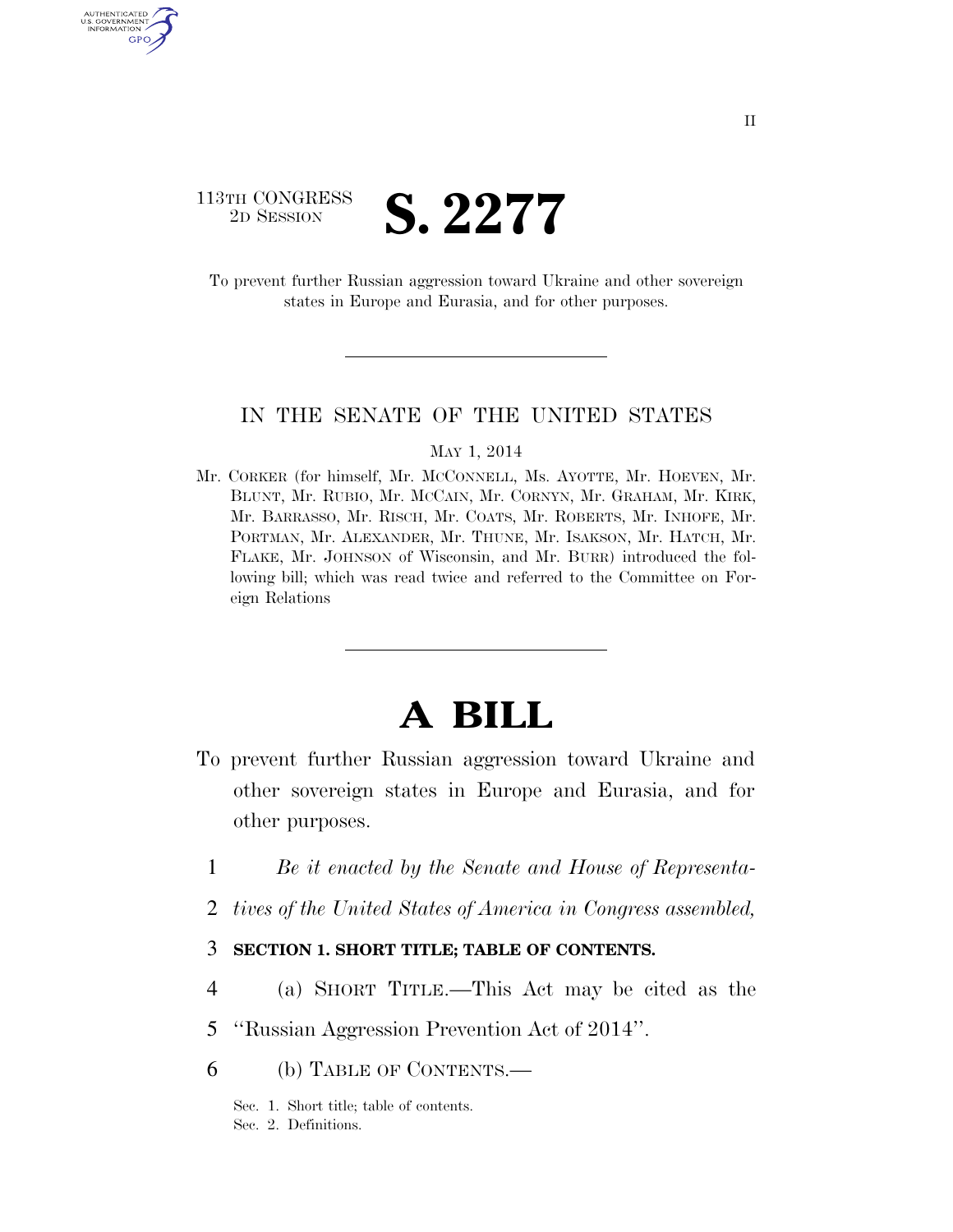113TH CONGRESS
2D SESSION

# S. 2277

To prevent further Russian aggression toward Ukraine and other sovereign states in Europe and Eurasia, and for other purposes.

IN THE SENATE OF THE UNITED STATES

MAY 1, 2014

Mr. CORKER (for himself, Mr. MCCONNELL, Ms. AYOTTE, Mr. HOEVEN, Mr. BLUNT, Mr. RUBIO, Mr. MCCAIN, Mr. CORNYN, Mr. GRAHAM, Mr. KIRK, Mr. BARRASSO, Mr. RISCH, Mr. COATS, Mr. ROBERTS, Mr. INHOFE, Mr. PORTMAN, Mr. ALEXANDER, Mr. THUNE, Mr. ISAKSON, Mr. HATCH, Mr. FLAKE, Mr. JOHNSON of Wisconsin, and Mr. BURR) introduced the following bill; which was read twice and referred to the Committee on Foreign Relations

# A BILL

To prevent further Russian aggression toward Ukraine and other sovereign states in Europe and Eurasia, and for other purposes.

1 *Be it enacted by the Senate and House of Representa-*
2 *tives of the United States of America in Congress assembled,*

3 **SECTION 1. SHORT TITLE; TABLE OF CONTENTS.**

4 (a) SHORT TITLE.—This Act may be cited as the
5 ''Russian Aggression Prevention Act of 2014''.

6 (b) TABLE OF CONTENTS.—

Sec. 1. Short title; table of contents.
Sec. 2. Definitions.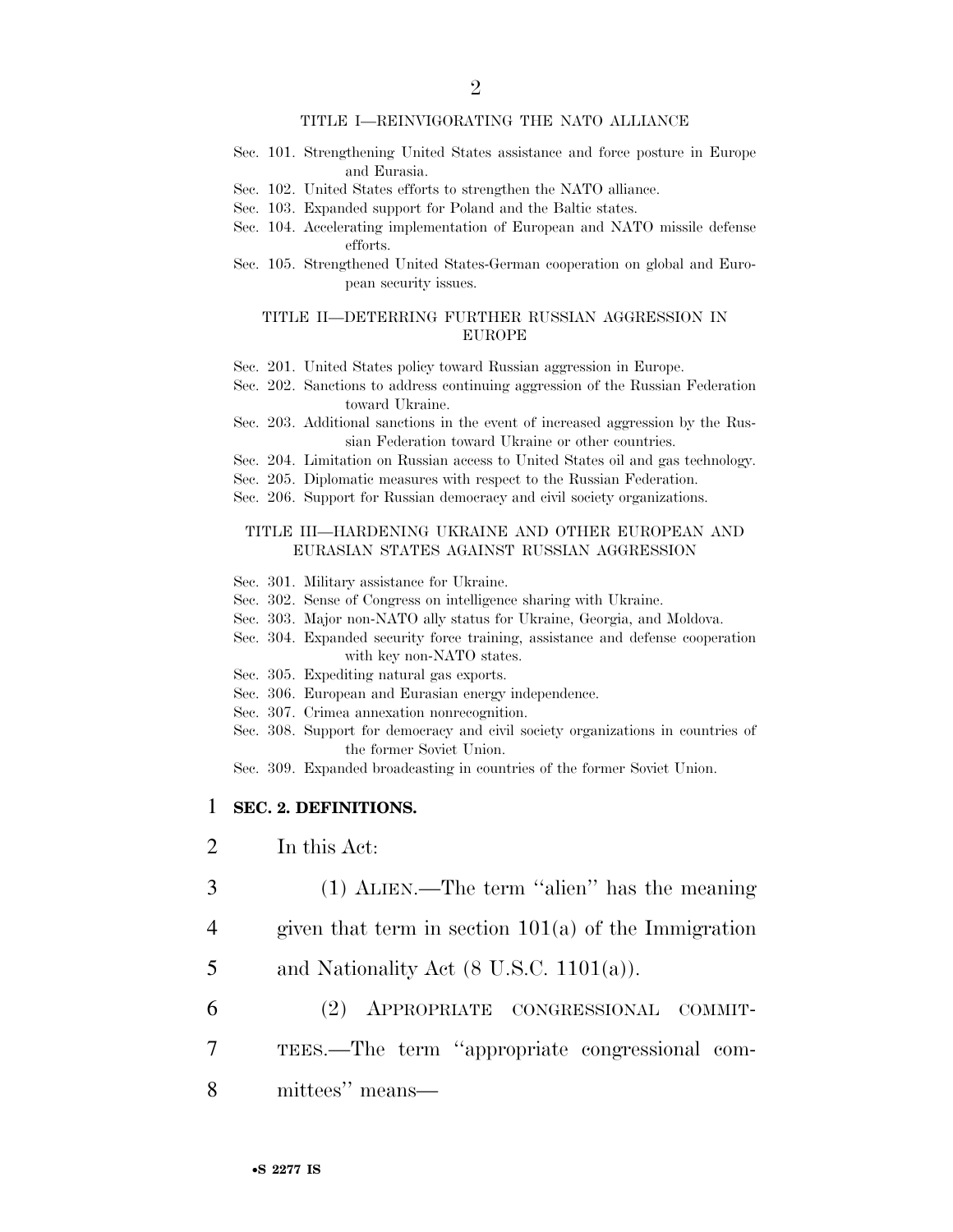TITLE I—REINVIGORATING THE NATO ALLIANCE

Sec. 101. Strengthening United States assistance and force posture in Europe and Eurasia.
Sec. 102. United States efforts to strengthen the NATO alliance.
Sec. 103. Expanded support for Poland and the Baltic states.
Sec. 104. Accelerating implementation of European and NATO missile defense efforts.
Sec. 105. Strengthened United States-German cooperation on global and European security issues.

TITLE II—DETERRING FURTHER RUSSIAN AGGRESSION IN EUROPE

Sec. 201. United States policy toward Russian aggression in Europe.
Sec. 202. Sanctions to address continuing aggression of the Russian Federation toward Ukraine.
Sec. 203. Additional sanctions in the event of increased aggression by the Russian Federation toward Ukraine or other countries.
Sec. 204. Limitation on Russian access to United States oil and gas technology.
Sec. 205. Diplomatic measures with respect to the Russian Federation.
Sec. 206. Support for Russian democracy and civil society organizations.

TITLE III—HARDENING UKRAINE AND OTHER EUROPEAN AND EURASIAN STATES AGAINST RUSSIAN AGGRESSION

Sec. 301. Military assistance for Ukraine.
Sec. 302. Sense of Congress on intelligence sharing with Ukraine.
Sec. 303. Major non-NATO ally status for Ukraine, Georgia, and Moldova.
Sec. 304. Expanded security force training, assistance and defense cooperation with key non-NATO states.
Sec. 305. Expediting natural gas exports.
Sec. 306. European and Eurasian energy independence.
Sec. 307. Crimea annexation nonrecognition.
Sec. 308. Support for democracy and civil society organizations in countries of the former Soviet Union.
Sec. 309. Expanded broadcasting in countries of the former Soviet Union.

**SEC. 2. DEFINITIONS.**

In this Act:

(1) ALIEN.—The term "alien" has the meaning given that term in section 101(a) of the Immigration and Nationality Act (8 U.S.C. 1101(a)).

(2) APPROPRIATE CONGRESSIONAL COMMITTEES.—The term "appropriate congressional committees" means—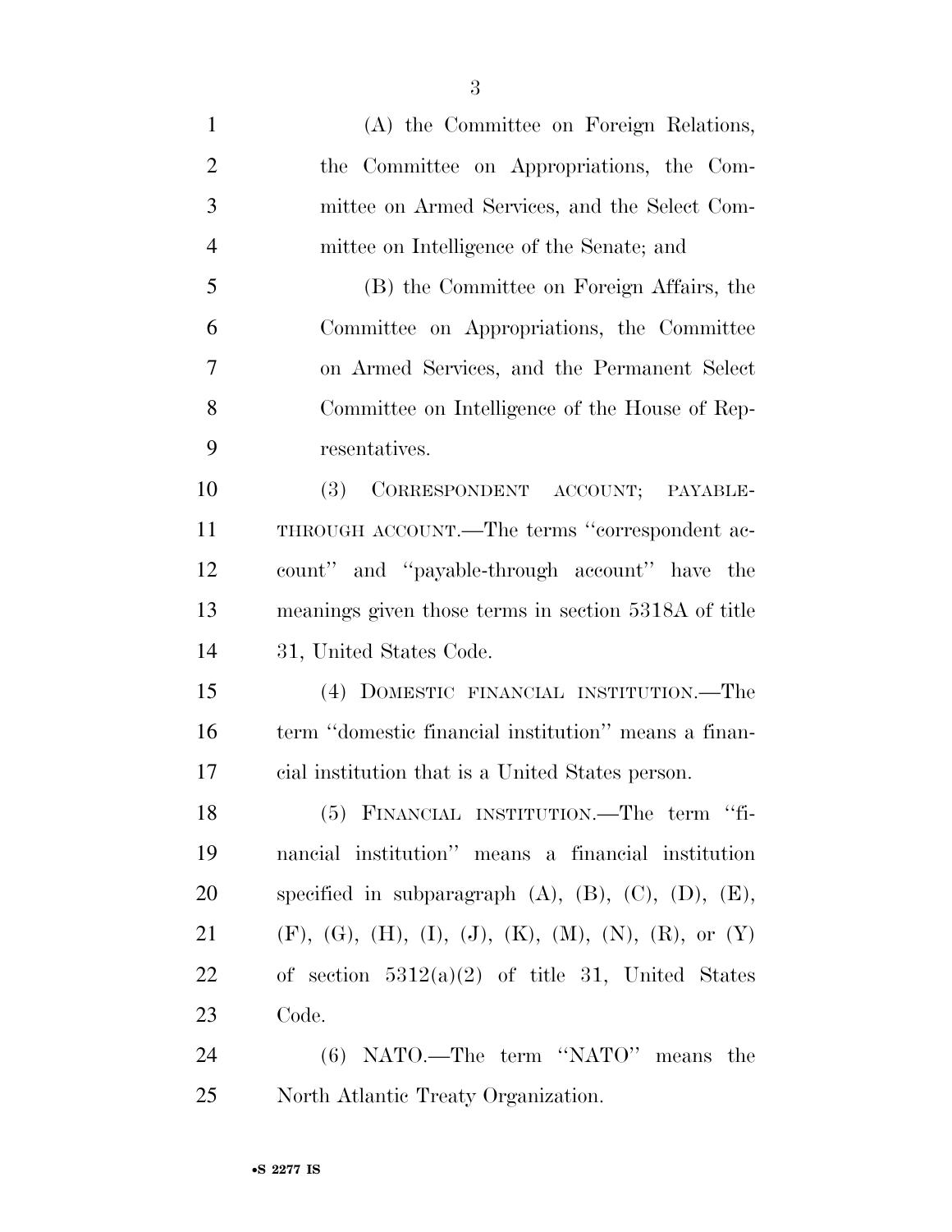(A) the Committee on Foreign Relations, the Committee on Appropriations, the Committee on Armed Services, and the Select Committee on Intelligence of the Senate; and

(B) the Committee on Foreign Affairs, the Committee on Appropriations, the Committee on Armed Services, and the Permanent Select Committee on Intelligence of the House of Representatives.

(3) CORRESPONDENT ACCOUNT; PAYABLE-THROUGH ACCOUNT.—The terms "correspondent account" and "payable-through account" have the meanings given those terms in section 5318A of title 31, United States Code.

(4) DOMESTIC FINANCIAL INSTITUTION.—The term "domestic financial institution" means a financial institution that is a United States person.

(5) FINANCIAL INSTITUTION.—The term "financial institution" means a financial institution specified in subparagraph (A), (B), (C), (D), (E), (F), (G), (H), (I), (J), (K), (M), (N), (R), or (Y) of section 5312(a)(2) of title 31, United States Code.

(6) NATO.—The term "NATO" means the North Atlantic Treaty Organization.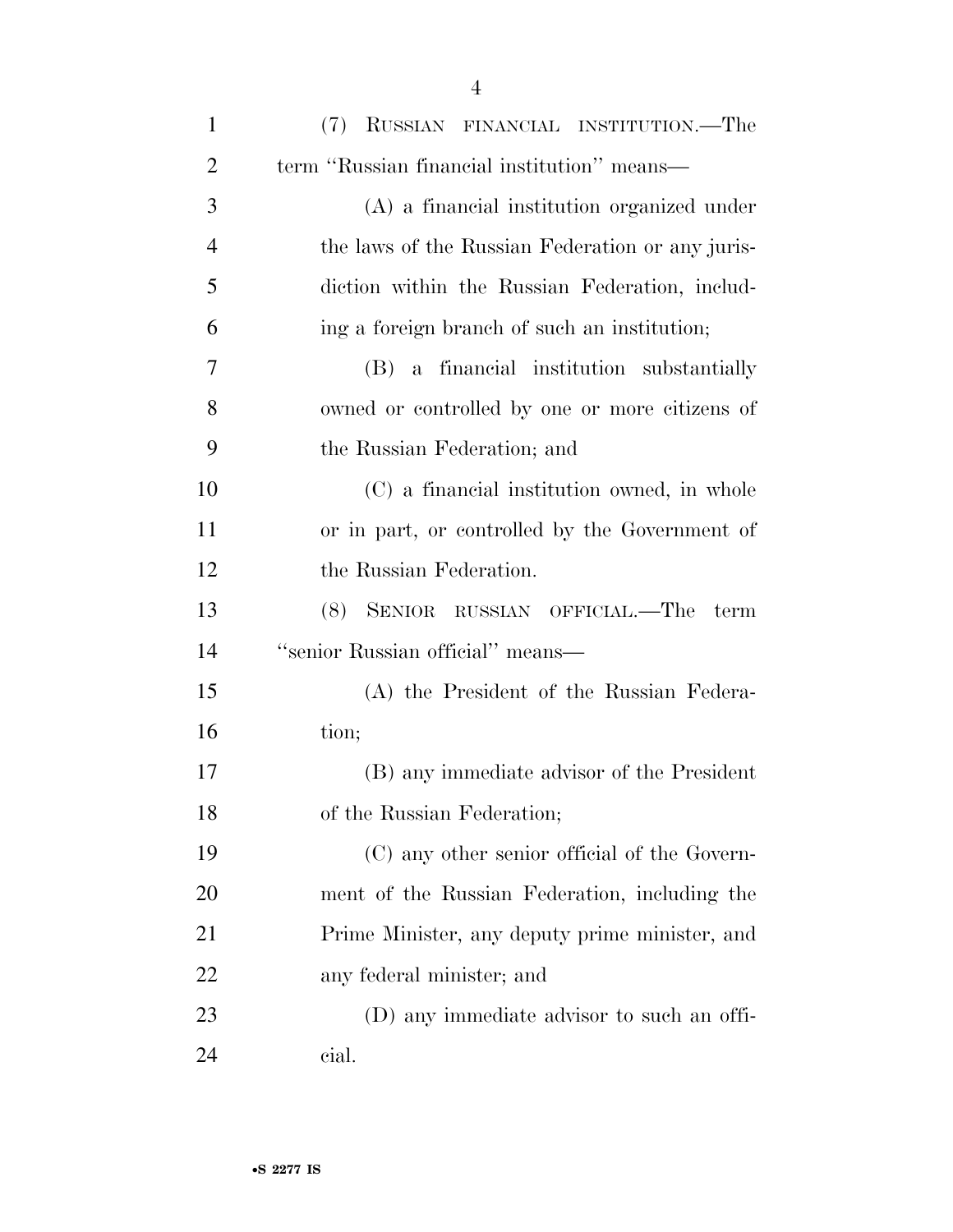(7) RUSSIAN FINANCIAL INSTITUTION.—The term "Russian financial institution" means—

(A) a financial institution organized under the laws of the Russian Federation or any jurisdiction within the Russian Federation, including a foreign branch of such an institution;

(B) a financial institution substantially owned or controlled by one or more citizens of the Russian Federation; and

(C) a financial institution owned, in whole or in part, or controlled by the Government of the Russian Federation.

(8) SENIOR RUSSIAN OFFICIAL.—The term "senior Russian official" means—

(A) the President of the Russian Federation;

(B) any immediate advisor of the President of the Russian Federation;

(C) any other senior official of the Government of the Russian Federation, including the Prime Minister, any deputy prime minister, and any federal minister; and

(D) any immediate advisor to such an official.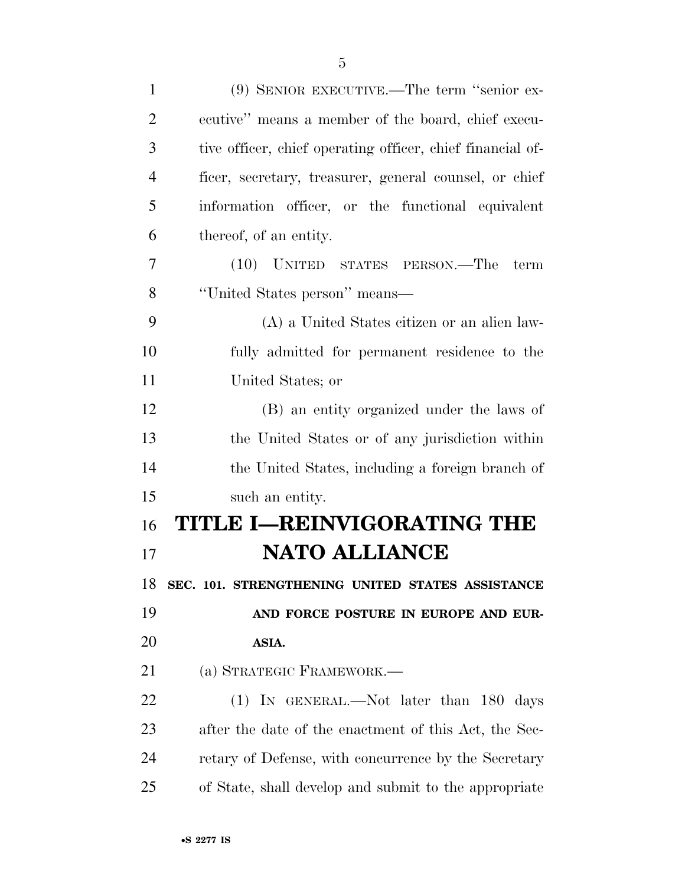(9) SENIOR EXECUTIVE.—The term ''senior executive'' means a member of the board, chief executive officer, chief operating officer, chief financial officer, secretary, treasurer, general counsel, or chief information officer, or the functional equivalent thereof, of an entity.

(10) UNITED STATES PERSON.—The term ''United States person'' means—

(A) a United States citizen or an alien lawfully admitted for permanent residence to the United States; or

(B) an entity organized under the laws of the United States or of any jurisdiction within the United States, including a foreign branch of such an entity.

# TITLE I—REINVIGORATING THE NATO ALLIANCE

## SEC. 101. STRENGTHENING UNITED STATES ASSISTANCE AND FORCE POSTURE IN EUROPE AND EURASIA.

(a) STRATEGIC FRAMEWORK.—

(1) IN GENERAL.—Not later than 180 days after the date of the enactment of this Act, the Secretary of Defense, with concurrence by the Secretary of State, shall develop and submit to the appropriate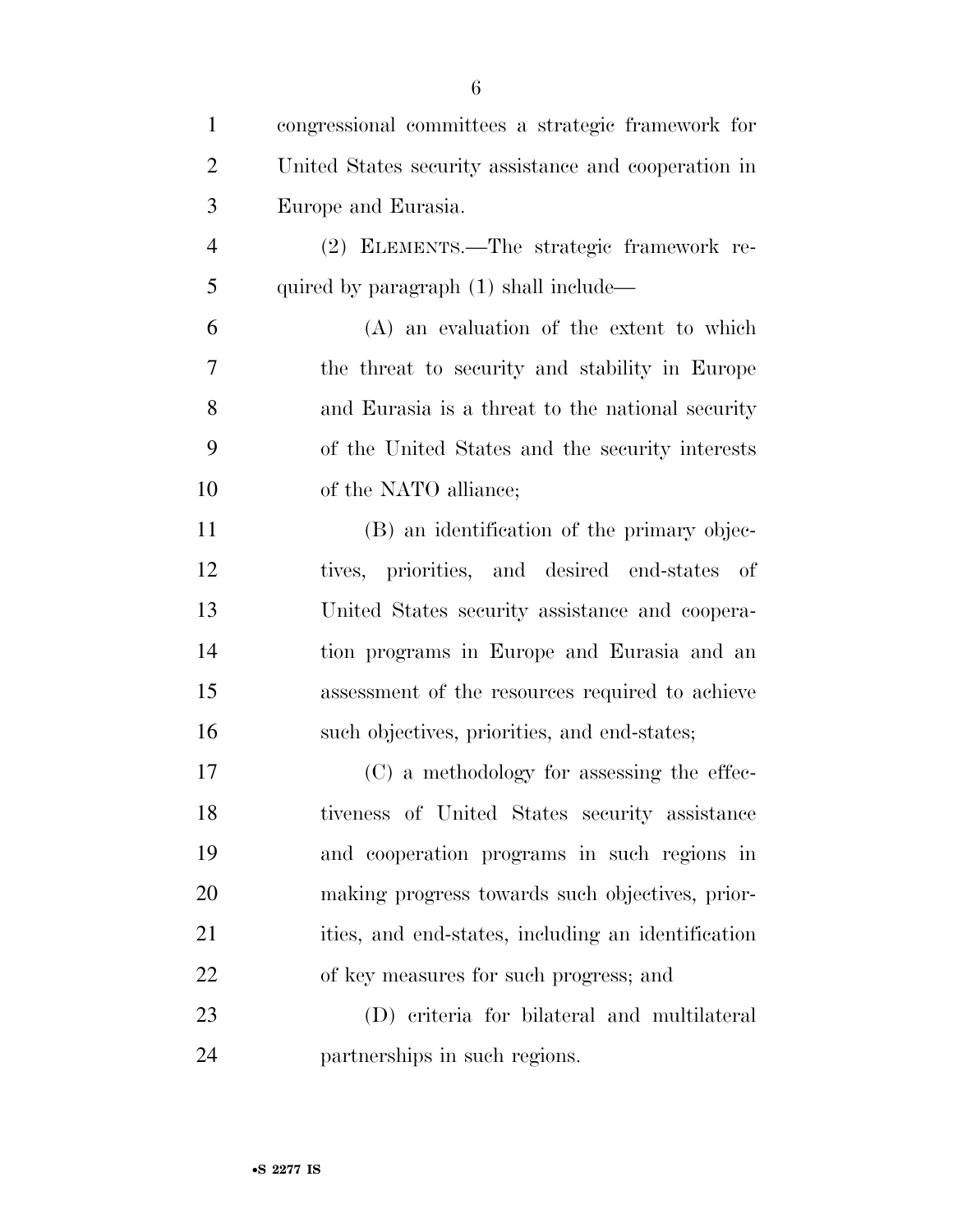congressional committees a strategic framework for United States security assistance and cooperation in Europe and Eurasia.

(2) ELEMENTS.—The strategic framework required by paragraph (1) shall include—

(A) an evaluation of the extent to which the threat to security and stability in Europe and Eurasia is a threat to the national security of the United States and the security interests of the NATO alliance;

(B) an identification of the primary objectives, priorities, and desired end-states of United States security assistance and cooperation programs in Europe and Eurasia and an assessment of the resources required to achieve such objectives, priorities, and end-states;

(C) a methodology for assessing the effectiveness of United States security assistance and cooperation programs in such regions in making progress towards such objectives, priorities, and end-states, including an identification of key measures for such progress; and

(D) criteria for bilateral and multilateral partnerships in such regions.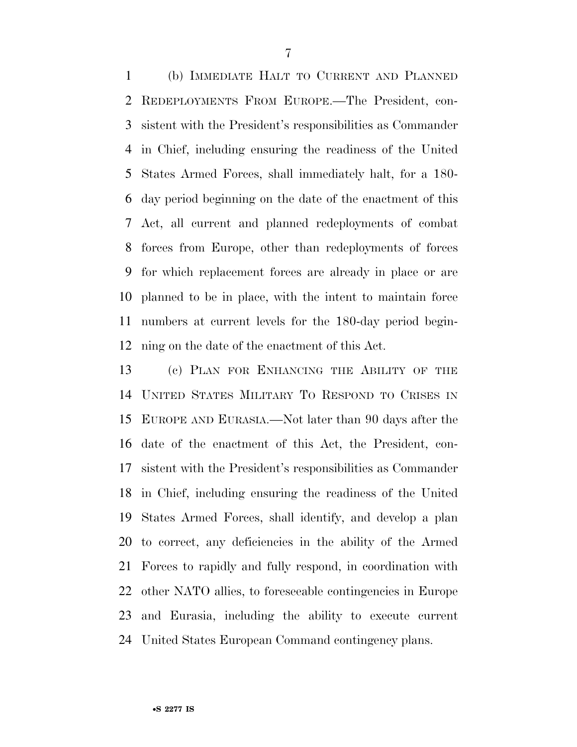(b) IMMEDIATE HALT TO CURRENT AND PLANNED REDEPLOYMENTS FROM EUROPE.—The President, consistent with the President's responsibilities as Commander in Chief, including ensuring the readiness of the United States Armed Forces, shall immediately halt, for a 180-day period beginning on the date of the enactment of this Act, all current and planned redeployments of combat forces from Europe, other than redeployments of forces for which replacement forces are already in place or are planned to be in place, with the intent to maintain force numbers at current levels for the 180-day period beginning on the date of the enactment of this Act.

(c) PLAN FOR ENHANCING THE ABILITY OF THE UNITED STATES MILITARY TO RESPOND TO CRISES IN EUROPE AND EURASIA.—Not later than 90 days after the date of the enactment of this Act, the President, consistent with the President's responsibilities as Commander in Chief, including ensuring the readiness of the United States Armed Forces, shall identify, and develop a plan to correct, any deficiencies in the ability of the Armed Forces to rapidly and fully respond, in coordination with other NATO allies, to foreseeable contingencies in Europe and Eurasia, including the ability to execute current United States European Command contingency plans.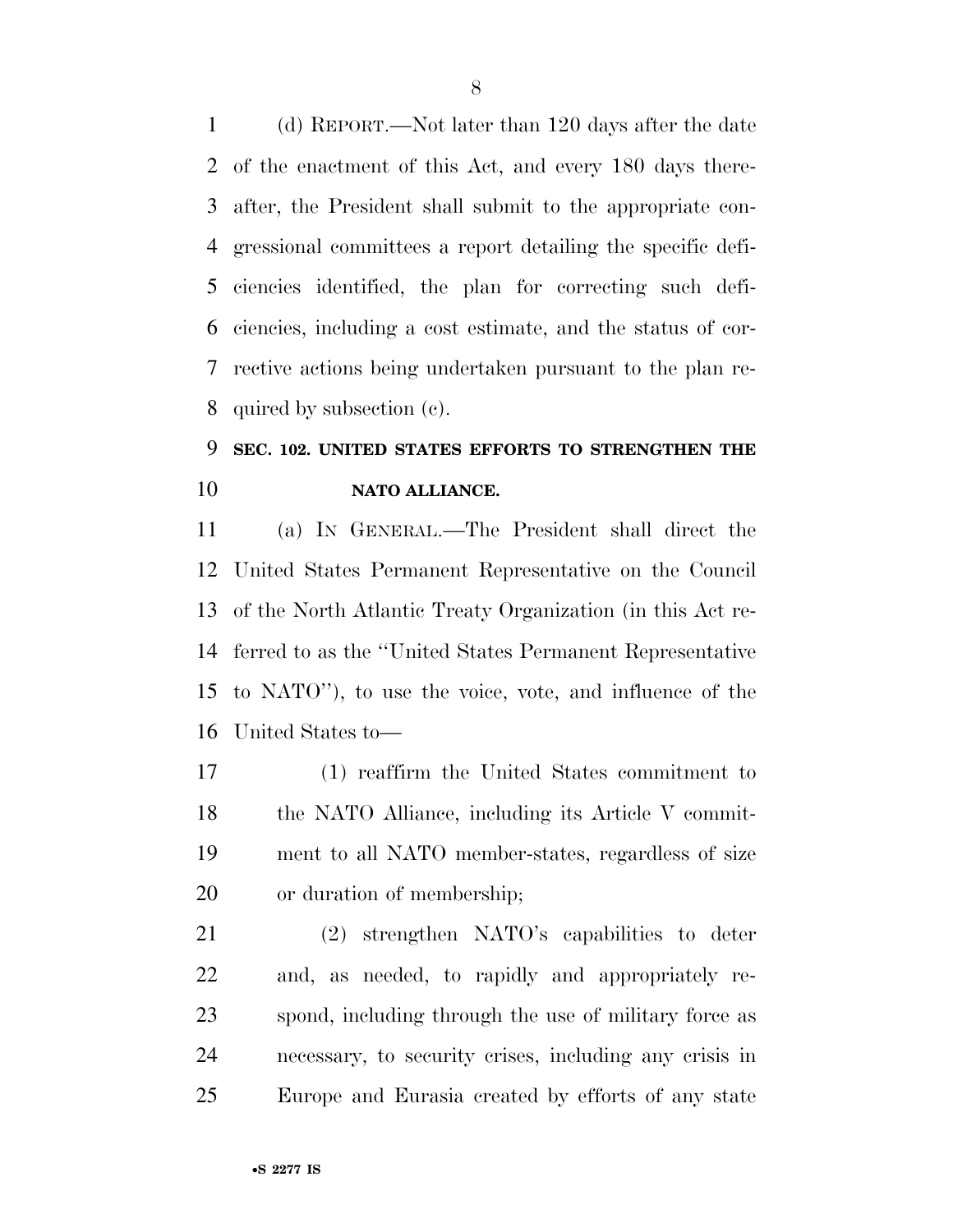(d) REPORT.—Not later than 120 days after the date of the enactment of this Act, and every 180 days thereafter, the President shall submit to the appropriate congressional committees a report detailing the specific deficiencies identified, the plan for correcting such deficiencies, including a cost estimate, and the status of corrective actions being undertaken pursuant to the plan required by subsection (c).

### SEC. 102. UNITED STATES EFFORTS TO STRENGTHEN THE NATO ALLIANCE.

(a) IN GENERAL.—The President shall direct the United States Permanent Representative on the Council of the North Atlantic Treaty Organization (in this Act referred to as the "United States Permanent Representative to NATO"), to use the voice, vote, and influence of the United States to—

(1) reaffirm the United States commitment to the NATO Alliance, including its Article V commitment to all NATO member-states, regardless of size or duration of membership;

(2) strengthen NATO's capabilities to deter and, as needed, to rapidly and appropriately respond, including through the use of military force as necessary, to security crises, including any crisis in Europe and Eurasia created by efforts of any state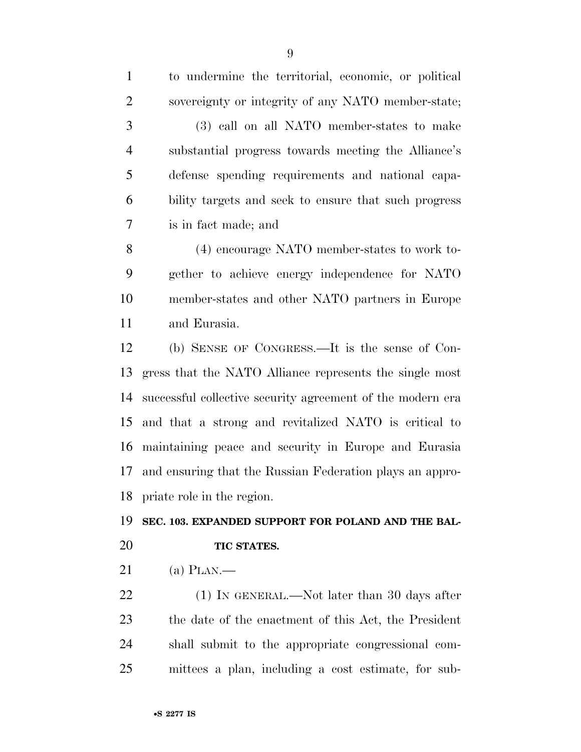to undermine the territorial, economic, or political sovereignty or integrity of any NATO member-state;

(3) call on all NATO member-states to make substantial progress towards meeting the Alliance's defense spending requirements and national capability targets and seek to ensure that such progress is in fact made; and

(4) encourage NATO member-states to work together to achieve energy independence for NATO member-states and other NATO partners in Europe and Eurasia.

(b) SENSE OF CONGRESS.—It is the sense of Congress that the NATO Alliance represents the single most successful collective security agreement of the modern era and that a strong and revitalized NATO is critical to maintaining peace and security in Europe and Eurasia and ensuring that the Russian Federation plays an appropriate role in the region.

## SEC. 103. EXPANDED SUPPORT FOR POLAND AND THE BALTIC STATES.

(a) PLAN.—

(1) IN GENERAL.—Not later than 30 days after the date of the enactment of this Act, the President shall submit to the appropriate congressional committees a plan, including a cost estimate, for sub-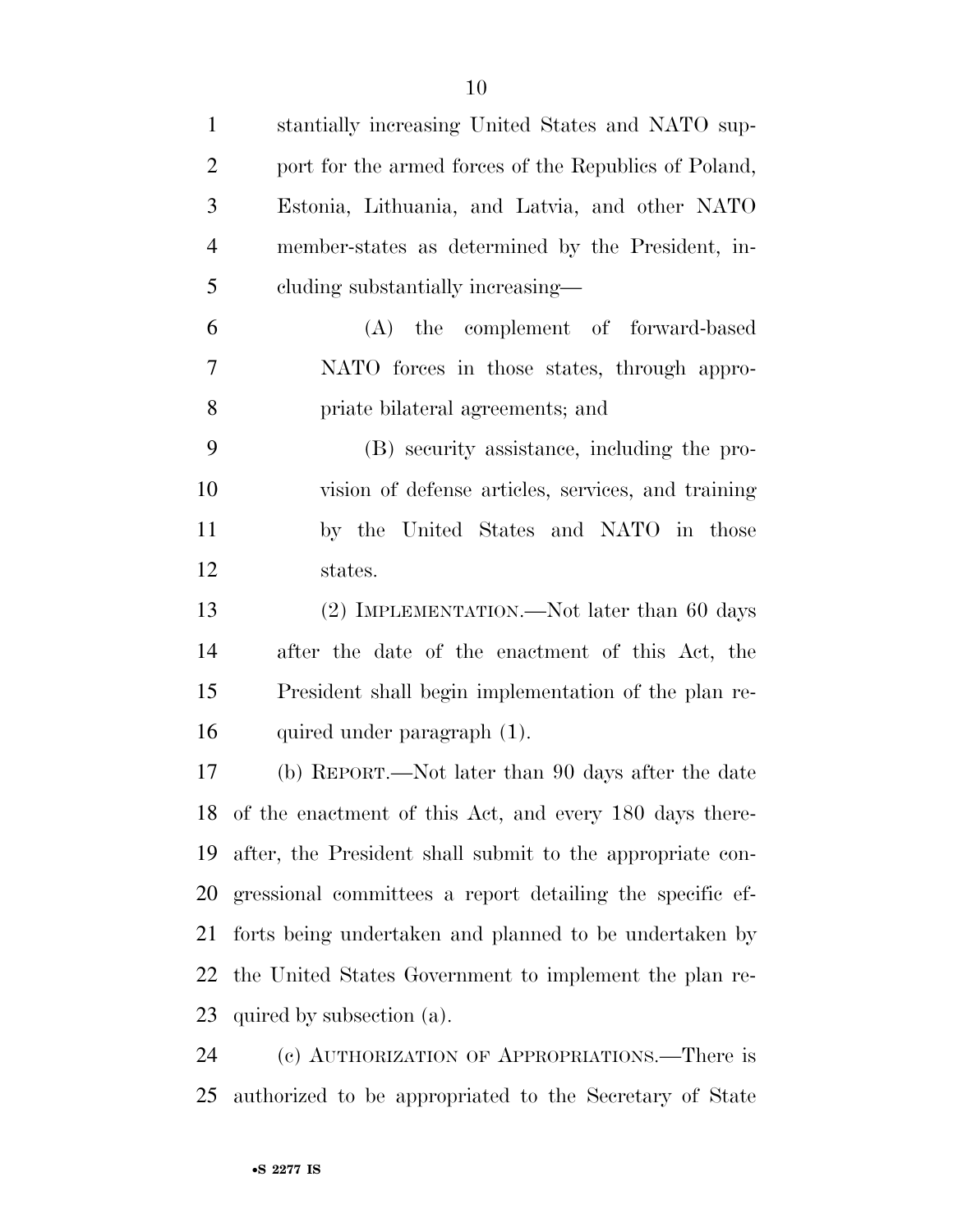stantially increasing United States and NATO support for the armed forces of the Republics of Poland, Estonia, Lithuania, and Latvia, and other NATO member-states as determined by the President, including substantially increasing—

(A) the complement of forward-based NATO forces in those states, through appropriate bilateral agreements; and

(B) security assistance, including the provision of defense articles, services, and training by the United States and NATO in those states.

(2) IMPLEMENTATION.—Not later than 60 days after the date of the enactment of this Act, the President shall begin implementation of the plan required under paragraph (1).

(b) REPORT.—Not later than 90 days after the date of the enactment of this Act, and every 180 days thereafter, the President shall submit to the appropriate congressional committees a report detailing the specific efforts being undertaken and planned to be undertaken by the United States Government to implement the plan required by subsection (a).

(c) AUTHORIZATION OF APPROPRIATIONS.—There is authorized to be appropriated to the Secretary of State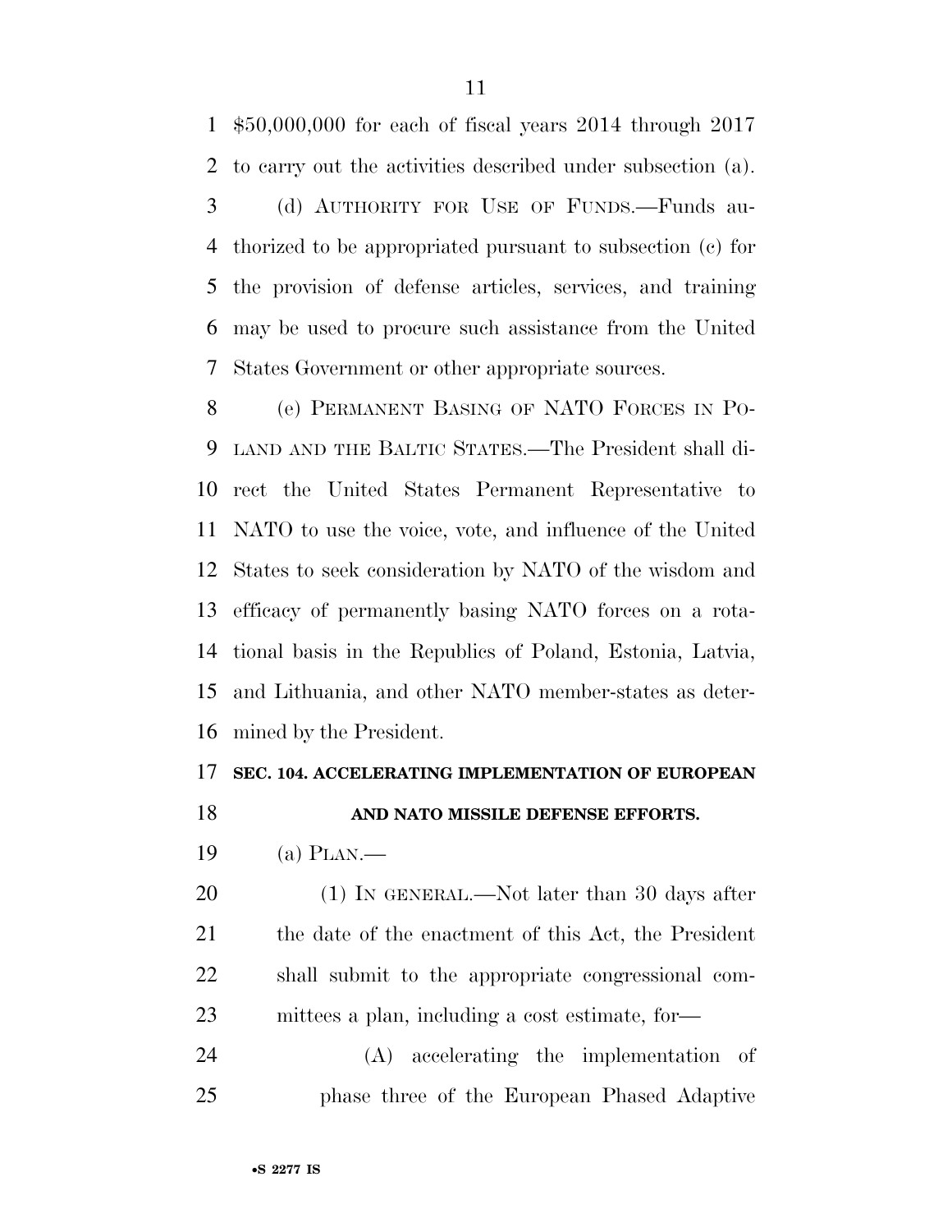$50,000,000 for each of fiscal years 2014 through 2017 to carry out the activities described under subsection (a).

(d) AUTHORITY FOR USE OF FUNDS.—Funds authorized to be appropriated pursuant to subsection (c) for the provision of defense articles, services, and training may be used to procure such assistance from the United States Government or other appropriate sources.

(e) PERMANENT BASING OF NATO FORCES IN POLAND AND THE BALTIC STATES.—The President shall direct the United States Permanent Representative to NATO to use the voice, vote, and influence of the United States to seek consideration by NATO of the wisdom and efficacy of permanently basing NATO forces on a rotational basis in the Republics of Poland, Estonia, Latvia, and Lithuania, and other NATO member-states as determined by the President.

## SEC. 104. ACCELERATING IMPLEMENTATION OF EUROPEAN AND NATO MISSILE DEFENSE EFFORTS.

(a) PLAN.—

(1) IN GENERAL.—Not later than 30 days after the date of the enactment of this Act, the President shall submit to the appropriate congressional committees a plan, including a cost estimate, for—

(A) accelerating the implementation of phase three of the European Phased Adaptive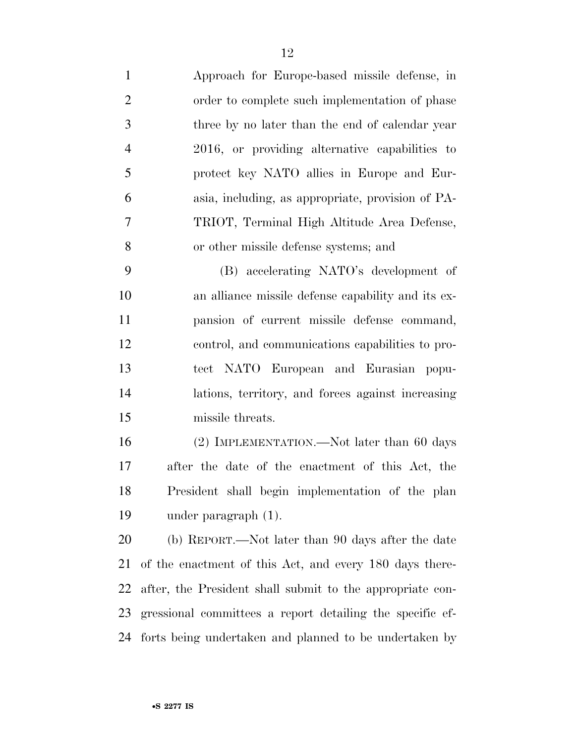Approach for Europe-based missile defense, in order to complete such implementation of phase three by no later than the end of calendar year 2016, or providing alternative capabilities to protect key NATO allies in Europe and Eurasia, including, as appropriate, provision of PATRIOT, Terminal High Altitude Area Defense, or other missile defense systems; and

(B) accelerating NATO's development of an alliance missile defense capability and its expansion of current missile defense command, control, and communications capabilities to protect NATO European and Eurasian populations, territory, and forces against increasing missile threats.

(2) IMPLEMENTATION.—Not later than 60 days after the date of the enactment of this Act, the President shall begin implementation of the plan under paragraph (1).

(b) REPORT.—Not later than 90 days after the date of the enactment of this Act, and every 180 days thereafter, the President shall submit to the appropriate congressional committees a report detailing the specific efforts being undertaken and planned to be undertaken by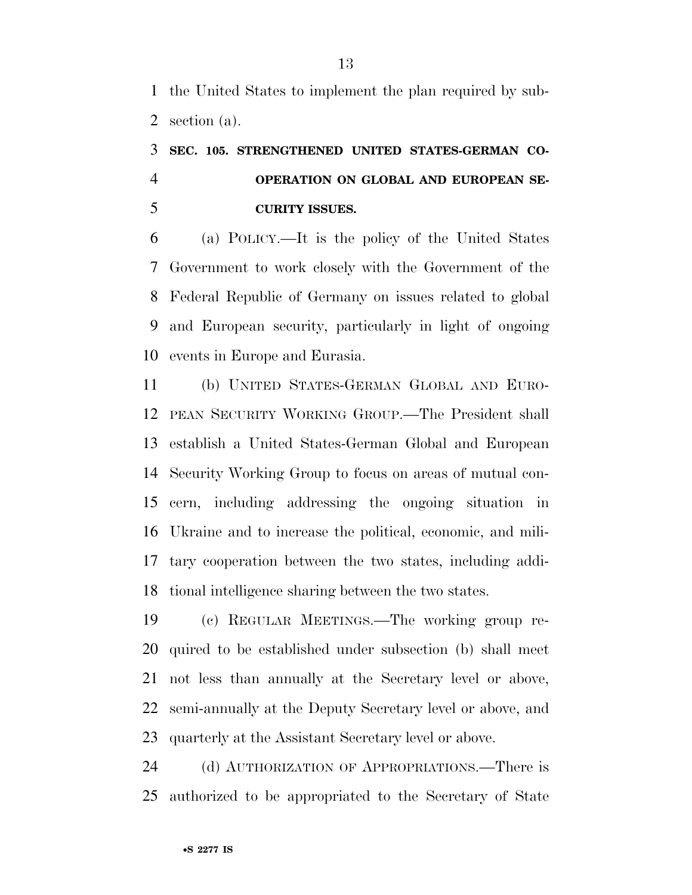the United States to implement the plan required by subsection (a).

### SEC. 105. STRENGTHENED UNITED STATES-GERMAN COOPERATION ON GLOBAL AND EUROPEAN SECURITY ISSUES.

(a) POLICY.—It is the policy of the United States Government to work closely with the Government of the Federal Republic of Germany on issues related to global and European security, particularly in light of ongoing events in Europe and Eurasia.

(b) UNITED STATES-GERMAN GLOBAL AND EUROPEAN SECURITY WORKING GROUP.—The President shall establish a United States-German Global and European Security Working Group to focus on areas of mutual concern, including addressing the ongoing situation in Ukraine and to increase the political, economic, and military cooperation between the two states, including additional intelligence sharing between the two states.

(c) REGULAR MEETINGS.—The working group required to be established under subsection (b) shall meet not less than annually at the Secretary level or above, semi-annually at the Deputy Secretary level or above, and quarterly at the Assistant Secretary level or above.

(d) AUTHORIZATION OF APPROPRIATIONS.—There is authorized to be appropriated to the Secretary of State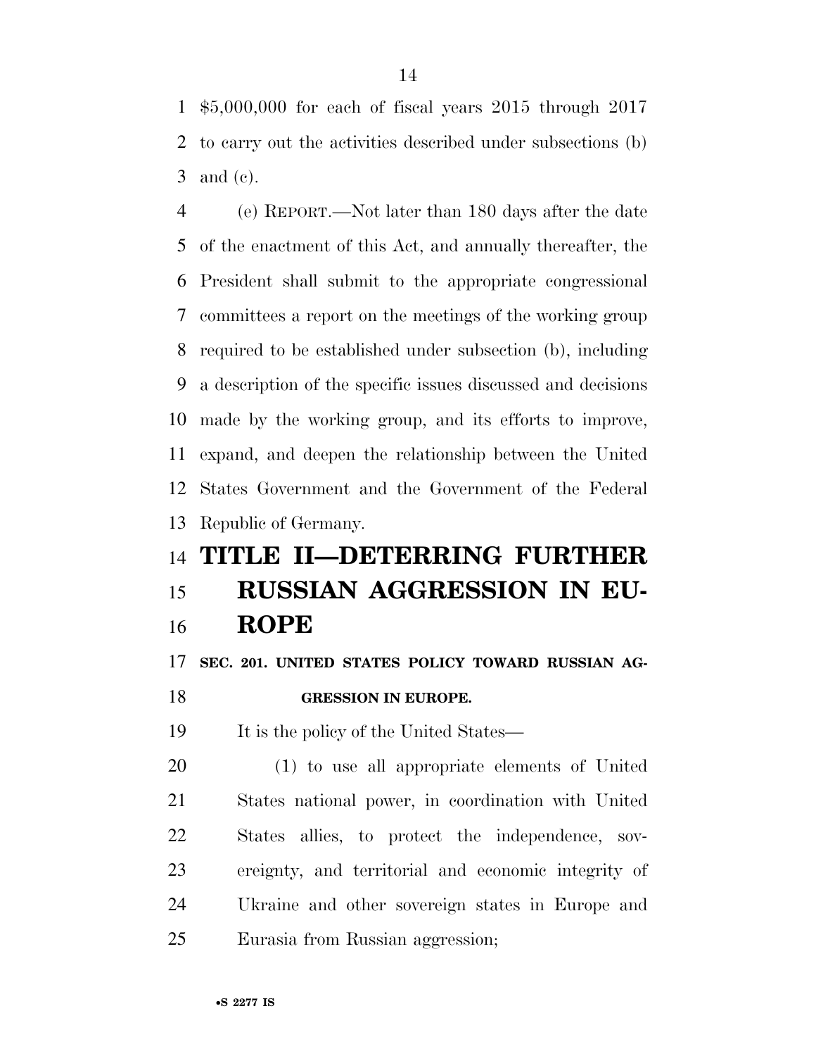$5,000,000 for each of fiscal years 2015 through 2017 to carry out the activities described under subsections (b) and (c).

(e) REPORT.—Not later than 180 days after the date of the enactment of this Act, and annually thereafter, the President shall submit to the appropriate congressional committees a report on the meetings of the working group required to be established under subsection (b), including a description of the specific issues discussed and decisions made by the working group, and its efforts to improve, expand, and deepen the relationship between the United States Government and the Government of the Federal Republic of Germany.

# TITLE II—DETERRING FURTHER RUSSIAN AGGRESSION IN EUROPE

### SEC. 201. UNITED STATES POLICY TOWARD RUSSIAN AGGRESSION IN EUROPE.

It is the policy of the United States—

(1) to use all appropriate elements of United States national power, in coordination with United States allies, to protect the independence, sovereignty, and territorial and economic integrity of Ukraine and other sovereign states in Europe and Eurasia from Russian aggression;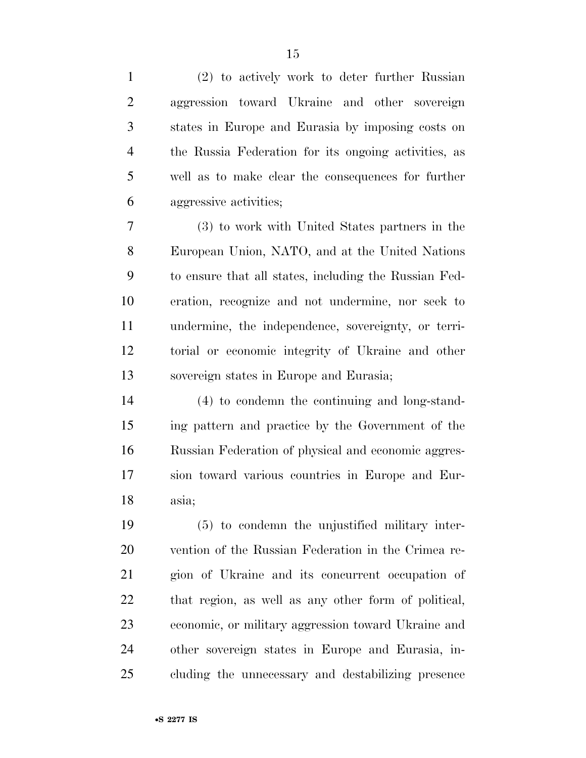(2) to actively work to deter further Russian aggression toward Ukraine and other sovereign states in Europe and Eurasia by imposing costs on the Russia Federation for its ongoing activities, as well as to make clear the consequences for further aggressive activities;

(3) to work with United States partners in the European Union, NATO, and at the United Nations to ensure that all states, including the Russian Federation, recognize and not undermine, nor seek to undermine, the independence, sovereignty, or territorial or economic integrity of Ukraine and other sovereign states in Europe and Eurasia;

(4) to condemn the continuing and long-standing pattern and practice by the Government of the Russian Federation of physical and economic aggression toward various countries in Europe and Eurasia;

(5) to condemn the unjustified military intervention of the Russian Federation in the Crimea region of Ukraine and its concurrent occupation of that region, as well as any other form of political, economic, or military aggression toward Ukraine and other sovereign states in Europe and Eurasia, including the unnecessary and destabilizing presence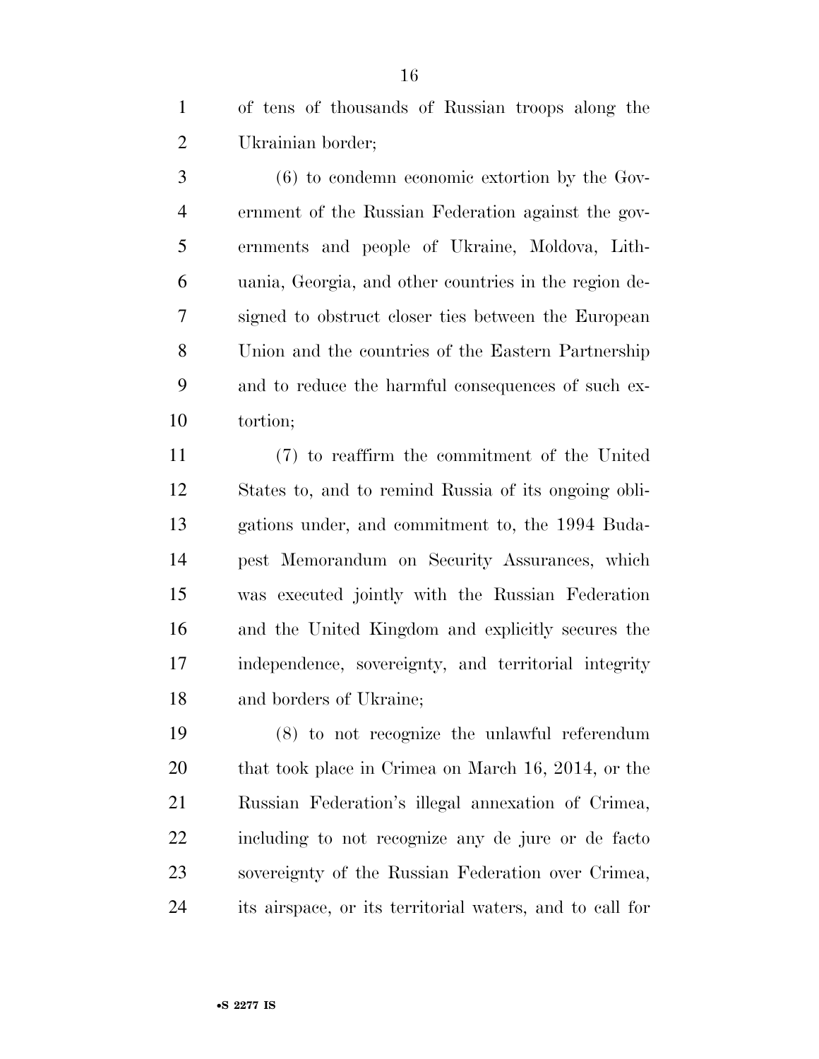of tens of thousands of Russian troops along the Ukrainian border;

(6) to condemn economic extortion by the Government of the Russian Federation against the governments and people of Ukraine, Moldova, Lithuania, Georgia, and other countries in the region designed to obstruct closer ties between the European Union and the countries of the Eastern Partnership and to reduce the harmful consequences of such extortion;

(7) to reaffirm the commitment of the United States to, and to remind Russia of its ongoing obligations under, and commitment to, the 1994 Budapest Memorandum on Security Assurances, which was executed jointly with the Russian Federation and the United Kingdom and explicitly secures the independence, sovereignty, and territorial integrity and borders of Ukraine;

(8) to not recognize the unlawful referendum that took place in Crimea on March 16, 2014, or the Russian Federation's illegal annexation of Crimea, including to not recognize any de jure or de facto sovereignty of the Russian Federation over Crimea, its airspace, or its territorial waters, and to call for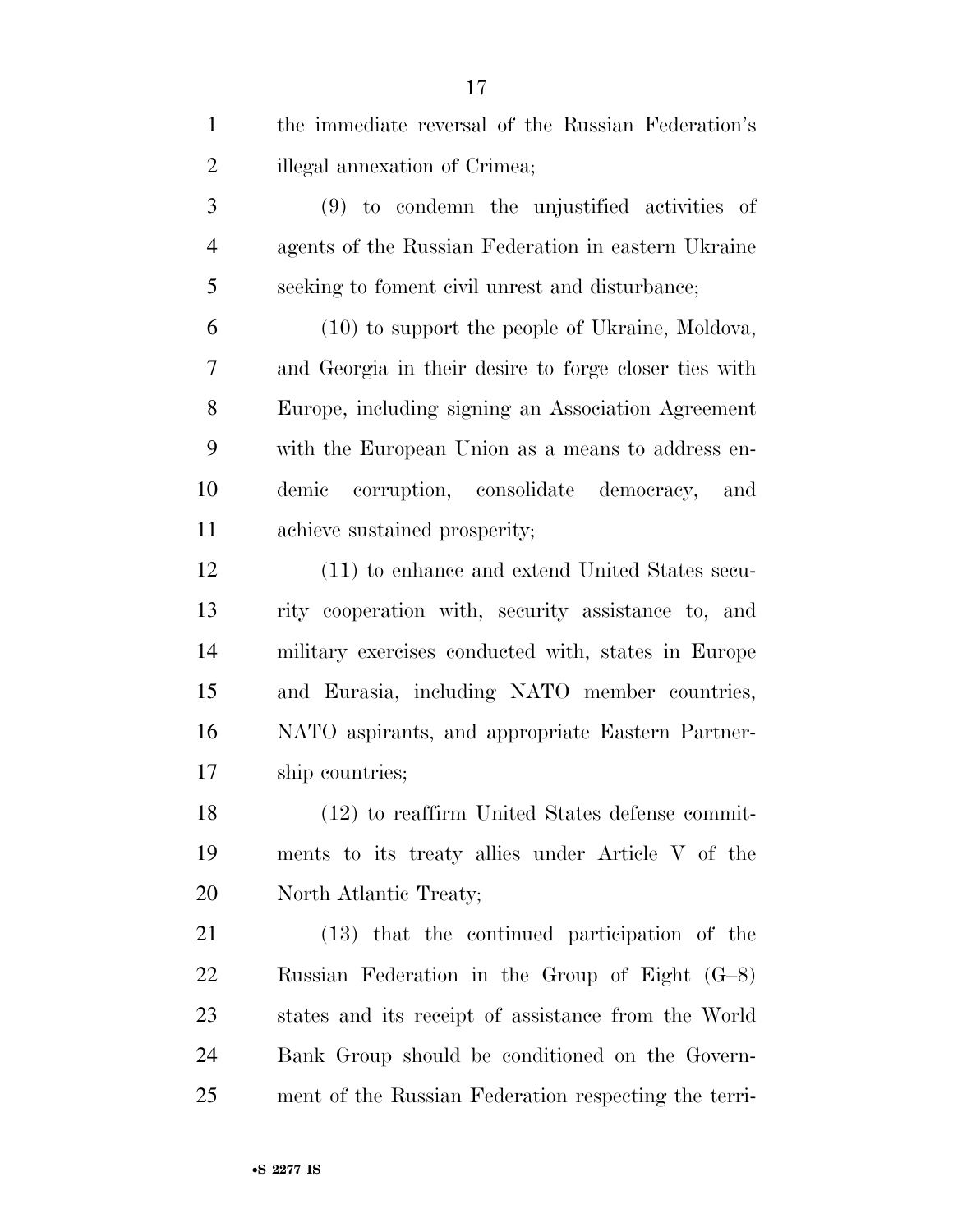the immediate reversal of the Russian Federation's illegal annexation of Crimea;

(9) to condemn the unjustified activities of agents of the Russian Federation in eastern Ukraine seeking to foment civil unrest and disturbance;

(10) to support the people of Ukraine, Moldova, and Georgia in their desire to forge closer ties with Europe, including signing an Association Agreement with the European Union as a means to address endemic corruption, consolidate democracy, and achieve sustained prosperity;

(11) to enhance and extend United States security cooperation with, security assistance to, and military exercises conducted with, states in Europe and Eurasia, including NATO member countries, NATO aspirants, and appropriate Eastern Partnership countries;

(12) to reaffirm United States defense commitments to its treaty allies under Article V of the North Atlantic Treaty;

(13) that the continued participation of the Russian Federation in the Group of Eight (G–8) states and its receipt of assistance from the World Bank Group should be conditioned on the Government of the Russian Federation respecting the terri-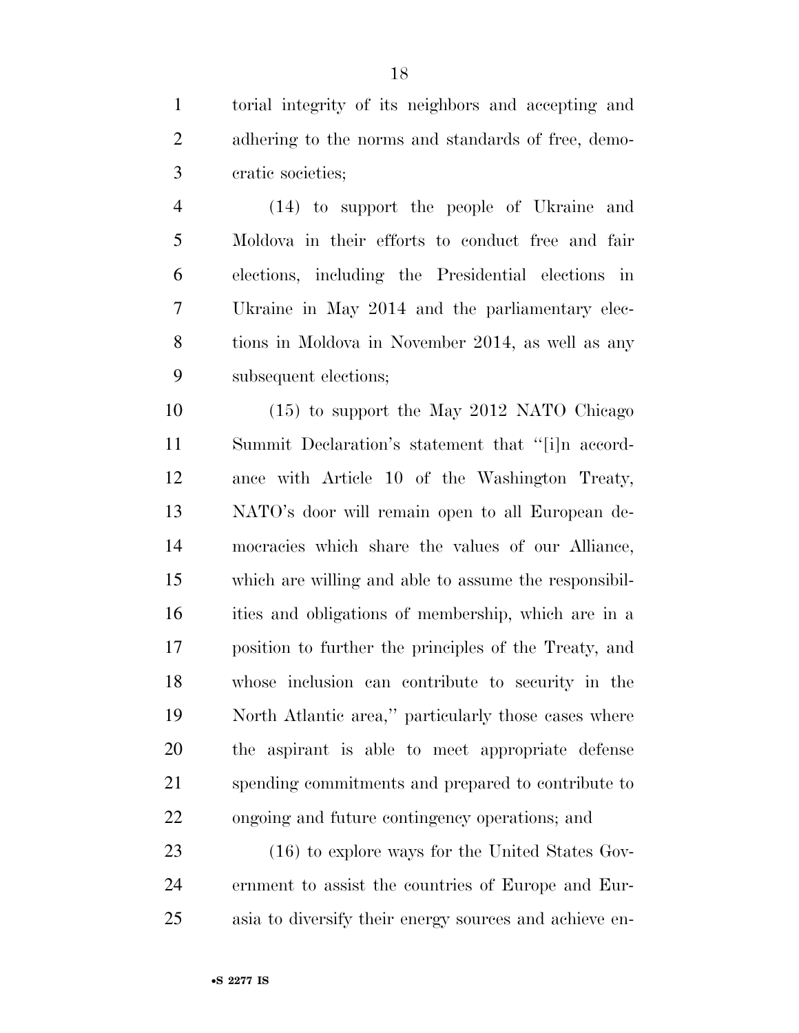torial integrity of its neighbors and accepting and adhering to the norms and standards of free, democratic societies;

(14) to support the people of Ukraine and Moldova in their efforts to conduct free and fair elections, including the Presidential elections in Ukraine in May 2014 and the parliamentary elections in Moldova in November 2014, as well as any subsequent elections;

(15) to support the May 2012 NATO Chicago Summit Declaration's statement that "[i]n accordance with Article 10 of the Washington Treaty, NATO's door will remain open to all European democracies which share the values of our Alliance, which are willing and able to assume the responsibilities and obligations of membership, which are in a position to further the principles of the Treaty, and whose inclusion can contribute to security in the North Atlantic area," particularly those cases where the aspirant is able to meet appropriate defense spending commitments and prepared to contribute to ongoing and future contingency operations; and

(16) to explore ways for the United States Government to assist the countries of Europe and Eurasia to diversify their energy sources and achieve en-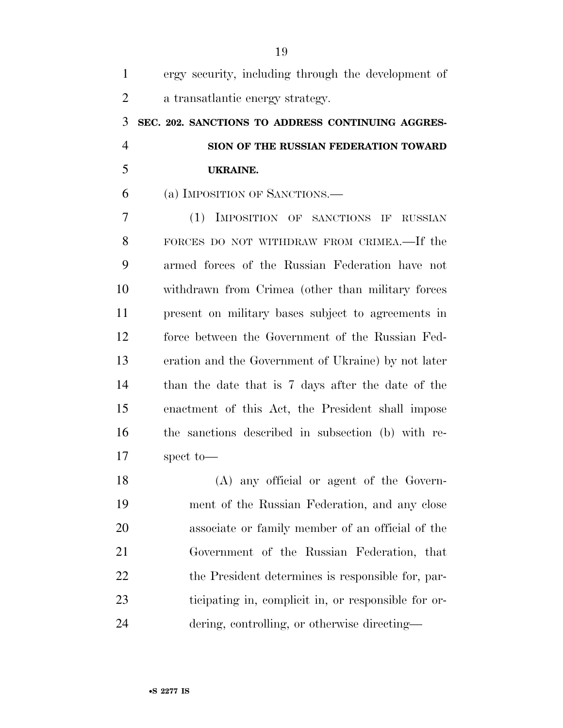ergy security, including through the development of a transatlantic energy strategy.

### SEC. 202. SANCTIONS TO ADDRESS CONTINUING AGGRESSION OF THE RUSSIAN FEDERATION TOWARD UKRAINE.

(a) IMPOSITION OF SANCTIONS.—

(1) IMPOSITION OF SANCTIONS IF RUSSIAN FORCES DO NOT WITHDRAW FROM CRIMEA.—If the armed forces of the Russian Federation have not withdrawn from Crimea (other than military forces present on military bases subject to agreements in force between the Government of the Russian Federation and the Government of Ukraine) by not later than the date that is 7 days after the date of the enactment of this Act, the President shall impose the sanctions described in subsection (b) with respect to—

(A) any official or agent of the Government of the Russian Federation, and any close associate or family member of an official of the Government of the Russian Federation, that the President determines is responsible for, participating in, complicit in, or responsible for ordering, controlling, or otherwise directing—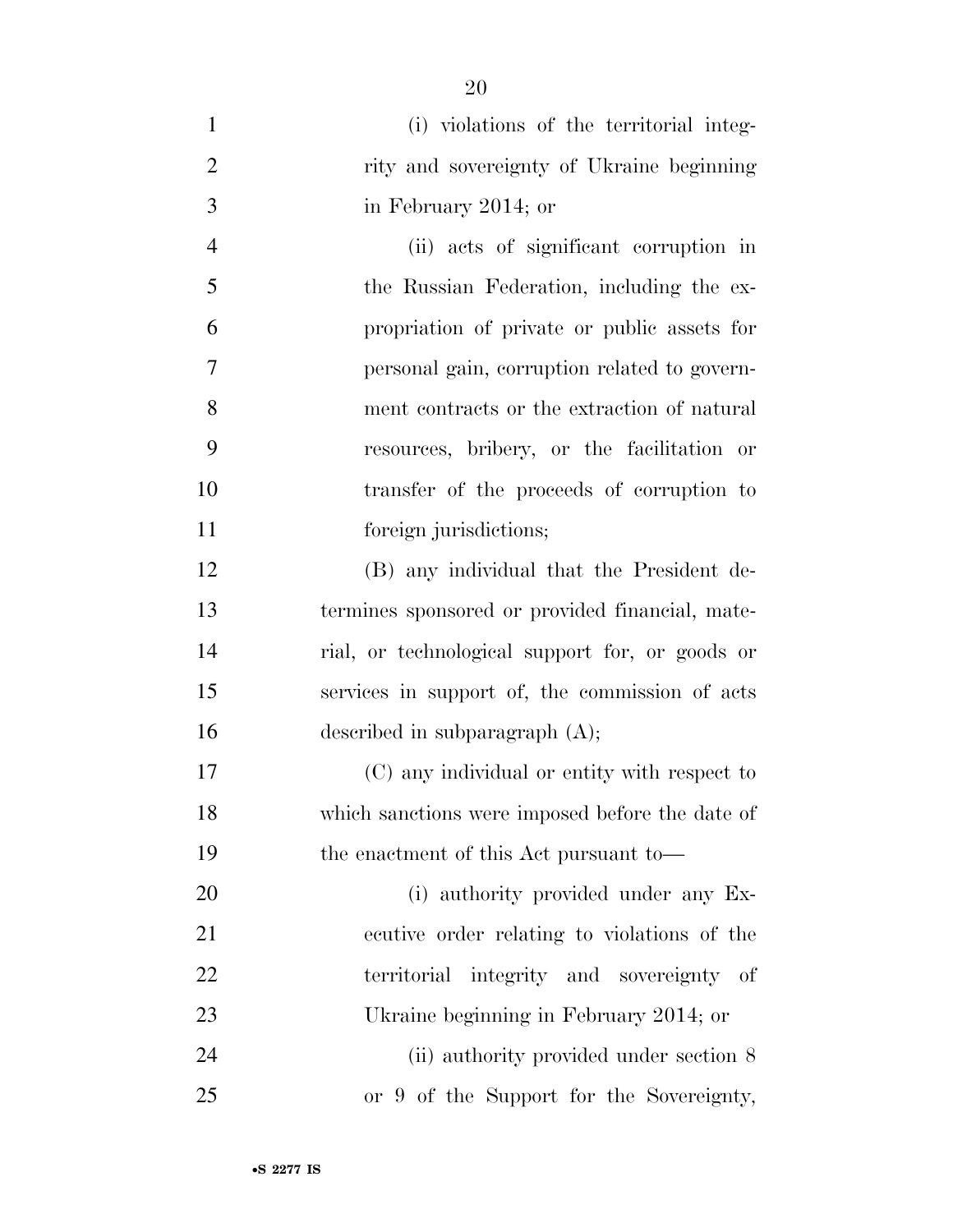(i) violations of the territorial integrity and sovereignty of Ukraine beginning in February 2014; or

(ii) acts of significant corruption in the Russian Federation, including the expropriation of private or public assets for personal gain, corruption related to government contracts or the extraction of natural resources, bribery, or the facilitation or transfer of the proceeds of corruption to foreign jurisdictions;

(B) any individual that the President determines sponsored or provided financial, material, or technological support for, or goods or services in support of, the commission of acts described in subparagraph (A);

(C) any individual or entity with respect to which sanctions were imposed before the date of the enactment of this Act pursuant to—

(i) authority provided under any Executive order relating to violations of the territorial integrity and sovereignty of Ukraine beginning in February 2014; or

(ii) authority provided under section 8 or 9 of the Support for the Sovereignty,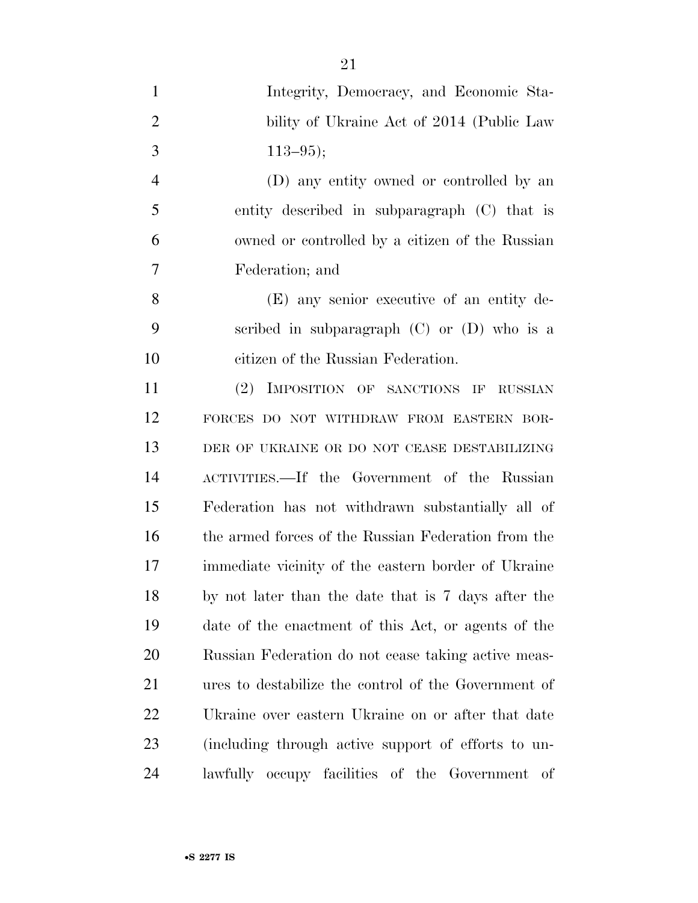Integrity, Democracy, and Economic Stability of Ukraine Act of 2014 (Public Law 113–95);

(D) any entity owned or controlled by an entity described in subparagraph (C) that is owned or controlled by a citizen of the Russian Federation; and

(E) any senior executive of an entity described in subparagraph (C) or (D) who is a citizen of the Russian Federation.

(2) IMPOSITION OF SANCTIONS IF RUSSIAN FORCES DO NOT WITHDRAW FROM EASTERN BORDER OF UKRAINE OR DO NOT CEASE DESTABILIZING ACTIVITIES.—If the Government of the Russian Federation has not withdrawn substantially all of the armed forces of the Russian Federation from the immediate vicinity of the eastern border of Ukraine by not later than the date that is 7 days after the date of the enactment of this Act, or agents of the Russian Federation do not cease taking active measures to destabilize the control of the Government of Ukraine over eastern Ukraine on or after that date (including through active support of efforts to unlawfully occupy facilities of the Government of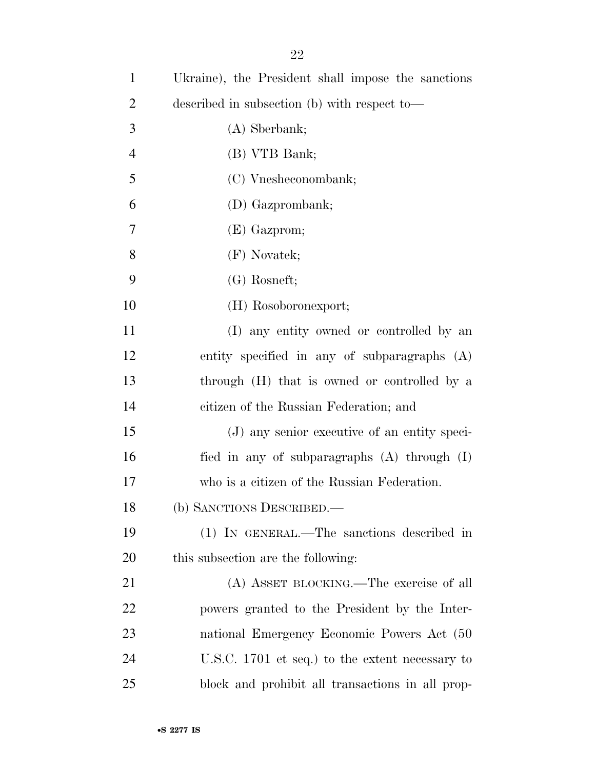Ukraine), the President shall impose the sanctions described in subsection (b) with respect to—

(A) Sberbank;

(B) VTB Bank;

(C) Vnesheconombank;

(D) Gazprombank;

(E) Gazprom;

(F) Novatek;

(G) Rosneft;

(H) Rosoboronexport;

(I) any entity owned or controlled by an entity specified in any of subparagraphs (A) through (H) that is owned or controlled by a citizen of the Russian Federation; and

(J) any senior executive of an entity specified in any of subparagraphs (A) through (I) who is a citizen of the Russian Federation.

(b) SANCTIONS DESCRIBED.—

(1) IN GENERAL.—The sanctions described in this subsection are the following:

(A) ASSET BLOCKING.—The exercise of all powers granted to the President by the International Emergency Economic Powers Act (50 U.S.C. 1701 et seq.) to the extent necessary to block and prohibit all transactions in all prop-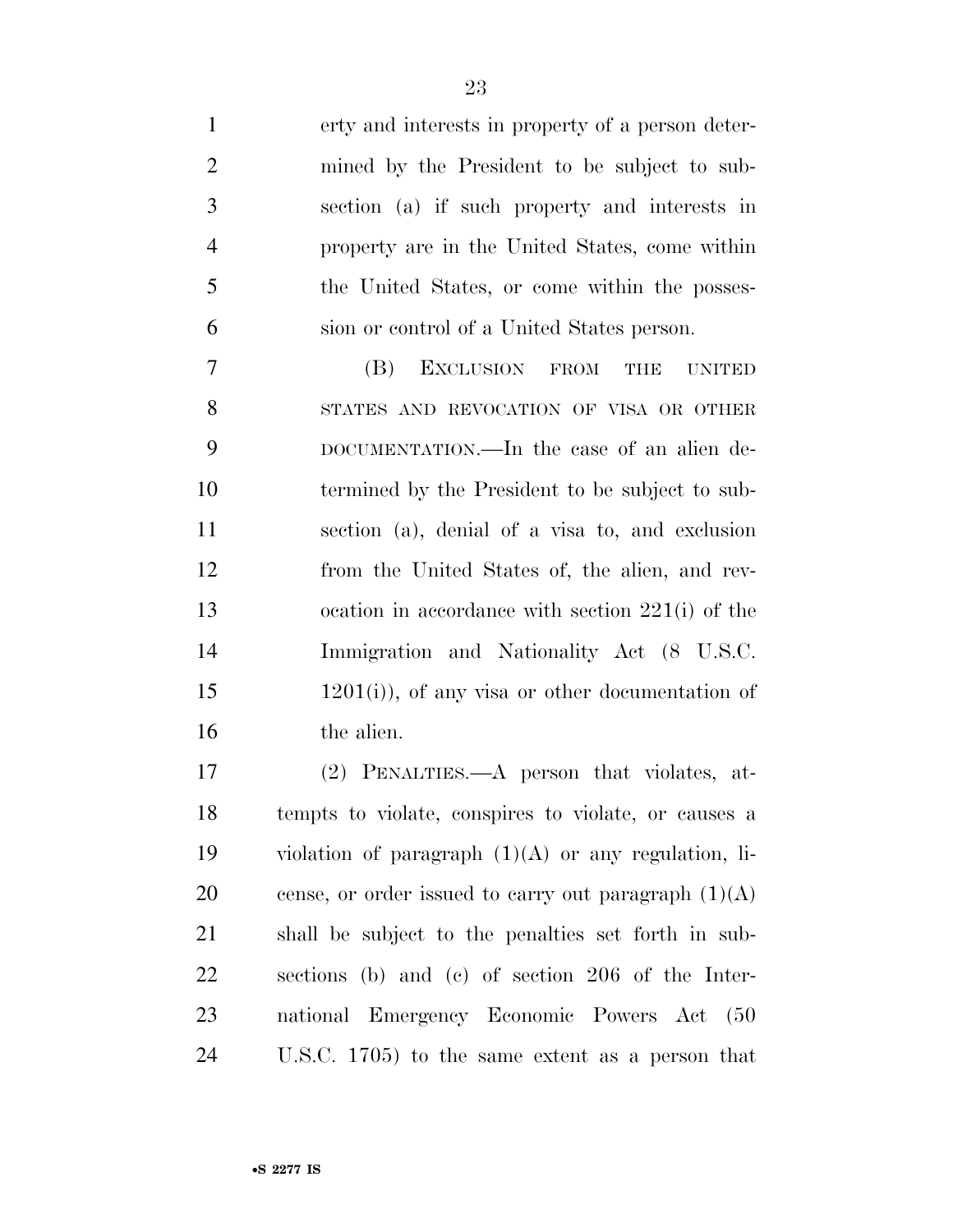erty and interests in property of a person determined by the President to be subject to subsection (a) if such property and interests in property are in the United States, come within the United States, or come within the possession or control of a United States person.

(B) EXCLUSION FROM THE UNITED STATES AND REVOCATION OF VISA OR OTHER DOCUMENTATION.—In the case of an alien determined by the President to be subject to subsection (a), denial of a visa to, and exclusion from the United States of, the alien, and revocation in accordance with section 221(i) of the Immigration and Nationality Act (8 U.S.C. 1201(i)), of any visa or other documentation of the alien.

(2) PENALTIES.—A person that violates, attempts to violate, conspires to violate, or causes a violation of paragraph (1)(A) or any regulation, license, or order issued to carry out paragraph (1)(A) shall be subject to the penalties set forth in subsections (b) and (c) of section 206 of the International Emergency Economic Powers Act (50 U.S.C. 1705) to the same extent as a person that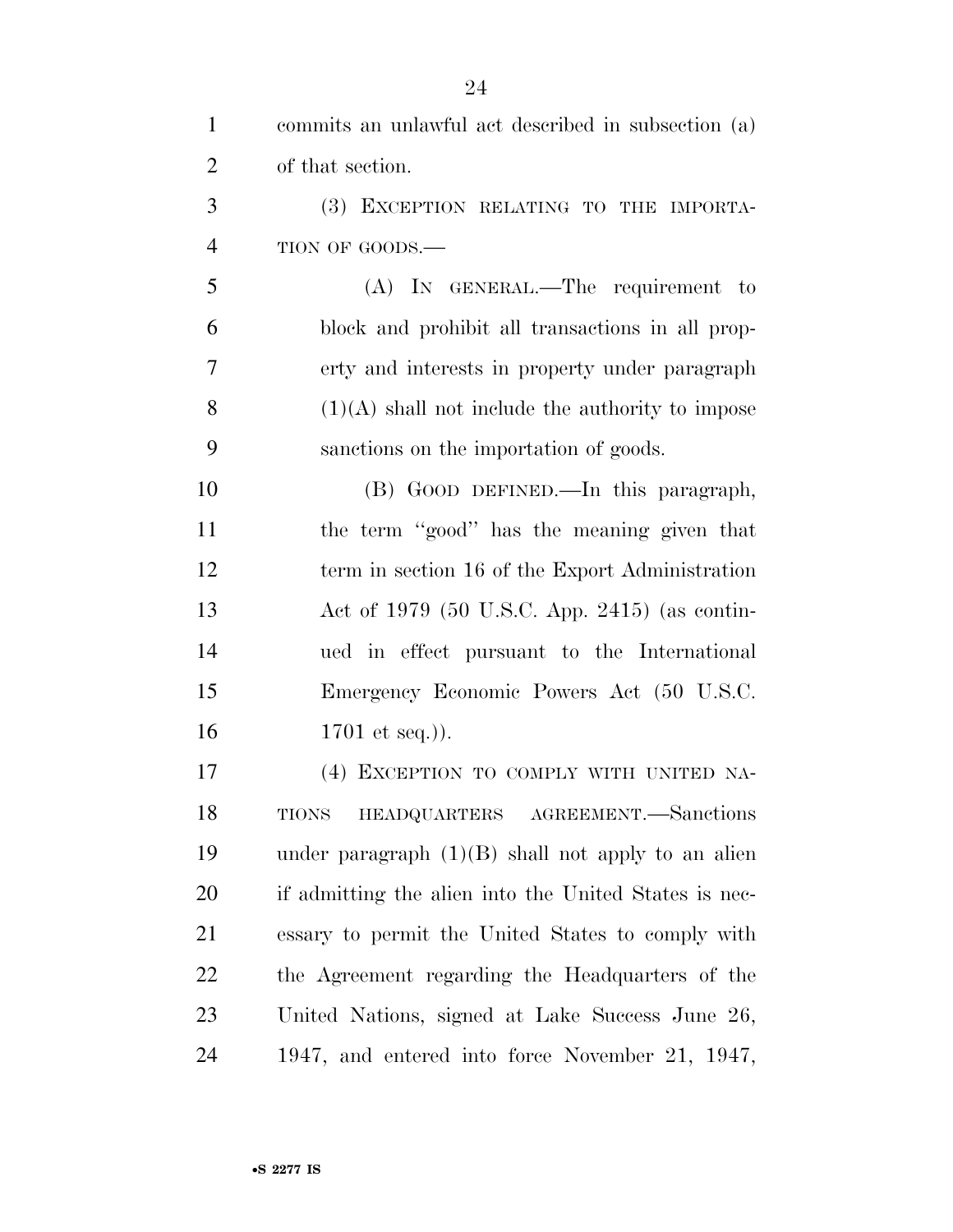commits an unlawful act described in subsection (a) of that section.

(3) EXCEPTION RELATING TO THE IMPORTATION OF GOODS.—

(A) IN GENERAL.—The requirement to block and prohibit all transactions in all property and interests in property under paragraph (1)(A) shall not include the authority to impose sanctions on the importation of goods.

(B) GOOD DEFINED.—In this paragraph, the term "good" has the meaning given that term in section 16 of the Export Administration Act of 1979 (50 U.S.C. App. 2415) (as continued in effect pursuant to the International Emergency Economic Powers Act (50 U.S.C. 1701 et seq.)).

(4) EXCEPTION TO COMPLY WITH UNITED NATIONS HEADQUARTERS AGREEMENT.—Sanctions under paragraph (1)(B) shall not apply to an alien if admitting the alien into the United States is necessary to permit the United States to comply with the Agreement regarding the Headquarters of the United Nations, signed at Lake Success June 26, 1947, and entered into force November 21, 1947,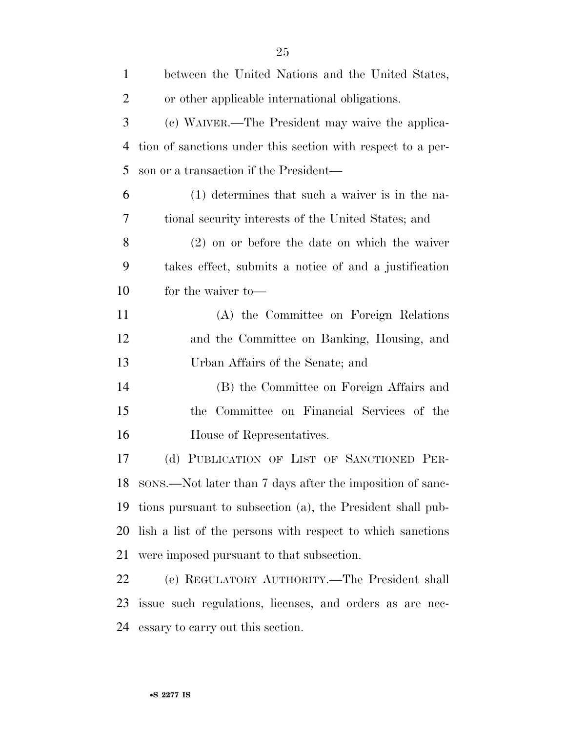between the United Nations and the United States, or other applicable international obligations.

(c) WAIVER.—The President may waive the application of sanctions under this section with respect to a person or a transaction if the President—

(1) determines that such a waiver is in the national security interests of the United States; and

(2) on or before the date on which the waiver takes effect, submits a notice of and a justification for the waiver to—

(A) the Committee on Foreign Relations and the Committee on Banking, Housing, and Urban Affairs of the Senate; and

(B) the Committee on Foreign Affairs and the Committee on Financial Services of the House of Representatives.

(d) PUBLICATION OF LIST OF SANCTIONED PERSONS.—Not later than 7 days after the imposition of sanctions pursuant to subsection (a), the President shall publish a list of the persons with respect to which sanctions were imposed pursuant to that subsection.

(e) REGULATORY AUTHORITY.—The President shall issue such regulations, licenses, and orders as are necessary to carry out this section.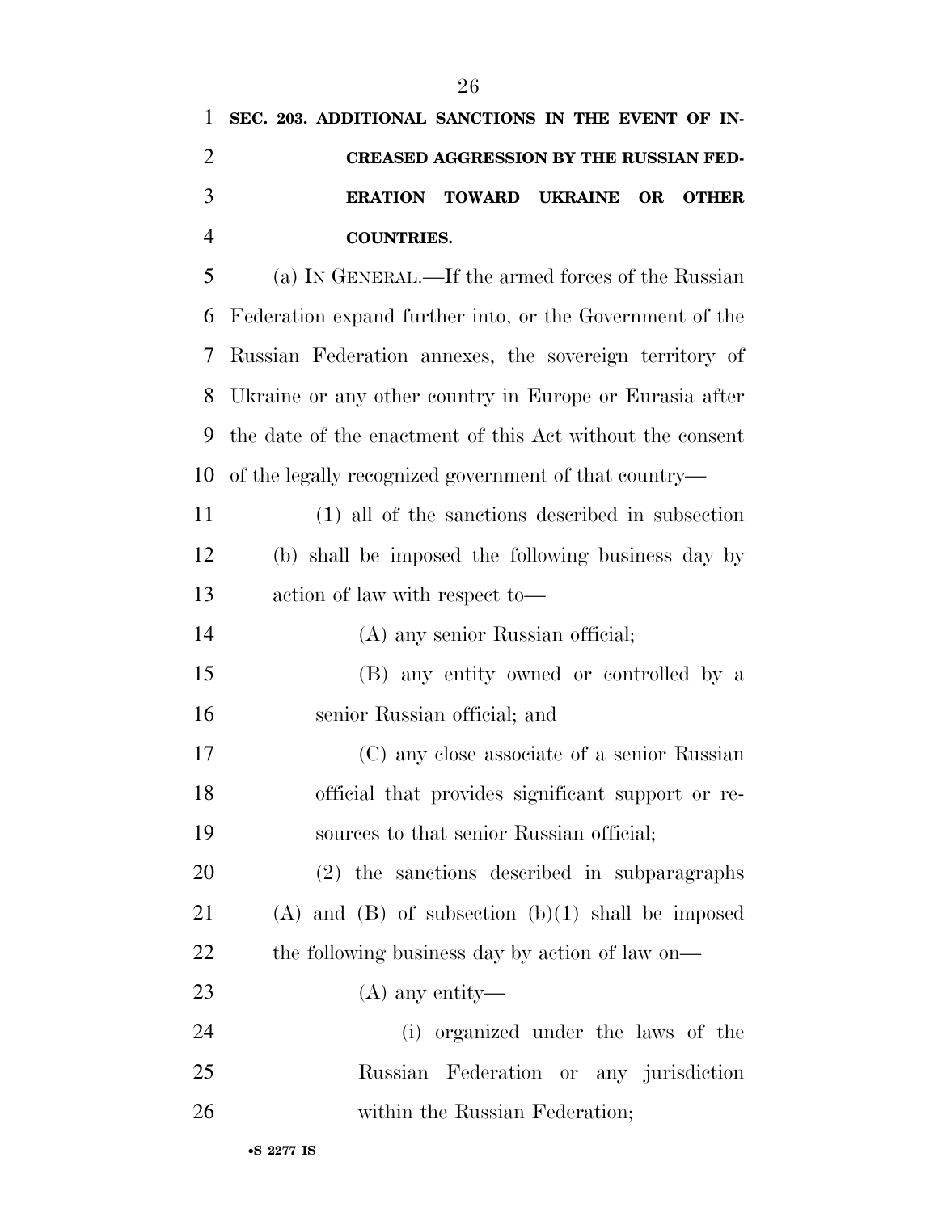**SEC. 203. ADDITIONAL SANCTIONS IN THE EVENT OF INCREASED AGGRESSION BY THE RUSSIAN FEDERATION TOWARD UKRAINE OR OTHER COUNTRIES.**

(a) IN GENERAL.—If the armed forces of the Russian Federation expand further into, or the Government of the Russian Federation annexes, the sovereign territory of Ukraine or any other country in Europe or Eurasia after the date of the enactment of this Act without the consent of the legally recognized government of that country—

(1) all of the sanctions described in subsection (b) shall be imposed the following business day by action of law with respect to—

(A) any senior Russian official;

(B) any entity owned or controlled by a senior Russian official; and

(C) any close associate of a senior Russian official that provides significant support or resources to that senior Russian official;

(2) the sanctions described in subparagraphs (A) and (B) of subsection (b)(1) shall be imposed the following business day by action of law on—

(A) any entity—

(i) organized under the laws of the Russian Federation or any jurisdiction within the Russian Federation;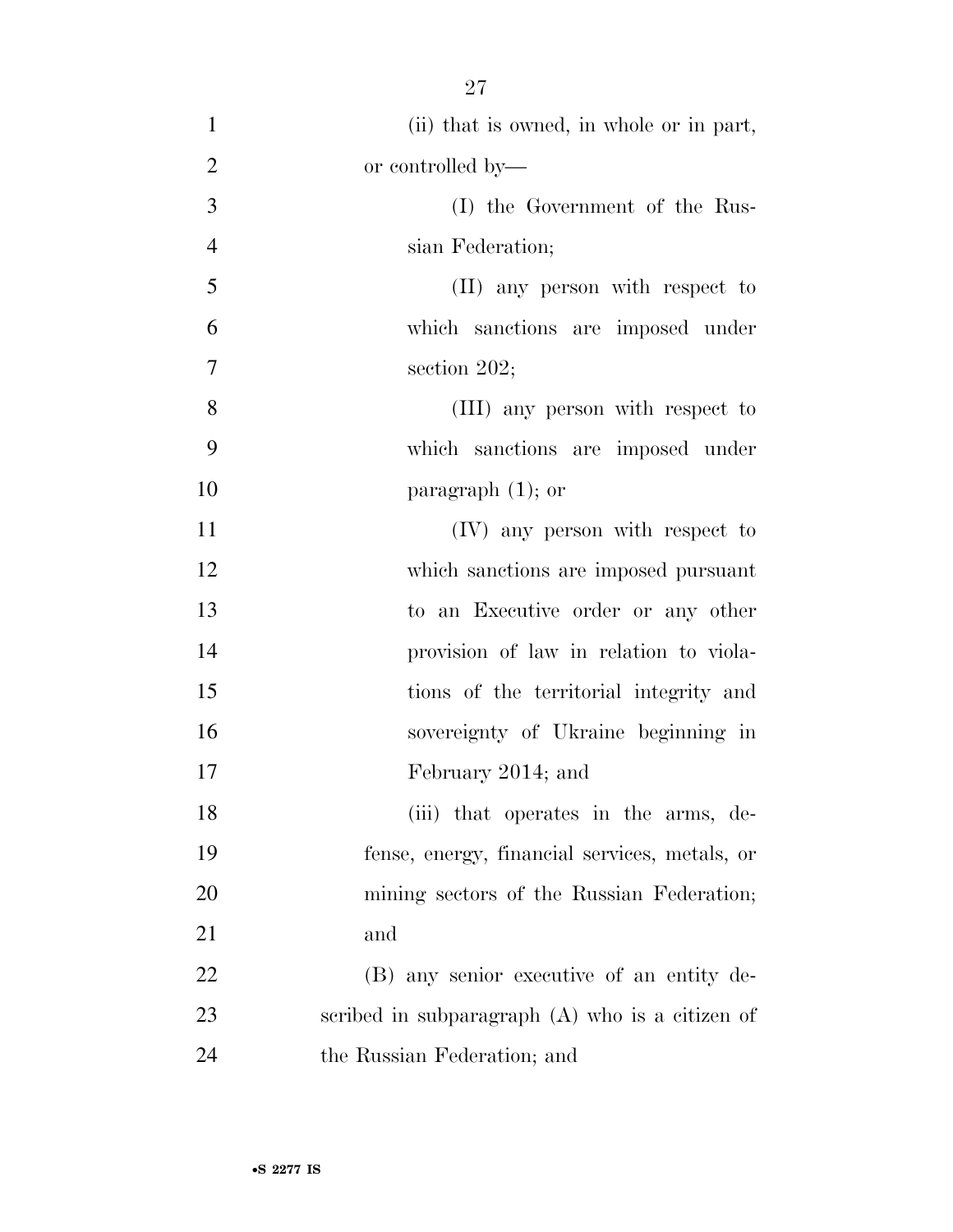(ii) that is owned, in whole or in part, or controlled by—

(I) the Government of the Russian Federation;

(II) any person with respect to which sanctions are imposed under section 202;

(III) any person with respect to which sanctions are imposed under paragraph (1); or

(IV) any person with respect to which sanctions are imposed pursuant to an Executive order or any other provision of law in relation to violations of the territorial integrity and sovereignty of Ukraine beginning in February 2014; and

(iii) that operates in the arms, defense, energy, financial services, metals, or mining sectors of the Russian Federation; and

(B) any senior executive of an entity described in subparagraph (A) who is a citizen of the Russian Federation; and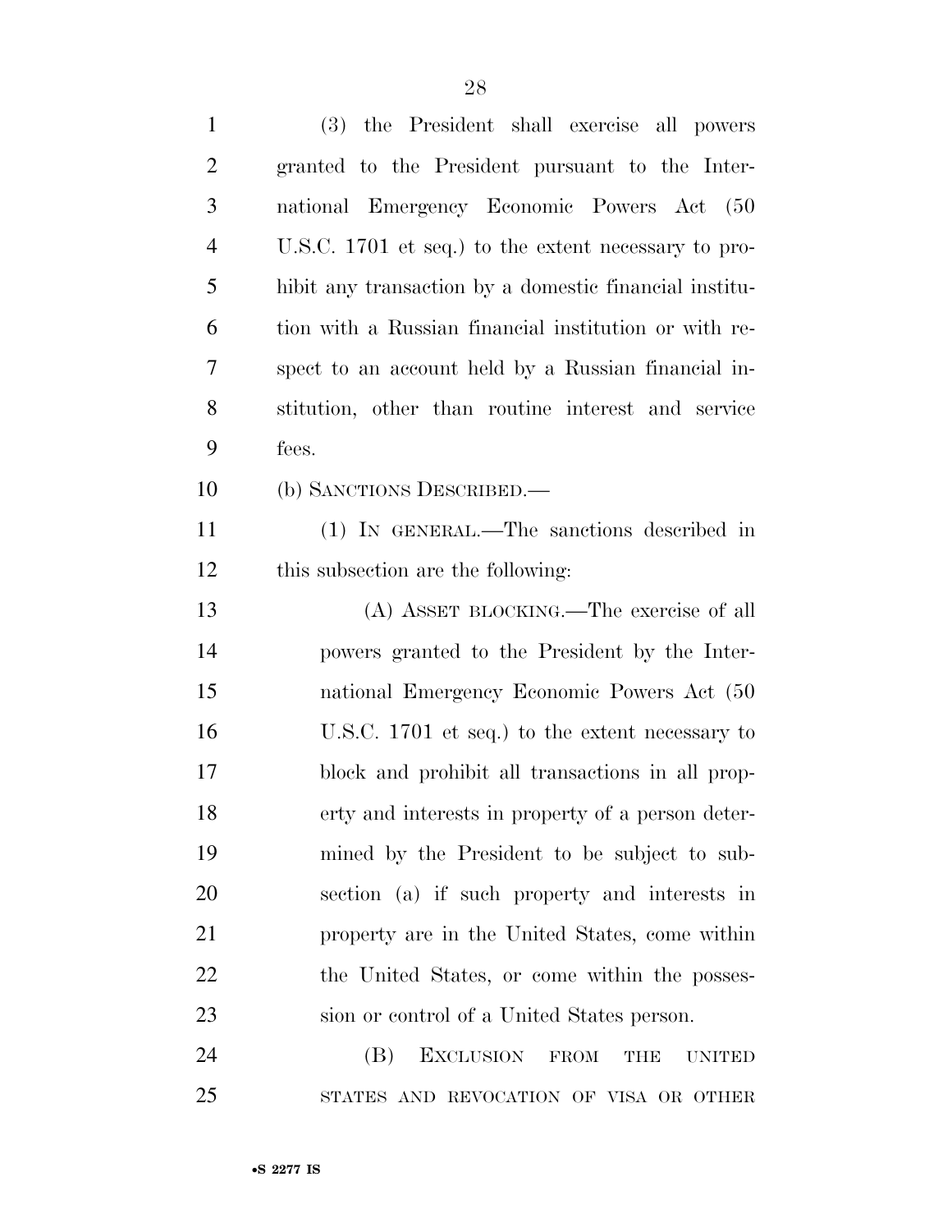(3) the President shall exercise all powers granted to the President pursuant to the International Emergency Economic Powers Act (50 U.S.C. 1701 et seq.) to the extent necessary to prohibit any transaction by a domestic financial institution with a Russian financial institution or with respect to an account held by a Russian financial institution, other than routine interest and service fees.

(b) SANCTIONS DESCRIBED.—

(1) IN GENERAL.—The sanctions described in this subsection are the following:

(A) ASSET BLOCKING.—The exercise of all powers granted to the President by the International Emergency Economic Powers Act (50 U.S.C. 1701 et seq.) to the extent necessary to block and prohibit all transactions in all property and interests in property of a person determined by the President to be subject to subsection (a) if such property and interests in property are in the United States, come within the United States, or come within the possession or control of a United States person.

(B) EXCLUSION FROM THE UNITED STATES AND REVOCATION OF VISA OR OTHER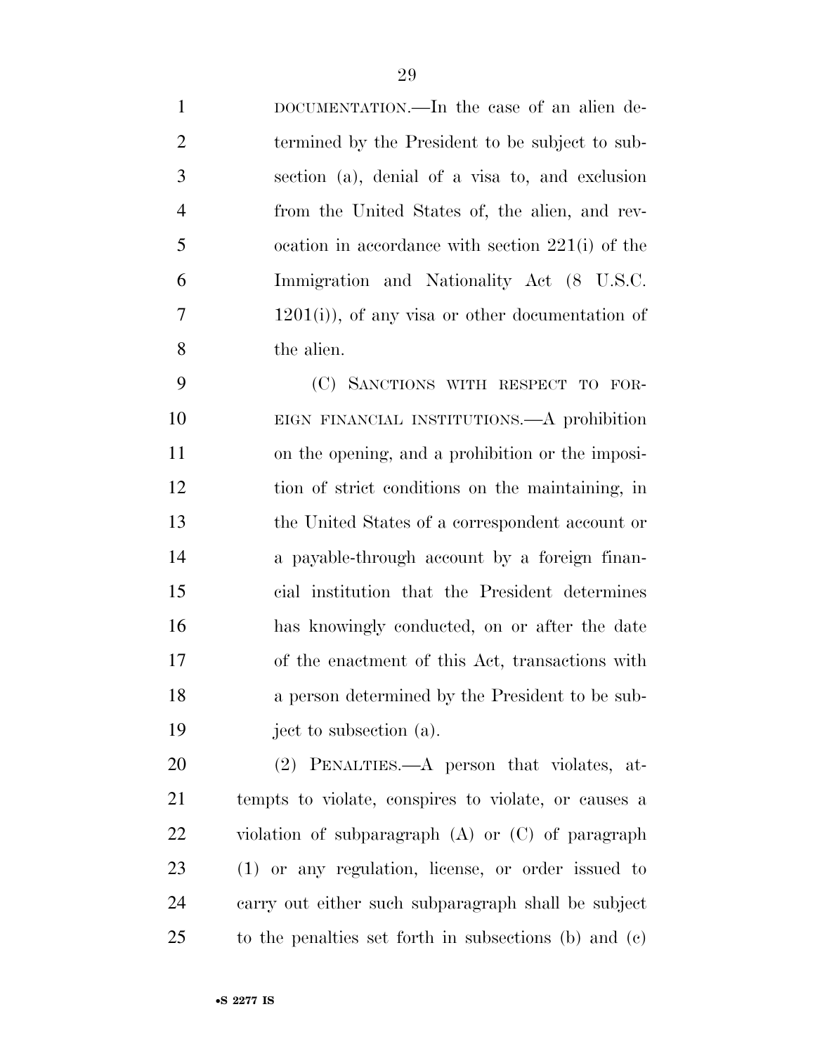DOCUMENTATION.—In the case of an alien determined by the President to be subject to subsection (a), denial of a visa to, and exclusion from the United States of, the alien, and revocation in accordance with section 221(i) of the Immigration and Nationality Act (8 U.S.C. 1201(i)), of any visa or other documentation of the alien.

(C) SANCTIONS WITH RESPECT TO FOREIGN FINANCIAL INSTITUTIONS.—A prohibition on the opening, and a prohibition or the imposition of strict conditions on the maintaining, in the United States of a correspondent account or a payable-through account by a foreign financial institution that the President determines has knowingly conducted, on or after the date of the enactment of this Act, transactions with a person determined by the President to be subject to subsection (a).

(2) PENALTIES.—A person that violates, attempts to violate, conspires to violate, or causes a violation of subparagraph (A) or (C) of paragraph (1) or any regulation, license, or order issued to carry out either such subparagraph shall be subject to the penalties set forth in subsections (b) and (c)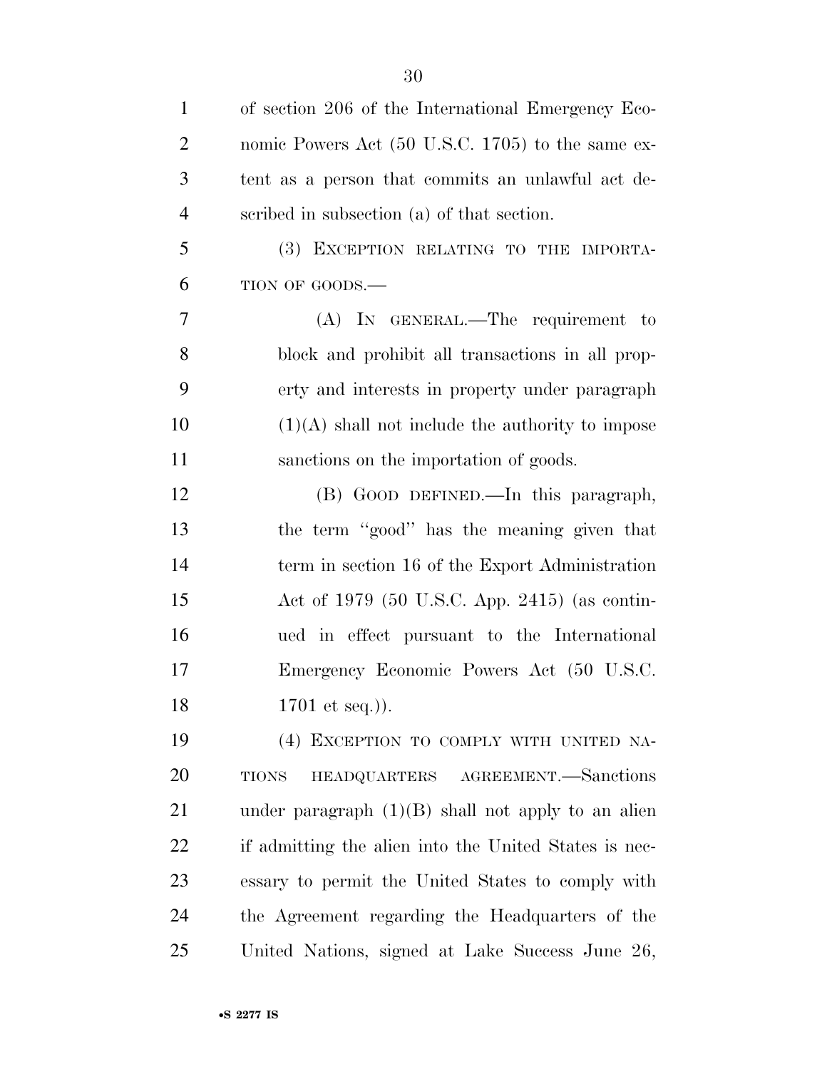of section 206 of the International Emergency Economic Powers Act (50 U.S.C. 1705) to the same extent as a person that commits an unlawful act described in subsection (a) of that section.

(3) EXCEPTION RELATING TO THE IMPORTATION OF GOODS.—

(A) IN GENERAL.—The requirement to block and prohibit all transactions in all property and interests in property under paragraph (1)(A) shall not include the authority to impose sanctions on the importation of goods.

(B) GOOD DEFINED.—In this paragraph, the term "good" has the meaning given that term in section 16 of the Export Administration Act of 1979 (50 U.S.C. App. 2415) (as continued in effect pursuant to the International Emergency Economic Powers Act (50 U.S.C. 1701 et seq.)).

(4) EXCEPTION TO COMPLY WITH UNITED NATIONS HEADQUARTERS AGREEMENT.—Sanctions under paragraph (1)(B) shall not apply to an alien if admitting the alien into the United States is necessary to permit the United States to comply with the Agreement regarding the Headquarters of the United Nations, signed at Lake Success June 26,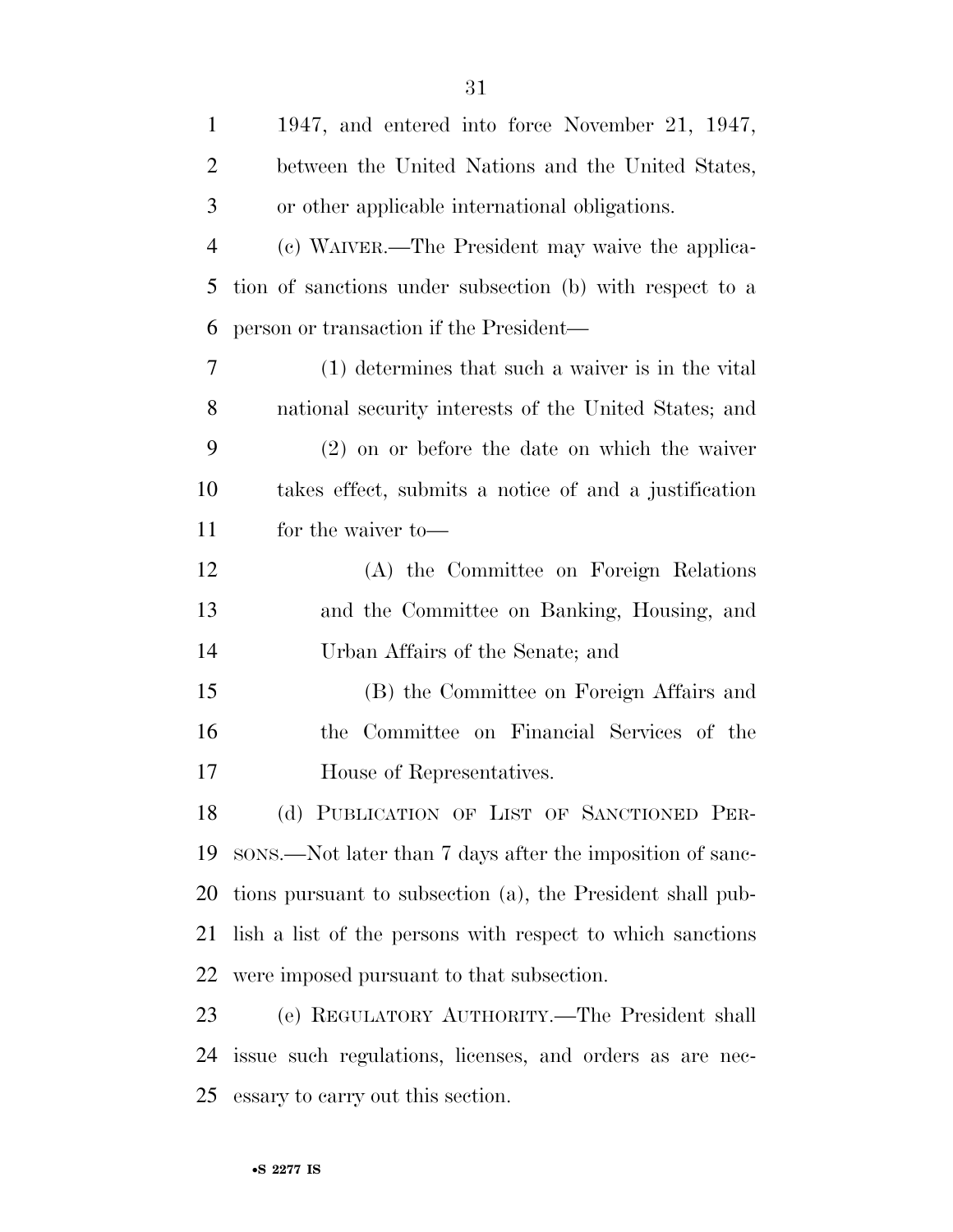1947, and entered into force November 21, 1947, between the United Nations and the United States, or other applicable international obligations.

(c) WAIVER.—The President may waive the application of sanctions under subsection (b) with respect to a person or transaction if the President—

(1) determines that such a waiver is in the vital national security interests of the United States; and

(2) on or before the date on which the waiver takes effect, submits a notice of and a justification for the waiver to—

(A) the Committee on Foreign Relations and the Committee on Banking, Housing, and Urban Affairs of the Senate; and

(B) the Committee on Foreign Affairs and the Committee on Financial Services of the House of Representatives.

(d) PUBLICATION OF LIST OF SANCTIONED PERSONS.—Not later than 7 days after the imposition of sanctions pursuant to subsection (a), the President shall publish a list of the persons with respect to which sanctions were imposed pursuant to that subsection.

(e) REGULATORY AUTHORITY.—The President shall issue such regulations, licenses, and orders as are necessary to carry out this section.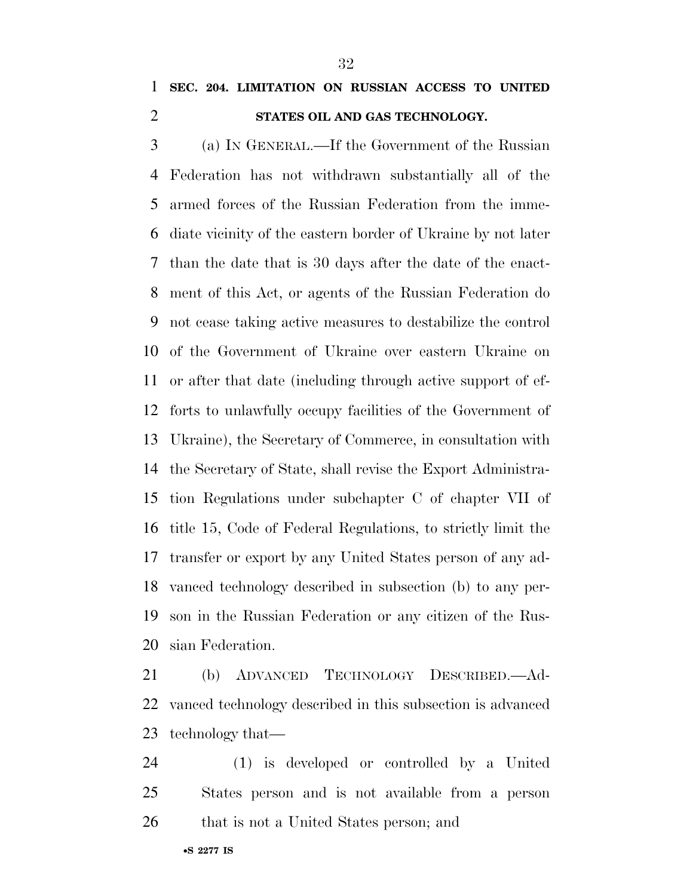## SEC. 204. LIMITATION ON RUSSIAN ACCESS TO UNITED STATES OIL AND GAS TECHNOLOGY.

(a) IN GENERAL.—If the Government of the Russian Federation has not withdrawn substantially all of the armed forces of the Russian Federation from the immediate vicinity of the eastern border of Ukraine by not later than the date that is 30 days after the date of the enactment of this Act, or agents of the Russian Federation do not cease taking active measures to destabilize the control of the Government of Ukraine over eastern Ukraine on or after that date (including through active support of efforts to unlawfully occupy facilities of the Government of Ukraine), the Secretary of Commerce, in consultation with the Secretary of State, shall revise the Export Administration Regulations under subchapter C of chapter VII of title 15, Code of Federal Regulations, to strictly limit the transfer or export by any United States person of any advanced technology described in subsection (b) to any person in the Russian Federation or any citizen of the Russian Federation.

(b) ADVANCED TECHNOLOGY DESCRIBED.—Advanced technology described in this subsection is advanced technology that—

(1) is developed or controlled by a United States person and is not available from a person that is not a United States person; and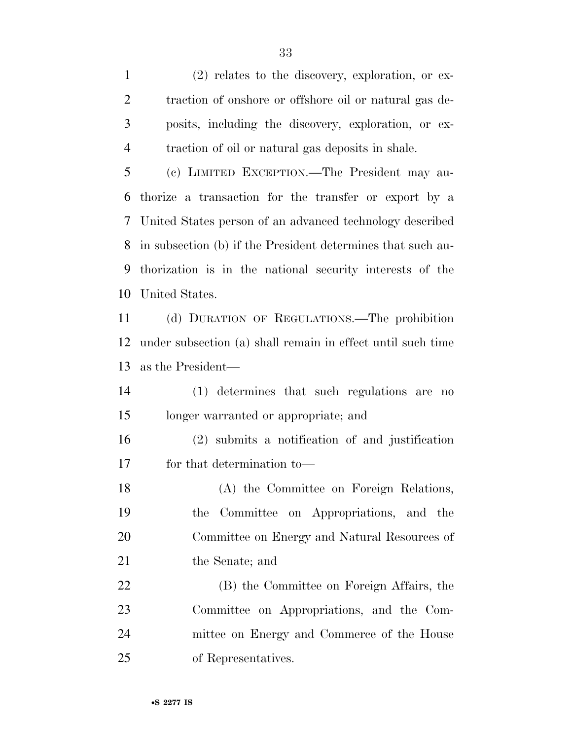(2) relates to the discovery, exploration, or extraction of onshore or offshore oil or natural gas deposits, including the discovery, exploration, or extraction of oil or natural gas deposits in shale.

(c) LIMITED EXCEPTION.—The President may authorize a transaction for the transfer or export by a United States person of an advanced technology described in subsection (b) if the President determines that such authorization is in the national security interests of the United States.

(d) DURATION OF REGULATIONS.—The prohibition under subsection (a) shall remain in effect until such time as the President—

(1) determines that such regulations are no longer warranted or appropriate; and

(2) submits a notification of and justification for that determination to—

(A) the Committee on Foreign Relations, the Committee on Appropriations, and the Committee on Energy and Natural Resources of the Senate; and

(B) the Committee on Foreign Affairs, the Committee on Appropriations, and the Committee on Energy and Commerce of the House of Representatives.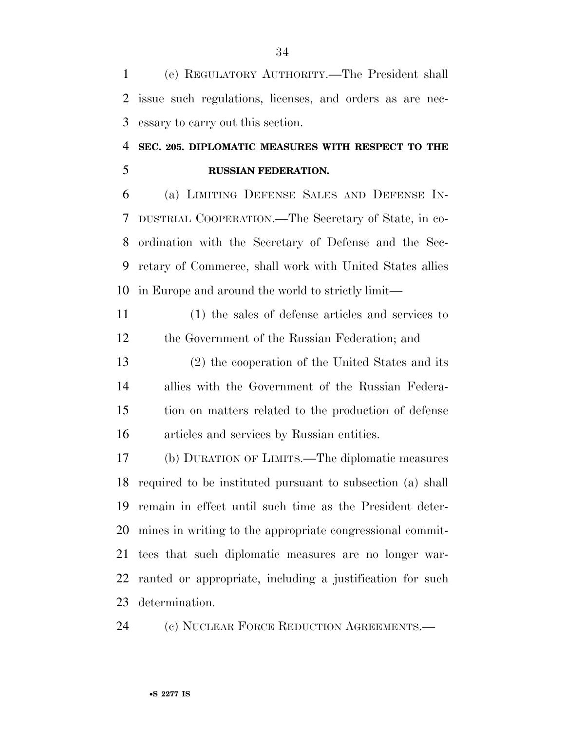(e) REGULATORY AUTHORITY.—The President shall issue such regulations, licenses, and orders as are necessary to carry out this section.

## SEC. 205. DIPLOMATIC MEASURES WITH RESPECT TO THE RUSSIAN FEDERATION.

(a) LIMITING DEFENSE SALES AND DEFENSE INDUSTRIAL COOPERATION.—The Secretary of State, in coordination with the Secretary of Defense and the Secretary of Commerce, shall work with United States allies in Europe and around the world to strictly limit—

(1) the sales of defense articles and services to the Government of the Russian Federation; and

(2) the cooperation of the United States and its allies with the Government of the Russian Federation on matters related to the production of defense articles and services by Russian entities.

(b) DURATION OF LIMITS.—The diplomatic measures required to be instituted pursuant to subsection (a) shall remain in effect until such time as the President determines in writing to the appropriate congressional committees that such diplomatic measures are no longer warranted or appropriate, including a justification for such determination.

(c) NUCLEAR FORCE REDUCTION AGREEMENTS.—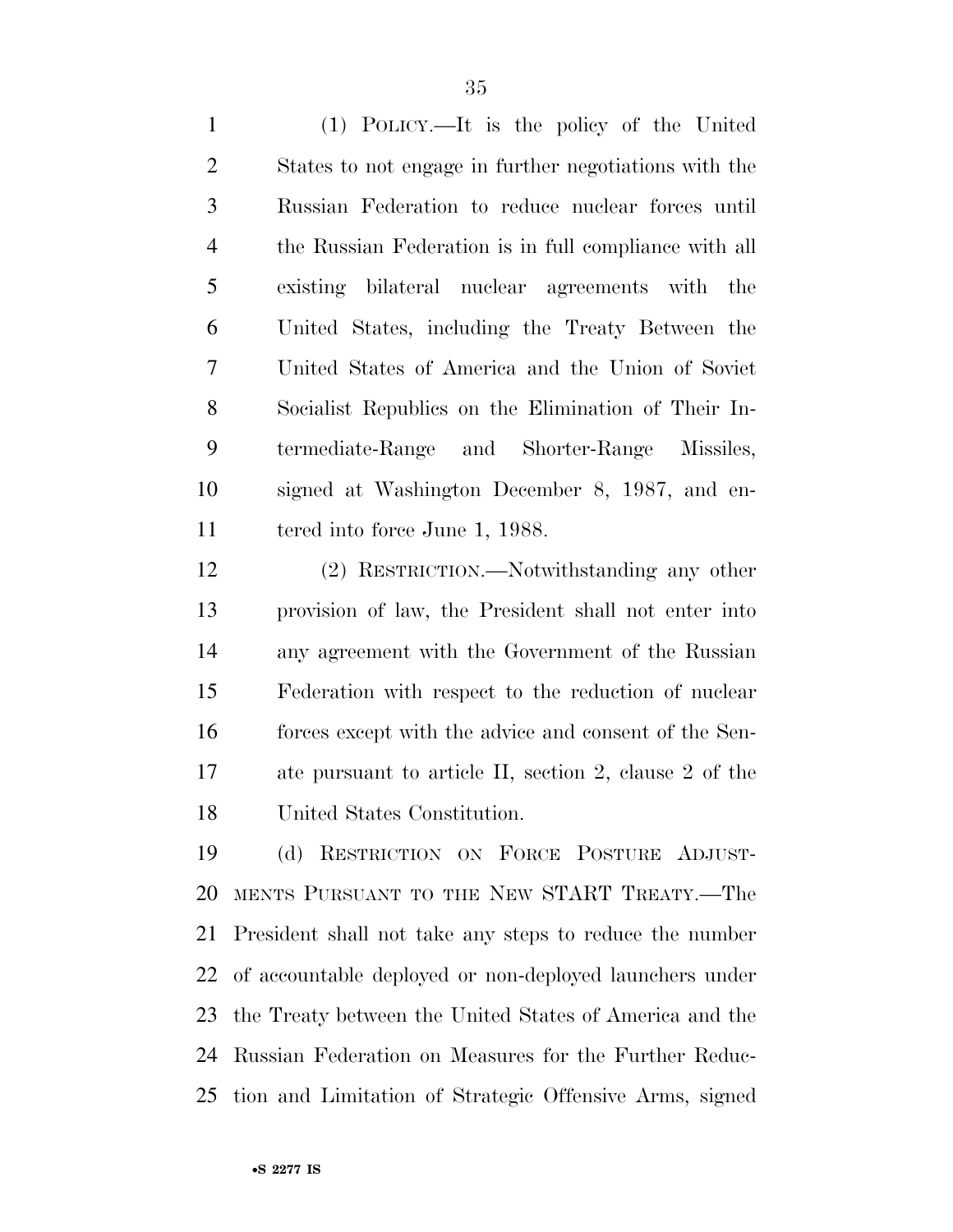(1) POLICY.—It is the policy of the United States to not engage in further negotiations with the Russian Federation to reduce nuclear forces until the Russian Federation is in full compliance with all existing bilateral nuclear agreements with the United States, including the Treaty Between the United States of America and the Union of Soviet Socialist Republics on the Elimination of Their Intermediate-Range and Shorter-Range Missiles, signed at Washington December 8, 1987, and entered into force June 1, 1988.

(2) RESTRICTION.—Notwithstanding any other provision of law, the President shall not enter into any agreement with the Government of the Russian Federation with respect to the reduction of nuclear forces except with the advice and consent of the Senate pursuant to article II, section 2, clause 2 of the United States Constitution.

(d) RESTRICTION ON FORCE POSTURE ADJUSTMENTS PURSUANT TO THE NEW START TREATY.—The President shall not take any steps to reduce the number of accountable deployed or non-deployed launchers under the Treaty between the United States of America and the Russian Federation on Measures for the Further Reduction and Limitation of Strategic Offensive Arms, signed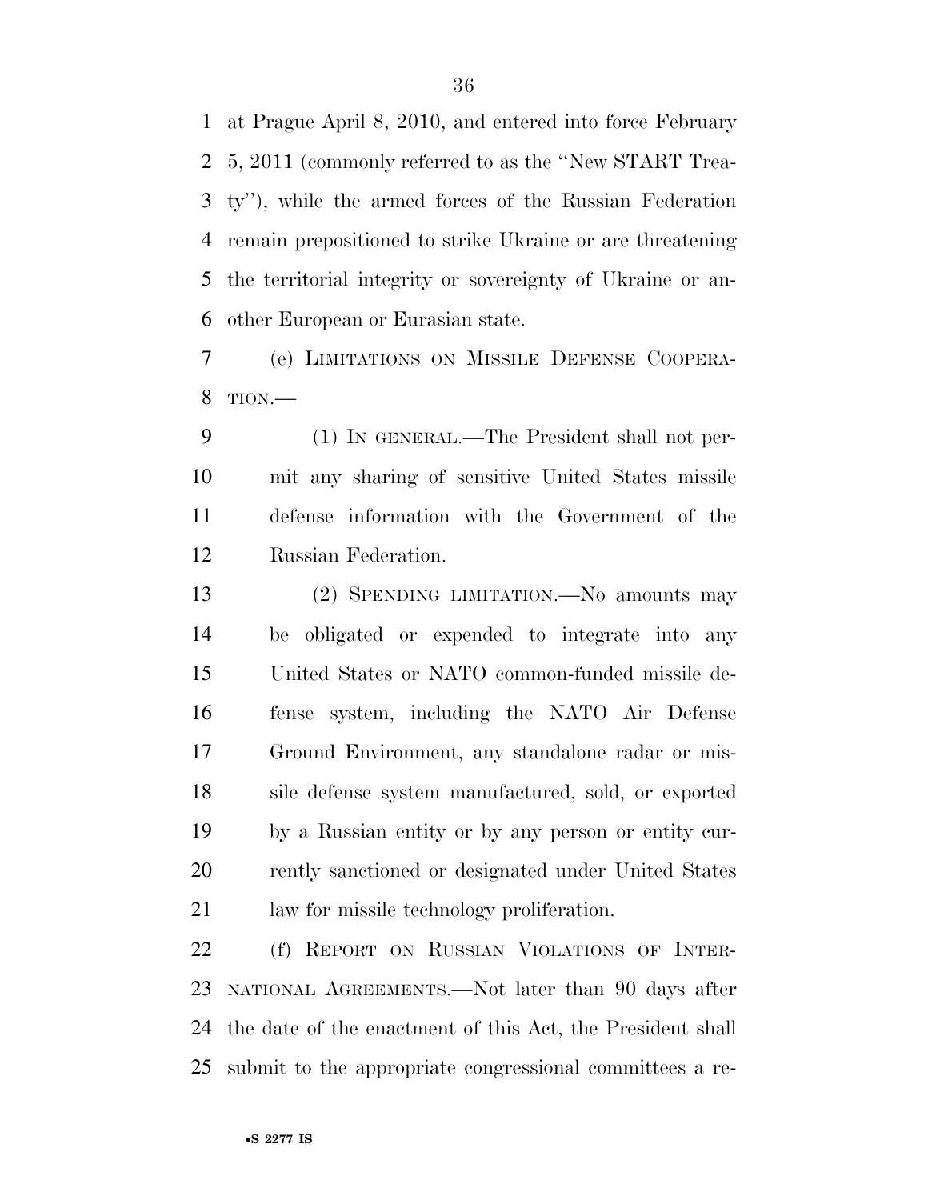at Prague April 8, 2010, and entered into force February 5, 2011 (commonly referred to as the ''New START Treaty''), while the armed forces of the Russian Federation remain prepositioned to strike Ukraine or are threatening the territorial integrity or sovereignty of Ukraine or another European or Eurasian state.

(e) LIMITATIONS ON MISSILE DEFENSE COOPERATION.—

(1) IN GENERAL.—The President shall not permit any sharing of sensitive United States missile defense information with the Government of the Russian Federation.

(2) SPENDING LIMITATION.—No amounts may be obligated or expended to integrate into any United States or NATO common-funded missile defense system, including the NATO Air Defense Ground Environment, any standalone radar or missile defense system manufactured, sold, or exported by a Russian entity or by any person or entity currently sanctioned or designated under United States law for missile technology proliferation.

(f) REPORT ON RUSSIAN VIOLATIONS OF INTERNATIONAL AGREEMENTS.—Not later than 90 days after the date of the enactment of this Act, the President shall submit to the appropriate congressional committees a re-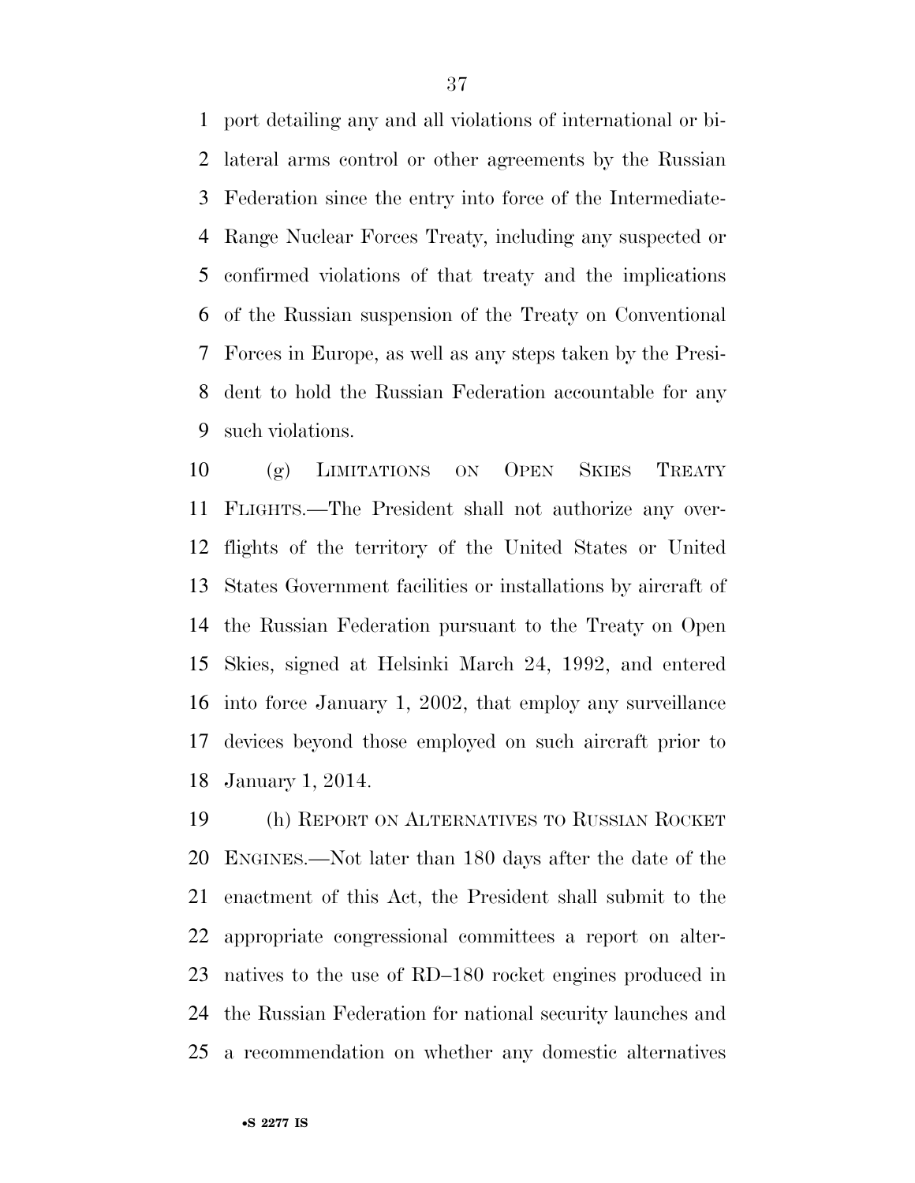port detailing any and all violations of international or bilateral arms control or other agreements by the Russian Federation since the entry into force of the Intermediate-Range Nuclear Forces Treaty, including any suspected or confirmed violations of that treaty and the implications of the Russian suspension of the Treaty on Conventional Forces in Europe, as well as any steps taken by the President to hold the Russian Federation accountable for any such violations.

(g) LIMITATIONS ON OPEN SKIES TREATY FLIGHTS.—The President shall not authorize any overflights of the territory of the United States or United States Government facilities or installations by aircraft of the Russian Federation pursuant to the Treaty on Open Skies, signed at Helsinki March 24, 1992, and entered into force January 1, 2002, that employ any surveillance devices beyond those employed on such aircraft prior to January 1, 2014.

(h) REPORT ON ALTERNATIVES TO RUSSIAN ROCKET ENGINES.—Not later than 180 days after the date of the enactment of this Act, the President shall submit to the appropriate congressional committees a report on alternatives to the use of RD–180 rocket engines produced in the Russian Federation for national security launches and a recommendation on whether any domestic alternatives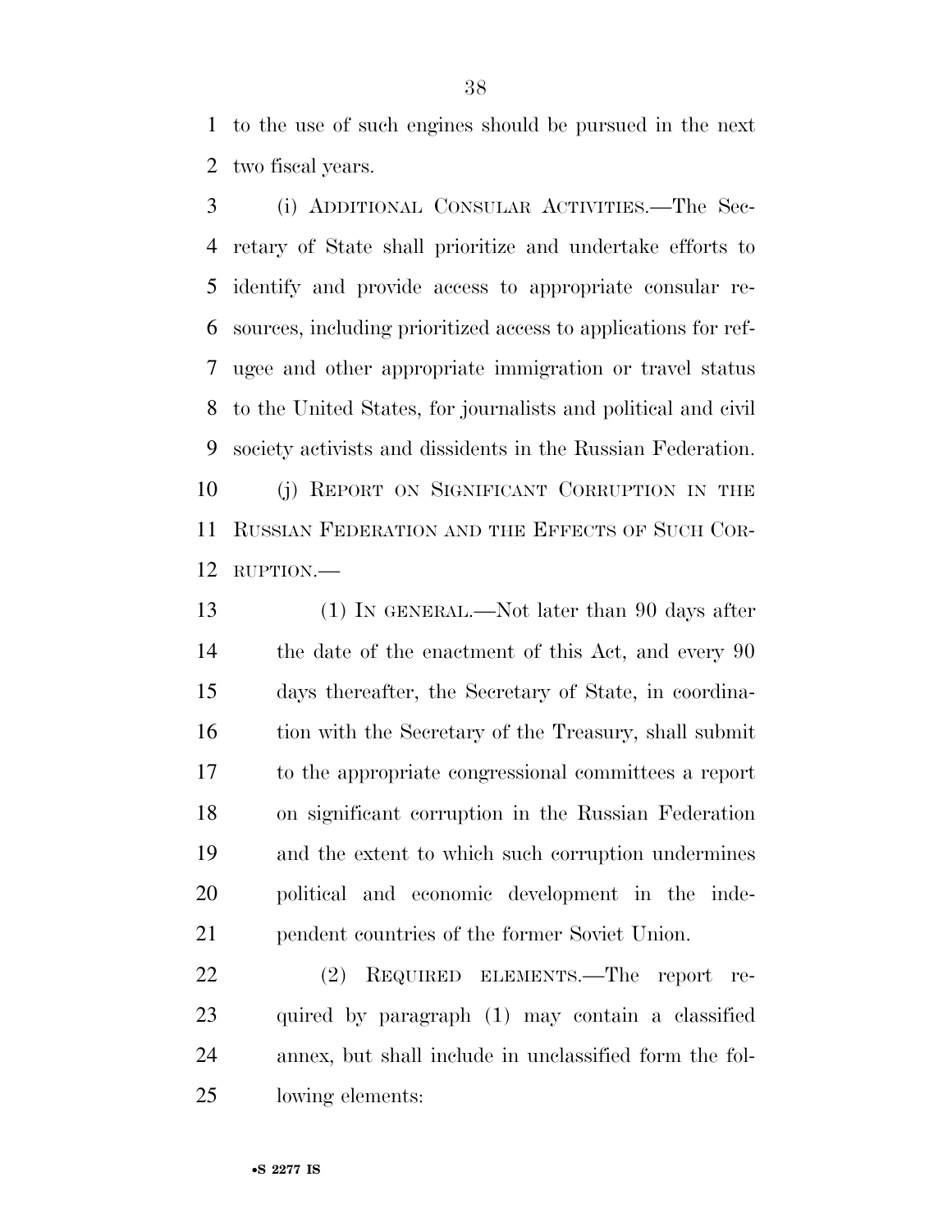to the use of such engines should be pursued in the next two fiscal years.

(i) ADDITIONAL CONSULAR ACTIVITIES.—The Secretary of State shall prioritize and undertake efforts to identify and provide access to appropriate consular resources, including prioritized access to applications for refugee and other appropriate immigration or travel status to the United States, for journalists and political and civil society activists and dissidents in the Russian Federation.

(j) REPORT ON SIGNIFICANT CORRUPTION IN THE RUSSIAN FEDERATION AND THE EFFECTS OF SUCH CORRUPTION.—

(1) IN GENERAL.—Not later than 90 days after the date of the enactment of this Act, and every 90 days thereafter, the Secretary of State, in coordination with the Secretary of the Treasury, shall submit to the appropriate congressional committees a report on significant corruption in the Russian Federation and the extent to which such corruption undermines political and economic development in the independent countries of the former Soviet Union.

(2) REQUIRED ELEMENTS.—The report required by paragraph (1) may contain a classified annex, but shall include in unclassified form the following elements: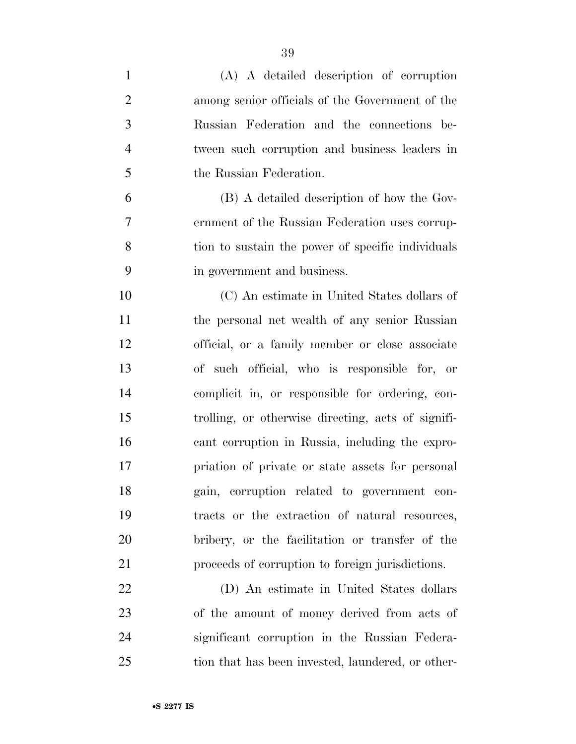(A) A detailed description of corruption among senior officials of the Government of the Russian Federation and the connections between such corruption and business leaders in the Russian Federation.

(B) A detailed description of how the Government of the Russian Federation uses corruption to sustain the power of specific individuals in government and business.

(C) An estimate in United States dollars of the personal net wealth of any senior Russian official, or a family member or close associate of such official, who is responsible for, or complicit in, or responsible for ordering, controlling, or otherwise directing, acts of significant corruption in Russia, including the expropriation of private or state assets for personal gain, corruption related to government contracts or the extraction of natural resources, bribery, or the facilitation or transfer of the proceeds of corruption to foreign jurisdictions.

(D) An estimate in United States dollars of the amount of money derived from acts of significant corruption in the Russian Federation that has been invested, laundered, or other-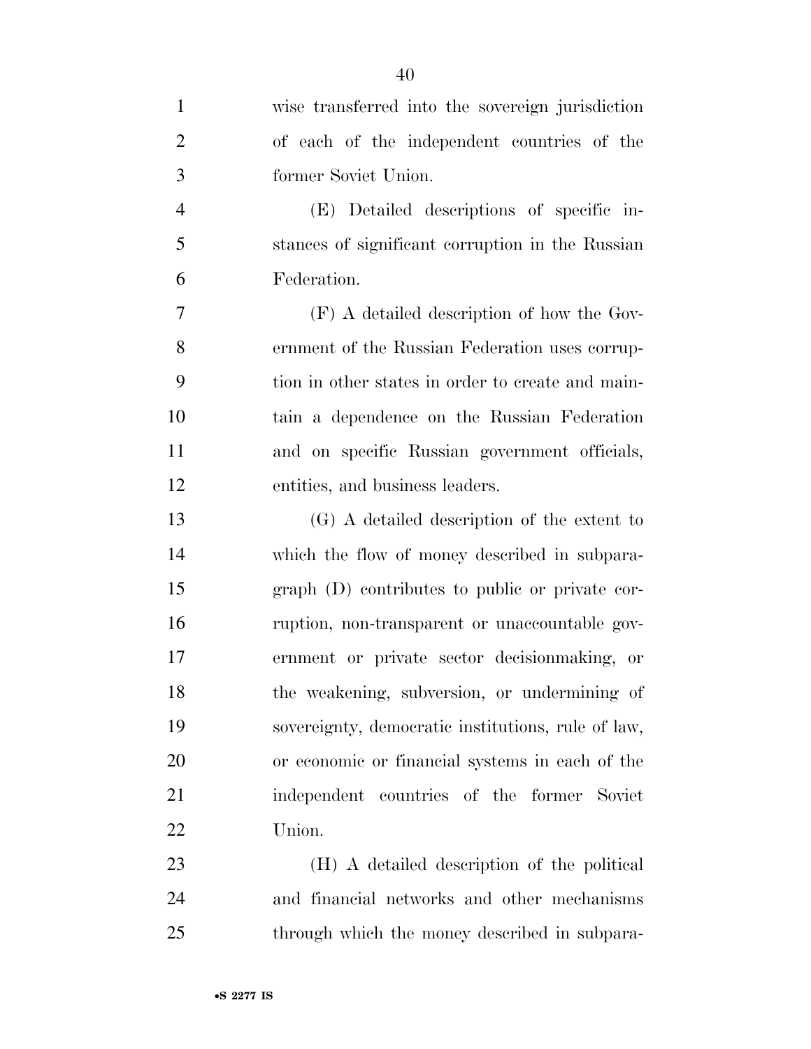wise transferred into the sovereign jurisdiction of each of the independent countries of the former Soviet Union.

(E) Detailed descriptions of specific instances of significant corruption in the Russian Federation.

(F) A detailed description of how the Government of the Russian Federation uses corruption in other states in order to create and maintain a dependence on the Russian Federation and on specific Russian government officials, entities, and business leaders.

(G) A detailed description of the extent to which the flow of money described in subparagraph (D) contributes to public or private corruption, non-transparent or unaccountable government or private sector decisionmaking, or the weakening, subversion, or undermining of sovereignty, democratic institutions, rule of law, or economic or financial systems in each of the independent countries of the former Soviet Union.

(H) A detailed description of the political and financial networks and other mechanisms through which the money described in subpara-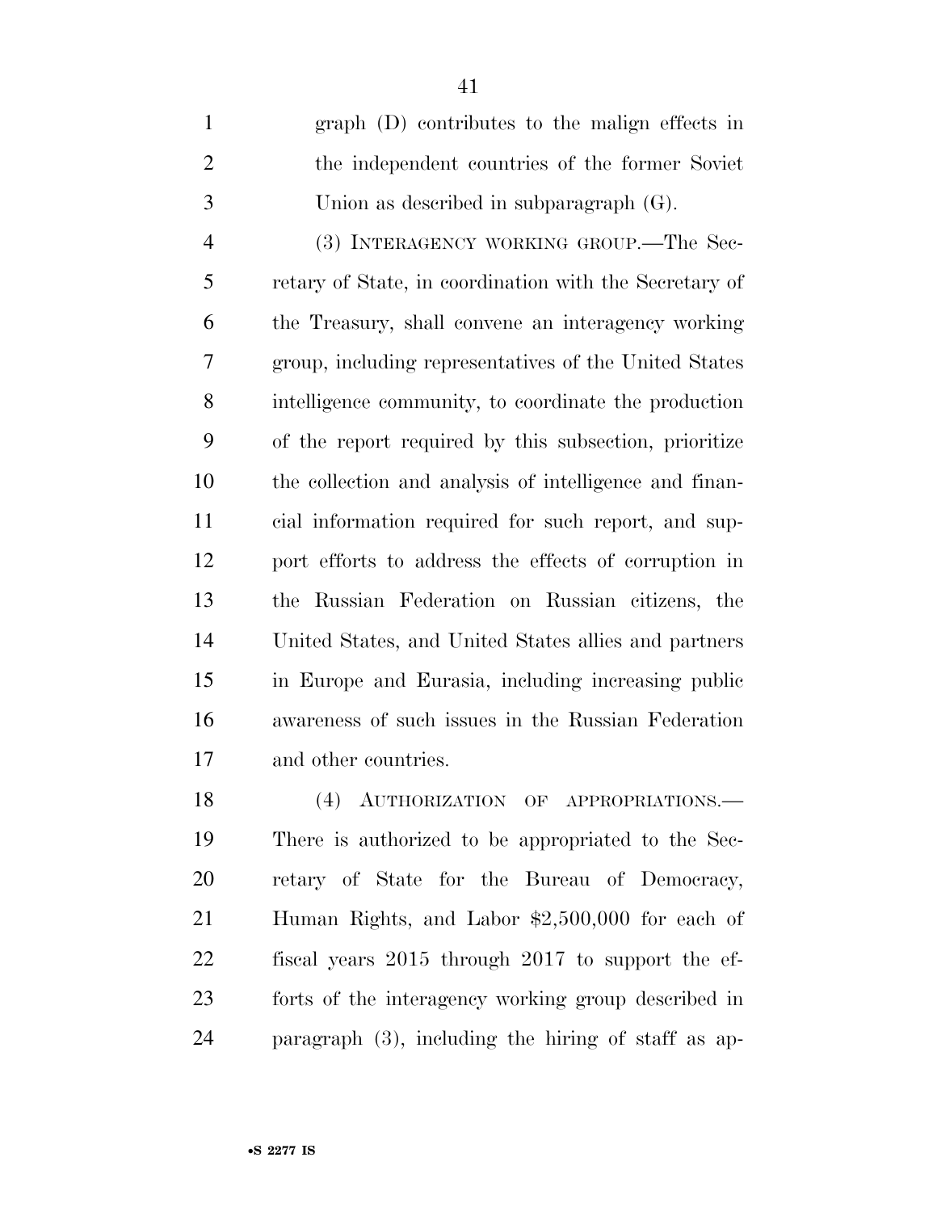graph (D) contributes to the malign effects in the independent countries of the former Soviet Union as described in subparagraph (G).

(3) INTERAGENCY WORKING GROUP.—The Secretary of State, in coordination with the Secretary of the Treasury, shall convene an interagency working group, including representatives of the United States intelligence community, to coordinate the production of the report required by this subsection, prioritize the collection and analysis of intelligence and financial information required for such report, and support efforts to address the effects of corruption in the Russian Federation on Russian citizens, the United States, and United States allies and partners in Europe and Eurasia, including increasing public awareness of such issues in the Russian Federation and other countries.

(4) AUTHORIZATION OF APPROPRIATIONS.—There is authorized to be appropriated to the Secretary of State for the Bureau of Democracy, Human Rights, and Labor $2,500,000 for each of fiscal years 2015 through 2017 to support the efforts of the interagency working group described in paragraph (3), including the hiring of staff as ap-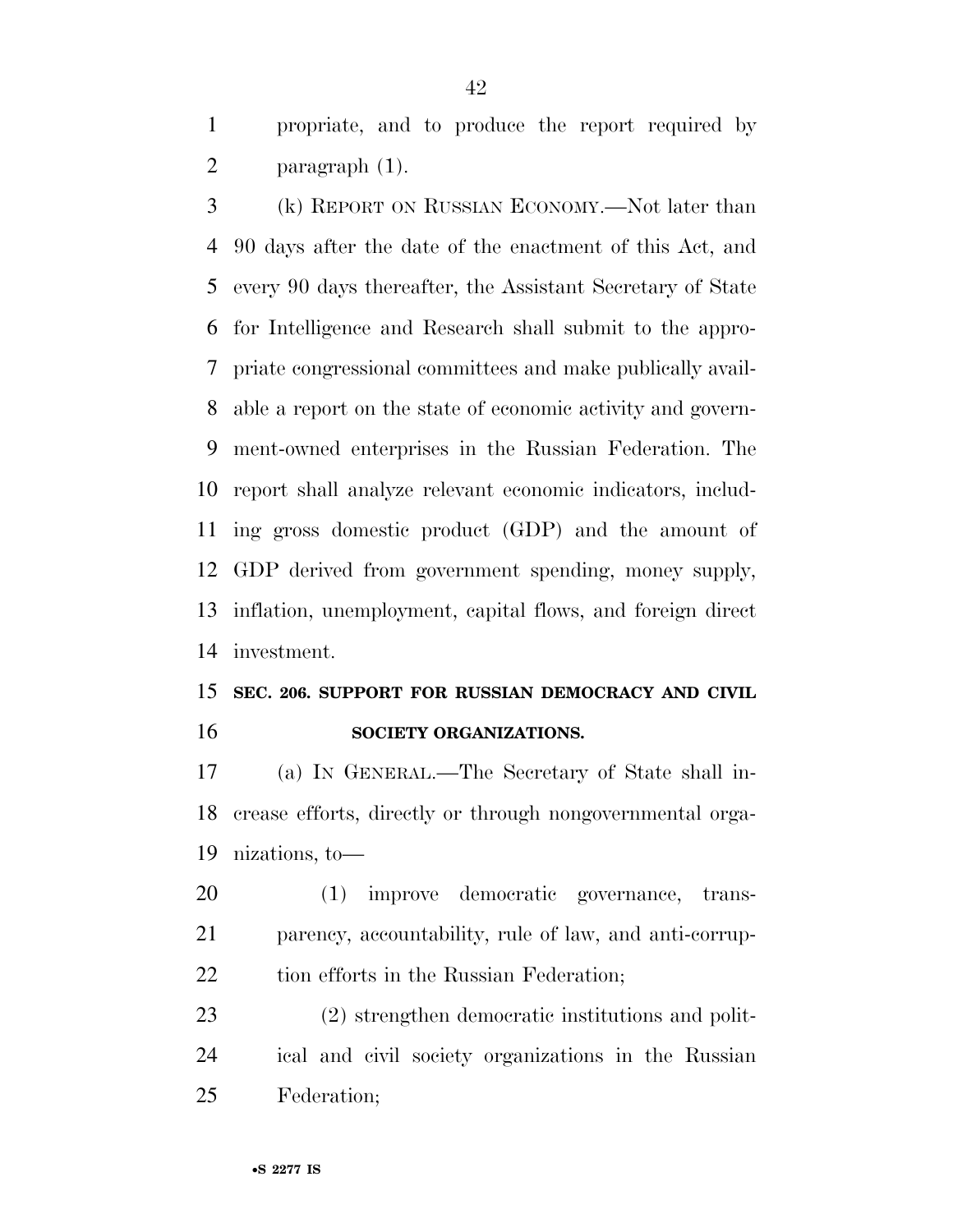propriate, and to produce the report required by paragraph (1).

(k) REPORT ON RUSSIAN ECONOMY.—Not later than 90 days after the date of the enactment of this Act, and every 90 days thereafter, the Assistant Secretary of State for Intelligence and Research shall submit to the appropriate congressional committees and make publically available a report on the state of economic activity and government-owned enterprises in the Russian Federation. The report shall analyze relevant economic indicators, including gross domestic product (GDP) and the amount of GDP derived from government spending, money supply, inflation, unemployment, capital flows, and foreign direct investment.

## SEC. 206. SUPPORT FOR RUSSIAN DEMOCRACY AND CIVIL SOCIETY ORGANIZATIONS.

(a) IN GENERAL.—The Secretary of State shall increase efforts, directly or through nongovernmental organizations, to—

(1) improve democratic governance, transparency, accountability, rule of law, and anti-corruption efforts in the Russian Federation;

(2) strengthen democratic institutions and political and civil society organizations in the Russian Federation;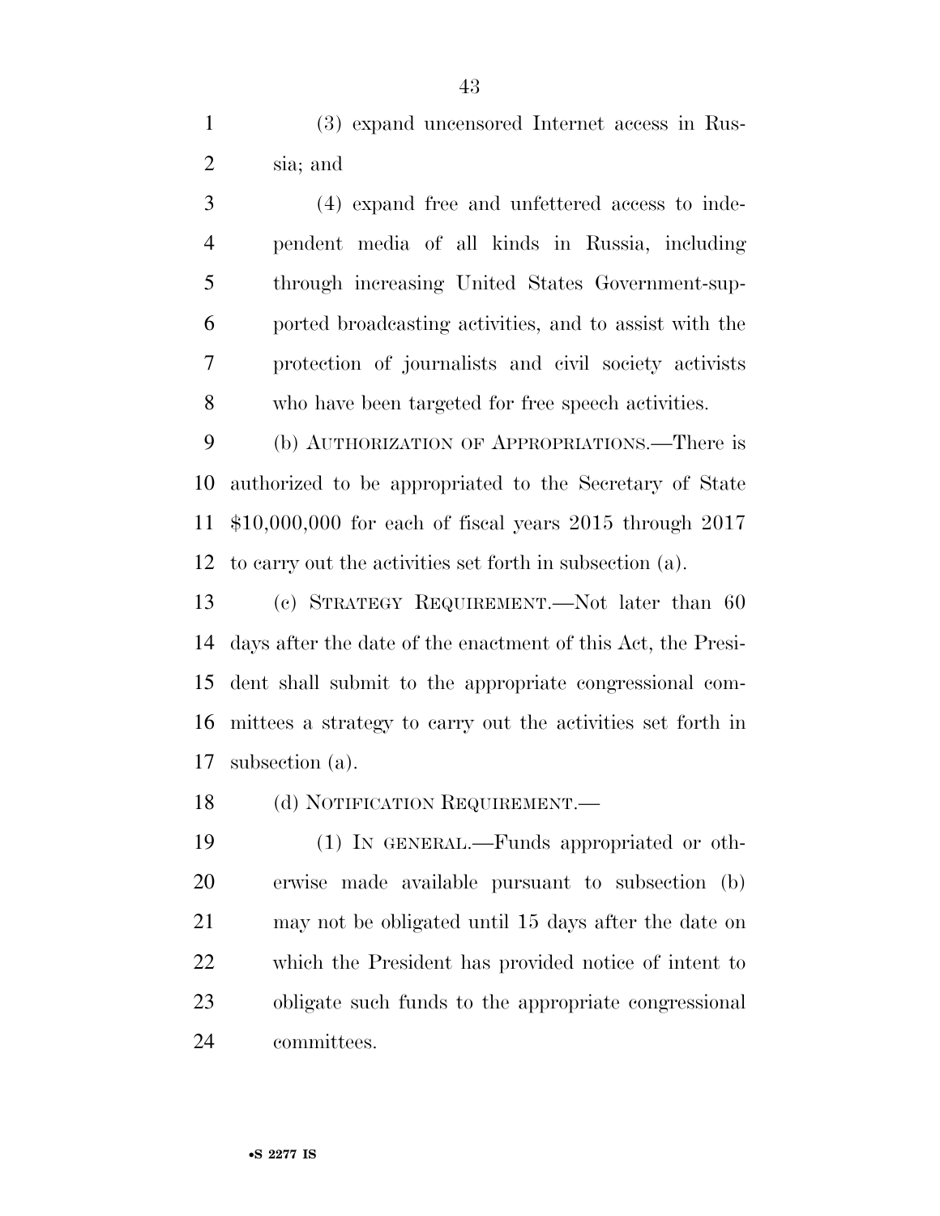(3) expand uncensored Internet access in Russia; and

(4) expand free and unfettered access to independent media of all kinds in Russia, including through increasing United States Government-supported broadcasting activities, and to assist with the protection of journalists and civil society activists who have been targeted for free speech activities.

(b) AUTHORIZATION OF APPROPRIATIONS.—There is authorized to be appropriated to the Secretary of State $10,000,000 for each of fiscal years 2015 through 2017 to carry out the activities set forth in subsection (a).

(c) STRATEGY REQUIREMENT.—Not later than 60 days after the date of the enactment of this Act, the President shall submit to the appropriate congressional committees a strategy to carry out the activities set forth in subsection (a).

(d) NOTIFICATION REQUIREMENT.—

(1) IN GENERAL.—Funds appropriated or otherwise made available pursuant to subsection (b) may not be obligated until 15 days after the date on which the President has provided notice of intent to obligate such funds to the appropriate congressional committees.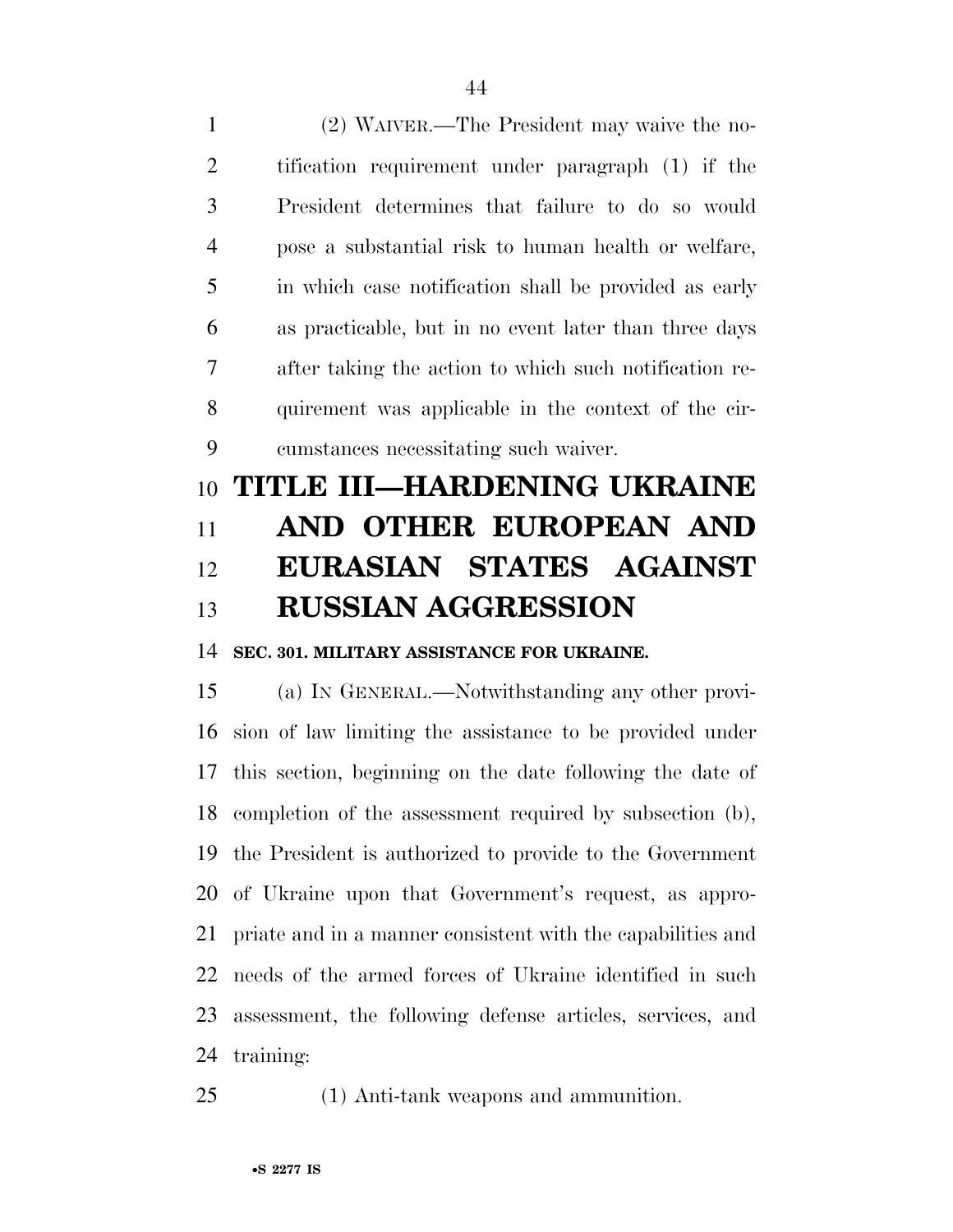(2) WAIVER.—The President may waive the notification requirement under paragraph (1) if the President determines that failure to do so would pose a substantial risk to human health or welfare, in which case notification shall be provided as early as practicable, but in no event later than three days after taking the action to which such notification requirement was applicable in the context of the circumstances necessitating such waiver.

# TITLE III—HARDENING UKRAINE AND OTHER EUROPEAN AND EURASIAN STATES AGAINST RUSSIAN AGGRESSION

**SEC. 301. MILITARY ASSISTANCE FOR UKRAINE.**

(a) IN GENERAL.—Notwithstanding any other provision of law limiting the assistance to be provided under this section, beginning on the date following the date of completion of the assessment required by subsection (b), the President is authorized to provide to the Government of Ukraine upon that Government's request, as appropriate and in a manner consistent with the capabilities and needs of the armed forces of Ukraine identified in such assessment, the following defense articles, services, and training:

(1) Anti-tank weapons and ammunition.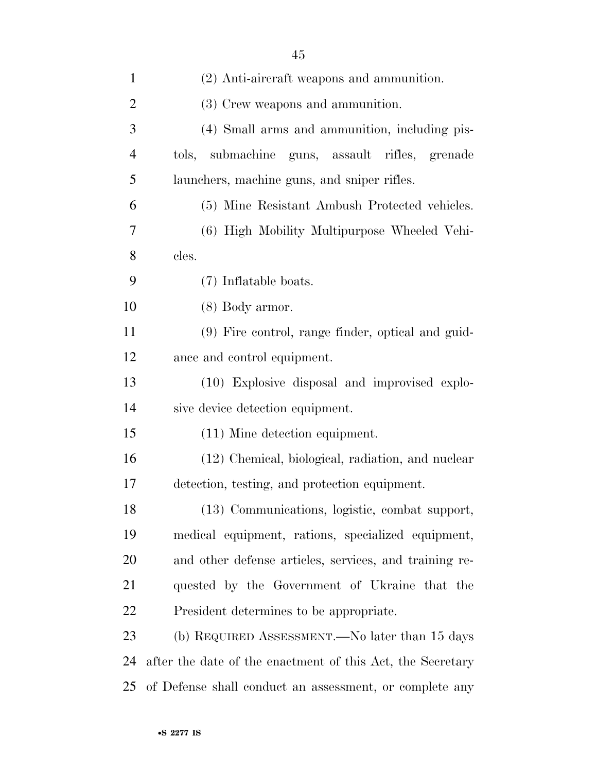(2) Anti-aircraft weapons and ammunition.

(3) Crew weapons and ammunition.

(4) Small arms and ammunition, including pistols, submachine guns, assault rifles, grenade launchers, machine guns, and sniper rifles.

(5) Mine Resistant Ambush Protected vehicles.

(6) High Mobility Multipurpose Wheeled Vehicles.

(7) Inflatable boats.

(8) Body armor.

(9) Fire control, range finder, optical and guidance and control equipment.

(10) Explosive disposal and improvised explosive device detection equipment.

(11) Mine detection equipment.

(12) Chemical, biological, radiation, and nuclear detection, testing, and protection equipment.

(13) Communications, logistic, combat support, medical equipment, rations, specialized equipment, and other defense articles, services, and training requested by the Government of Ukraine that the President determines to be appropriate.

(b) REQUIRED ASSESSMENT.—No later than 15 days after the date of the enactment of this Act, the Secretary of Defense shall conduct an assessment, or complete any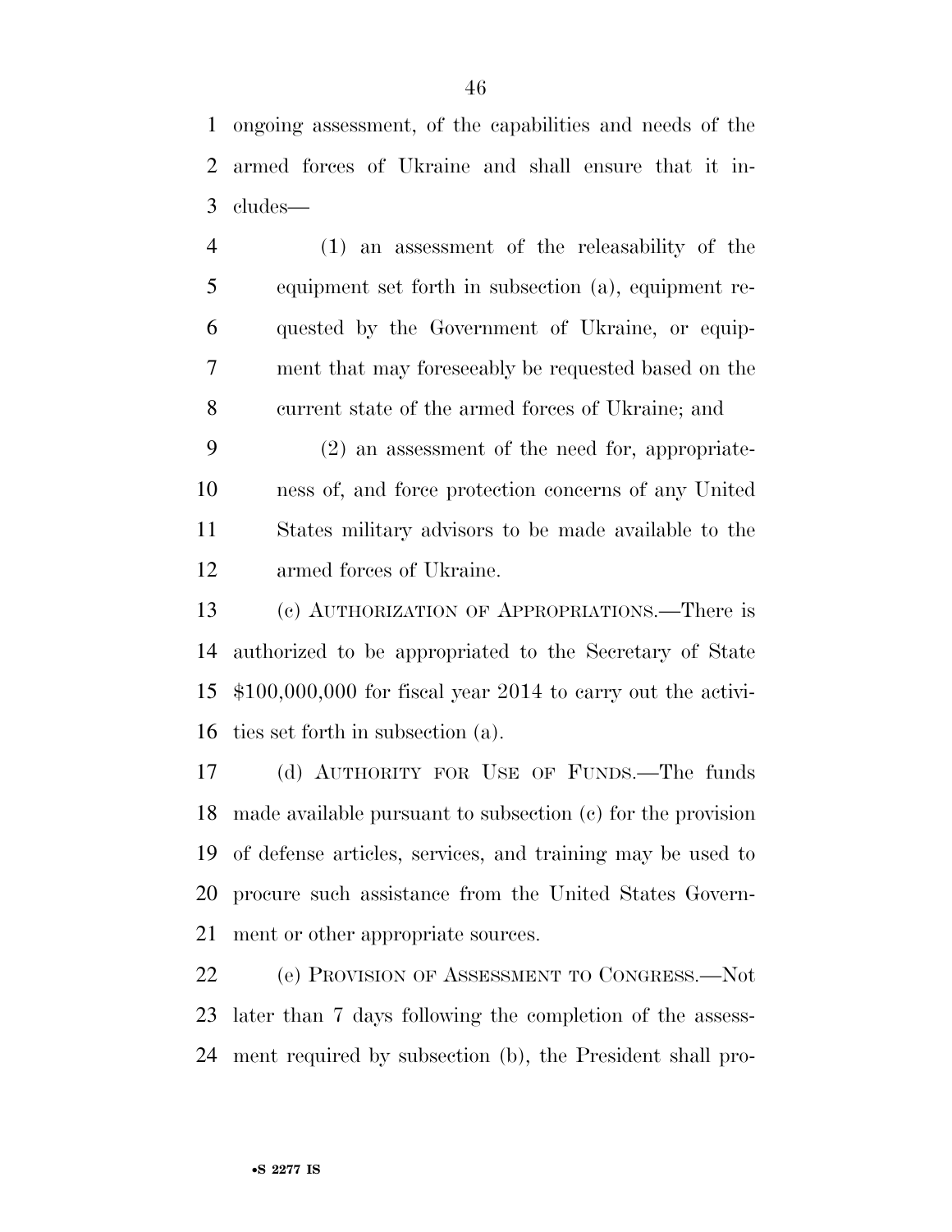ongoing assessment, of the capabilities and needs of the armed forces of Ukraine and shall ensure that it includes—

(1) an assessment of the releasability of the equipment set forth in subsection (a), equipment requested by the Government of Ukraine, or equipment that may foreseeably be requested based on the current state of the armed forces of Ukraine; and

(2) an assessment of the need for, appropriateness of, and force protection concerns of any United States military advisors to be made available to the armed forces of Ukraine.

(c) AUTHORIZATION OF APPROPRIATIONS.—There is authorized to be appropriated to the Secretary of State $100,000,000 for fiscal year 2014 to carry out the activities set forth in subsection (a).

(d) AUTHORITY FOR USE OF FUNDS.—The funds made available pursuant to subsection (c) for the provision of defense articles, services, and training may be used to procure such assistance from the United States Government or other appropriate sources.

(e) PROVISION OF ASSESSMENT TO CONGRESS.—Not later than 7 days following the completion of the assessment required by subsection (b), the President shall pro-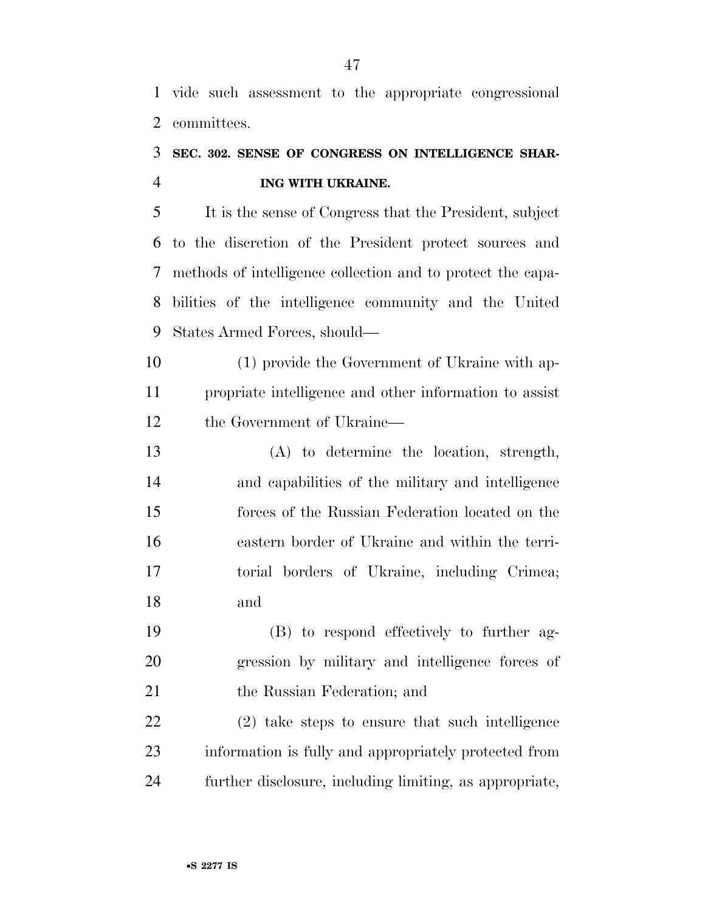vide such assessment to the appropriate congressional committees.

### SEC. 302. SENSE OF CONGRESS ON INTELLIGENCE SHARING WITH UKRAINE.

It is the sense of Congress that the President, subject to the discretion of the President protect sources and methods of intelligence collection and to protect the capabilities of the intelligence community and the United States Armed Forces, should—

(1) provide the Government of Ukraine with appropriate intelligence and other information to assist the Government of Ukraine—

(A) to determine the location, strength, and capabilities of the military and intelligence forces of the Russian Federation located on the eastern border of Ukraine and within the territorial borders of Ukraine, including Crimea; and

(B) to respond effectively to further aggression by military and intelligence forces of the Russian Federation; and

(2) take steps to ensure that such intelligence information is fully and appropriately protected from further disclosure, including limiting, as appropriate,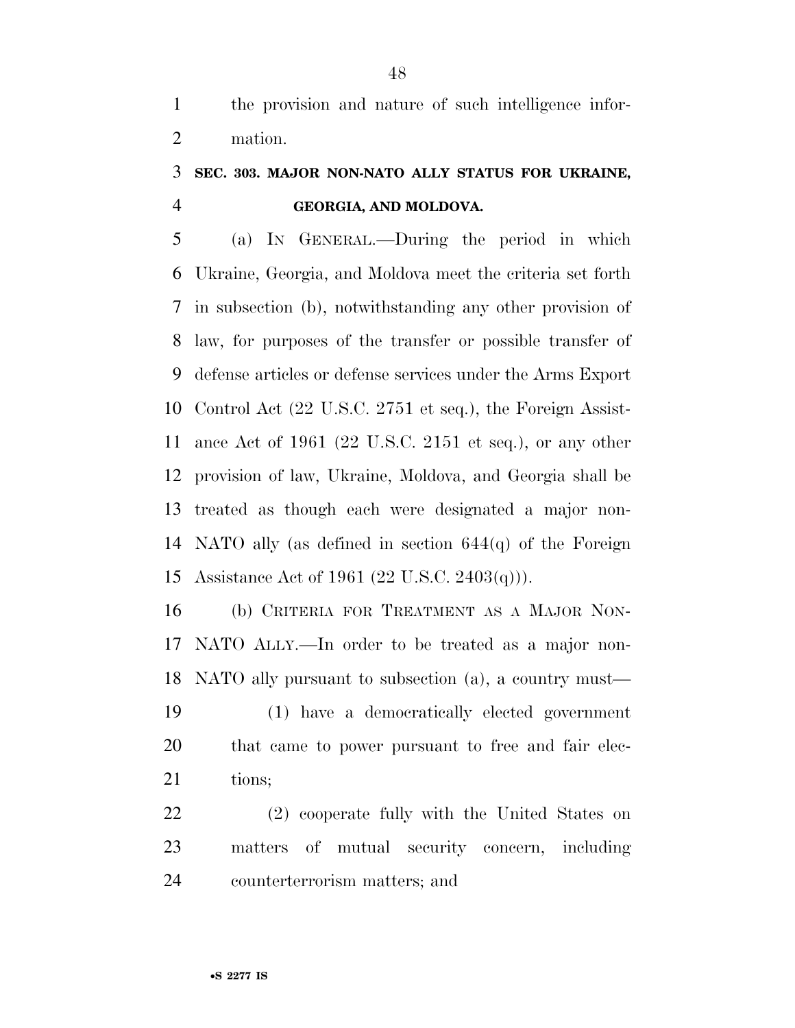the provision and nature of such intelligence information.

**SEC. 303. MAJOR NON-NATO ALLY STATUS FOR UKRAINE, GEORGIA, AND MOLDOVA.**

(a) IN GENERAL.—During the period in which Ukraine, Georgia, and Moldova meet the criteria set forth in subsection (b), notwithstanding any other provision of law, for purposes of the transfer or possible transfer of defense articles or defense services under the Arms Export Control Act (22 U.S.C. 2751 et seq.), the Foreign Assistance Act of 1961 (22 U.S.C. 2151 et seq.), or any other provision of law, Ukraine, Moldova, and Georgia shall be treated as though each were designated a major non-NATO ally (as defined in section 644(q) of the Foreign Assistance Act of 1961 (22 U.S.C. 2403(q))).

(b) CRITERIA FOR TREATMENT AS A MAJOR NON-NATO ALLY.—In order to be treated as a major non-NATO ally pursuant to subsection (a), a country must—

(1) have a democratically elected government that came to power pursuant to free and fair elections;

(2) cooperate fully with the United States on matters of mutual security concern, including counterterrorism matters; and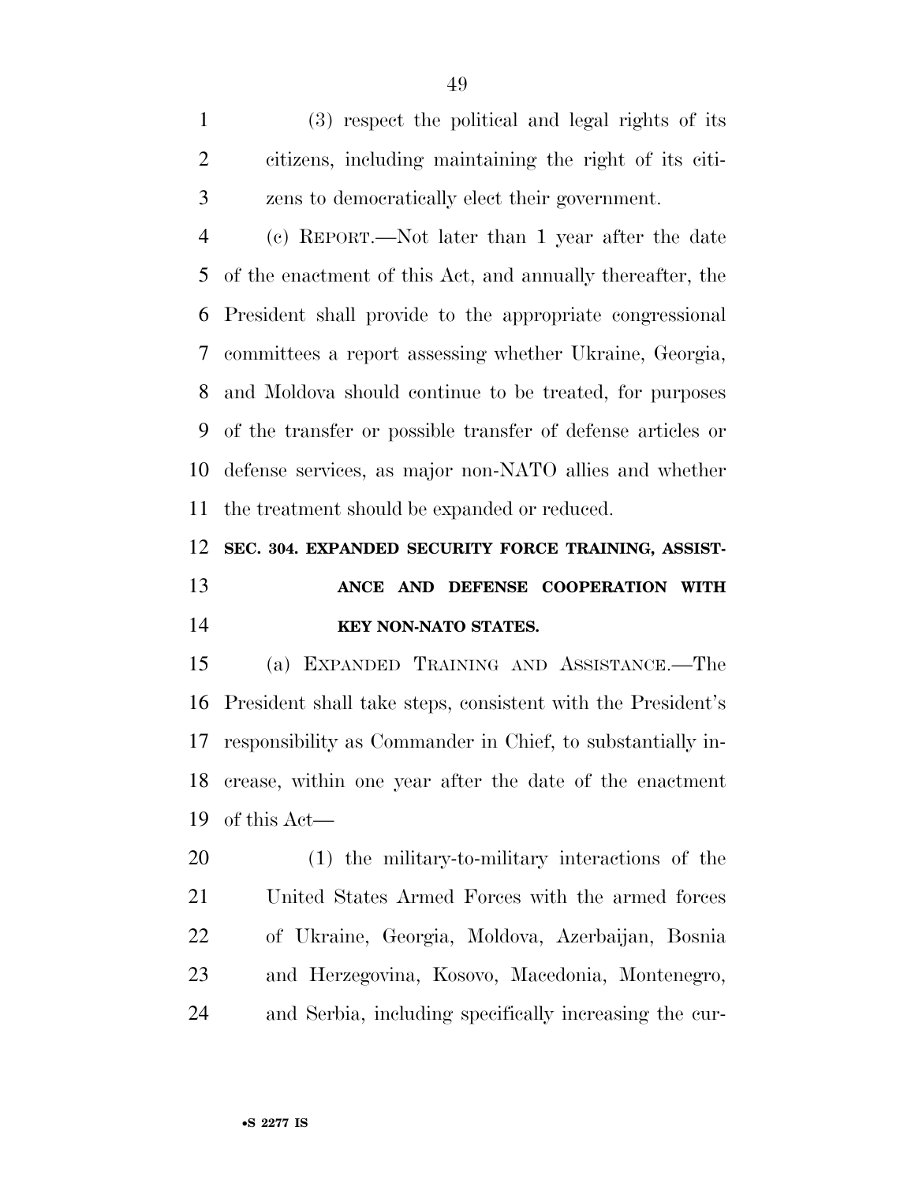(3) respect the political and legal rights of its citizens, including maintaining the right of its citizens to democratically elect their government.

(c) REPORT.—Not later than 1 year after the date of the enactment of this Act, and annually thereafter, the President shall provide to the appropriate congressional committees a report assessing whether Ukraine, Georgia, and Moldova should continue to be treated, for purposes of the transfer or possible transfer of defense articles or defense services, as major non-NATO allies and whether the treatment should be expanded or reduced.

**SEC. 304. EXPANDED SECURITY FORCE TRAINING, ASSISTANCE AND DEFENSE COOPERATION WITH KEY NON-NATO STATES.**

(a) EXPANDED TRAINING AND ASSISTANCE.—The President shall take steps, consistent with the President's responsibility as Commander in Chief, to substantially increase, within one year after the date of the enactment of this Act—

(1) the military-to-military interactions of the United States Armed Forces with the armed forces of Ukraine, Georgia, Moldova, Azerbaijan, Bosnia and Herzegovina, Kosovo, Macedonia, Montenegro, and Serbia, including specifically increasing the cur-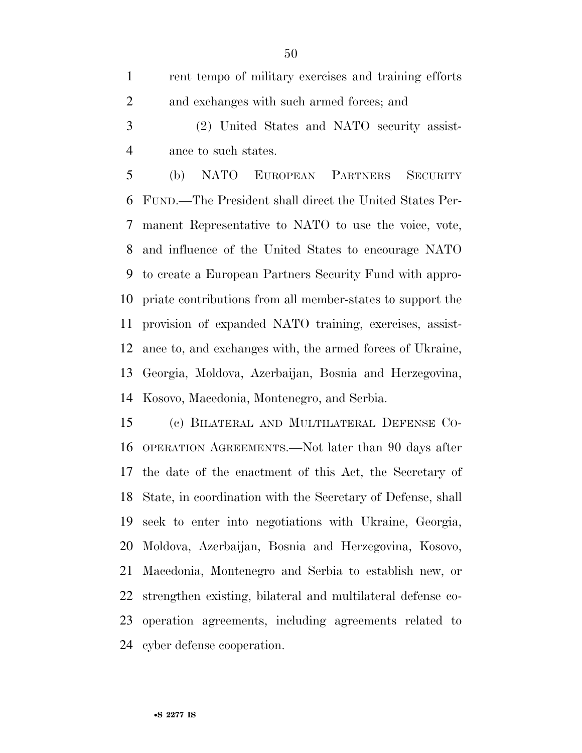rent tempo of military exercises and training efforts and exchanges with such armed forces; and

(2) United States and NATO security assistance to such states.

(b) NATO EUROPEAN PARTNERS SECURITY FUND.—The President shall direct the United States Permanent Representative to NATO to use the voice, vote, and influence of the United States to encourage NATO to create a European Partners Security Fund with appropriate contributions from all member-states to support the provision of expanded NATO training, exercises, assistance to, and exchanges with, the armed forces of Ukraine, Georgia, Moldova, Azerbaijan, Bosnia and Herzegovina, Kosovo, Macedonia, Montenegro, and Serbia.

(c) BILATERAL AND MULTILATERAL DEFENSE COOPERATION AGREEMENTS.—Not later than 90 days after the date of the enactment of this Act, the Secretary of State, in coordination with the Secretary of Defense, shall seek to enter into negotiations with Ukraine, Georgia, Moldova, Azerbaijan, Bosnia and Herzegovina, Kosovo, Macedonia, Montenegro and Serbia to establish new, or strengthen existing, bilateral and multilateral defense cooperation agreements, including agreements related to cyber defense cooperation.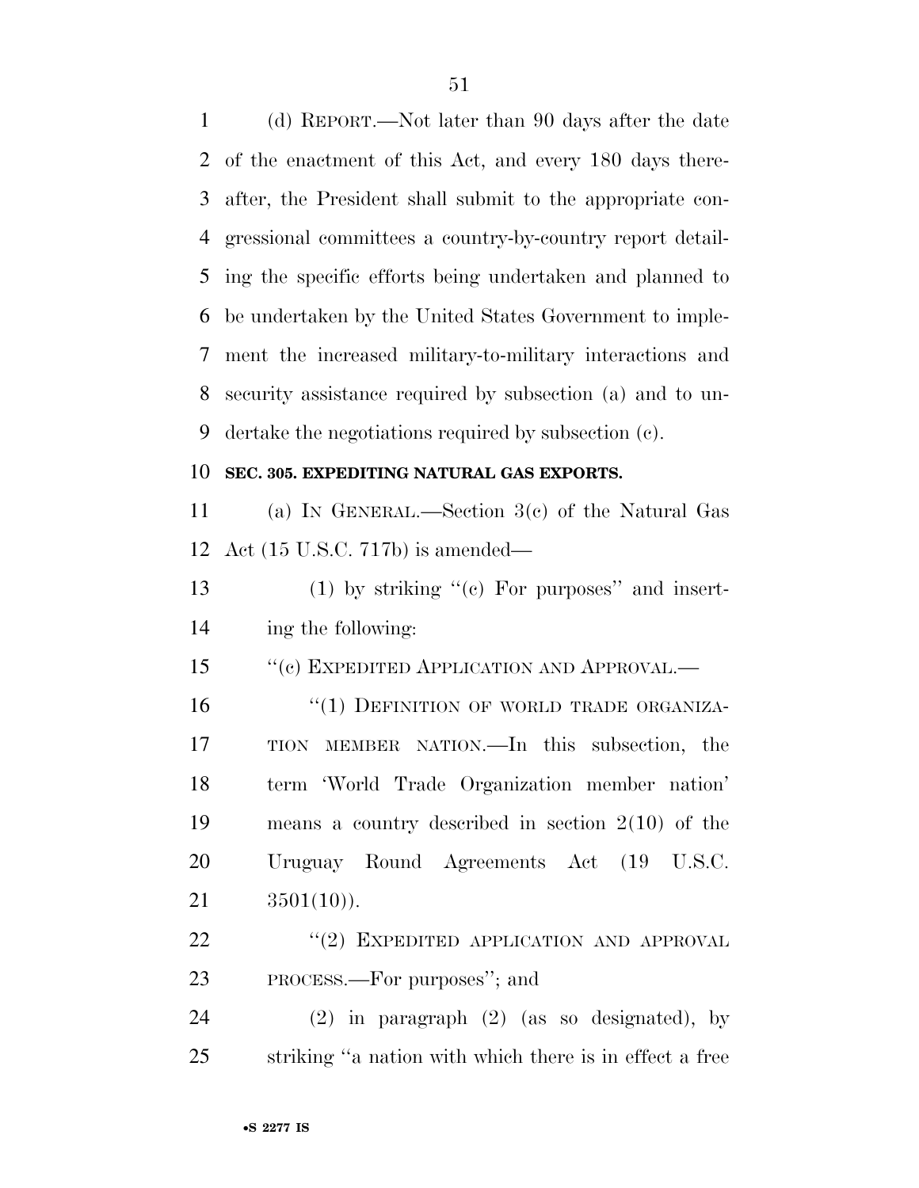(d) REPORT.—Not later than 90 days after the date of the enactment of this Act, and every 180 days thereafter, the President shall submit to the appropriate congressional committees a country-by-country report detailing the specific efforts being undertaken and planned to be undertaken by the United States Government to implement the increased military-to-military interactions and security assistance required by subsection (a) and to undertake the negotiations required by subsection (c).

**SEC. 305. EXPEDITING NATURAL GAS EXPORTS.**

(a) IN GENERAL.—Section 3(c) of the Natural Gas Act (15 U.S.C. 717b) is amended—

(1) by striking ''(c) For purposes'' and inserting the following:

''(c) EXPEDITED APPLICATION AND APPROVAL.—

''(1) DEFINITION OF WORLD TRADE ORGANIZATION MEMBER NATION.—In this subsection, the term 'World Trade Organization member nation' means a country described in section 2(10) of the Uruguay Round Agreements Act (19 U.S.C. 3501(10)).

''(2) EXPEDITED APPLICATION AND APPROVAL PROCESS.—For purposes''; and

(2) in paragraph (2) (as so designated), by striking ''a nation with which there is in effect a free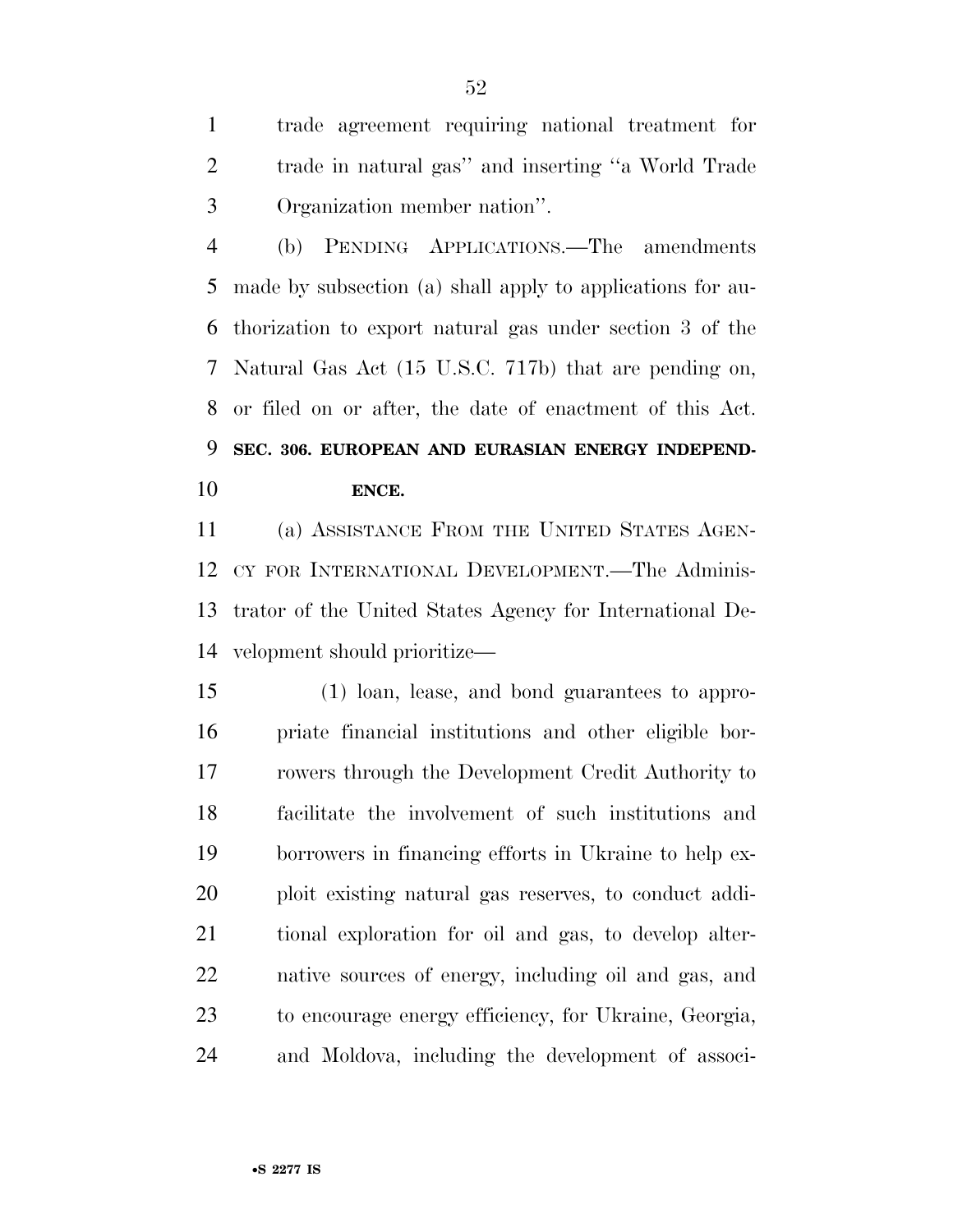trade agreement requiring national treatment for trade in natural gas'' and inserting ''a World Trade Organization member nation''.

(b) PENDING APPLICATIONS.—The amendments made by subsection (a) shall apply to applications for authorization to export natural gas under section 3 of the Natural Gas Act (15 U.S.C. 717b) that are pending on, or filed on or after, the date of enactment of this Act.

**SEC. 306. EUROPEAN AND EURASIAN ENERGY INDEPENDENCE.**

(a) ASSISTANCE FROM THE UNITED STATES AGENCY FOR INTERNATIONAL DEVELOPMENT.—The Administrator of the United States Agency for International Development should prioritize—

(1) loan, lease, and bond guarantees to appropriate financial institutions and other eligible borrowers through the Development Credit Authority to facilitate the involvement of such institutions and borrowers in financing efforts in Ukraine to help exploit existing natural gas reserves, to conduct additional exploration for oil and gas, to develop alternative sources of energy, including oil and gas, and to encourage energy efficiency, for Ukraine, Georgia, and Moldova, including the development of associ-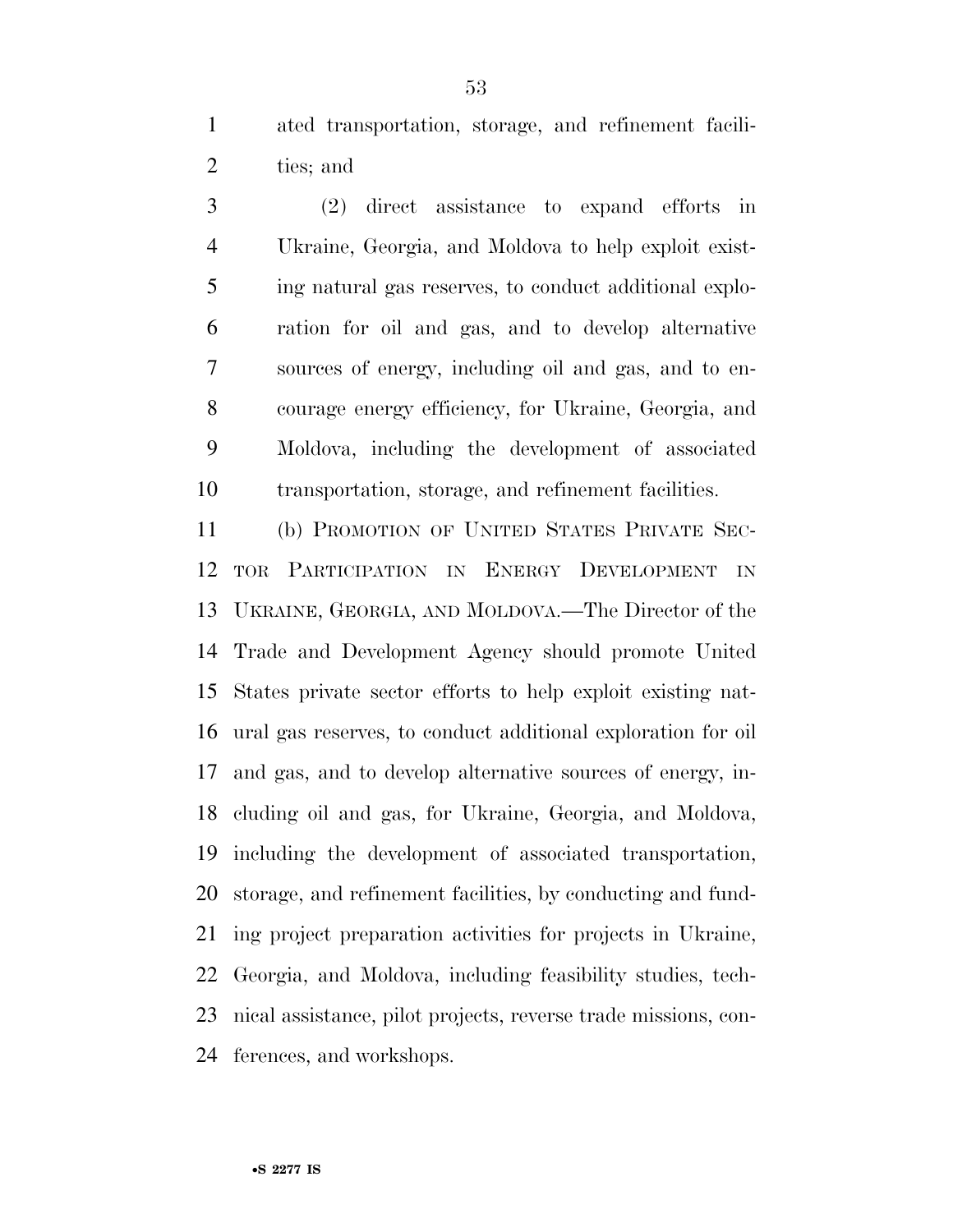ated transportation, storage, and refinement facilities; and

(2) direct assistance to expand efforts in Ukraine, Georgia, and Moldova to help exploit existing natural gas reserves, to conduct additional exploration for oil and gas, and to develop alternative sources of energy, including oil and gas, and to encourage energy efficiency, for Ukraine, Georgia, and Moldova, including the development of associated transportation, storage, and refinement facilities.

(b) PROMOTION OF UNITED STATES PRIVATE SECTOR PARTICIPATION IN ENERGY DEVELOPMENT IN UKRAINE, GEORGIA, AND MOLDOVA.—The Director of the Trade and Development Agency should promote United States private sector efforts to help exploit existing natural gas reserves, to conduct additional exploration for oil and gas, and to develop alternative sources of energy, including oil and gas, for Ukraine, Georgia, and Moldova, including the development of associated transportation, storage, and refinement facilities, by conducting and funding project preparation activities for projects in Ukraine, Georgia, and Moldova, including feasibility studies, technical assistance, pilot projects, reverse trade missions, conferences, and workshops.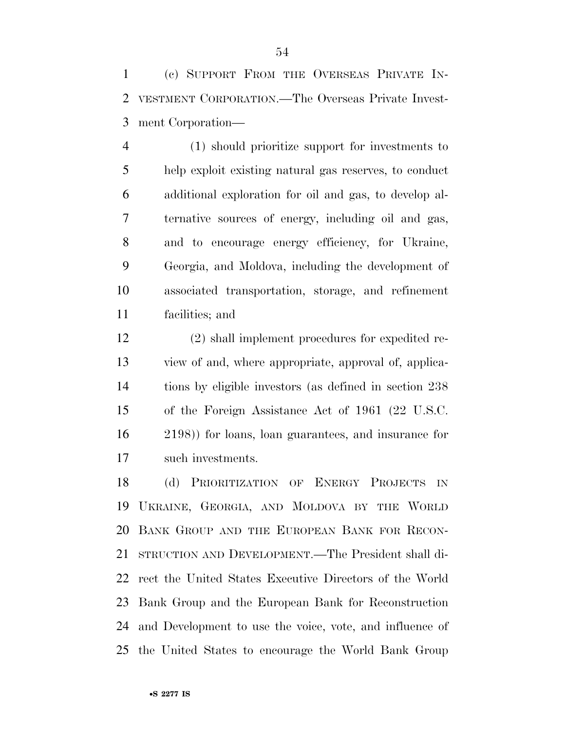(c) SUPPORT FROM THE OVERSEAS PRIVATE INVESTMENT CORPORATION.—The Overseas Private Investment Corporation—

(1) should prioritize support for investments to help exploit existing natural gas reserves, to conduct additional exploration for oil and gas, to develop alternative sources of energy, including oil and gas, and to encourage energy efficiency, for Ukraine, Georgia, and Moldova, including the development of associated transportation, storage, and refinement facilities; and

(2) shall implement procedures for expedited review of and, where appropriate, approval of, applications by eligible investors (as defined in section 238 of the Foreign Assistance Act of 1961 (22 U.S.C. 2198)) for loans, loan guarantees, and insurance for such investments.

(d) PRIORITIZATION OF ENERGY PROJECTS IN UKRAINE, GEORGIA, AND MOLDOVA BY THE WORLD BANK GROUP AND THE EUROPEAN BANK FOR RECONSTRUCTION AND DEVELOPMENT.—The President shall direct the United States Executive Directors of the World Bank Group and the European Bank for Reconstruction and Development to use the voice, vote, and influence of the United States to encourage the World Bank Group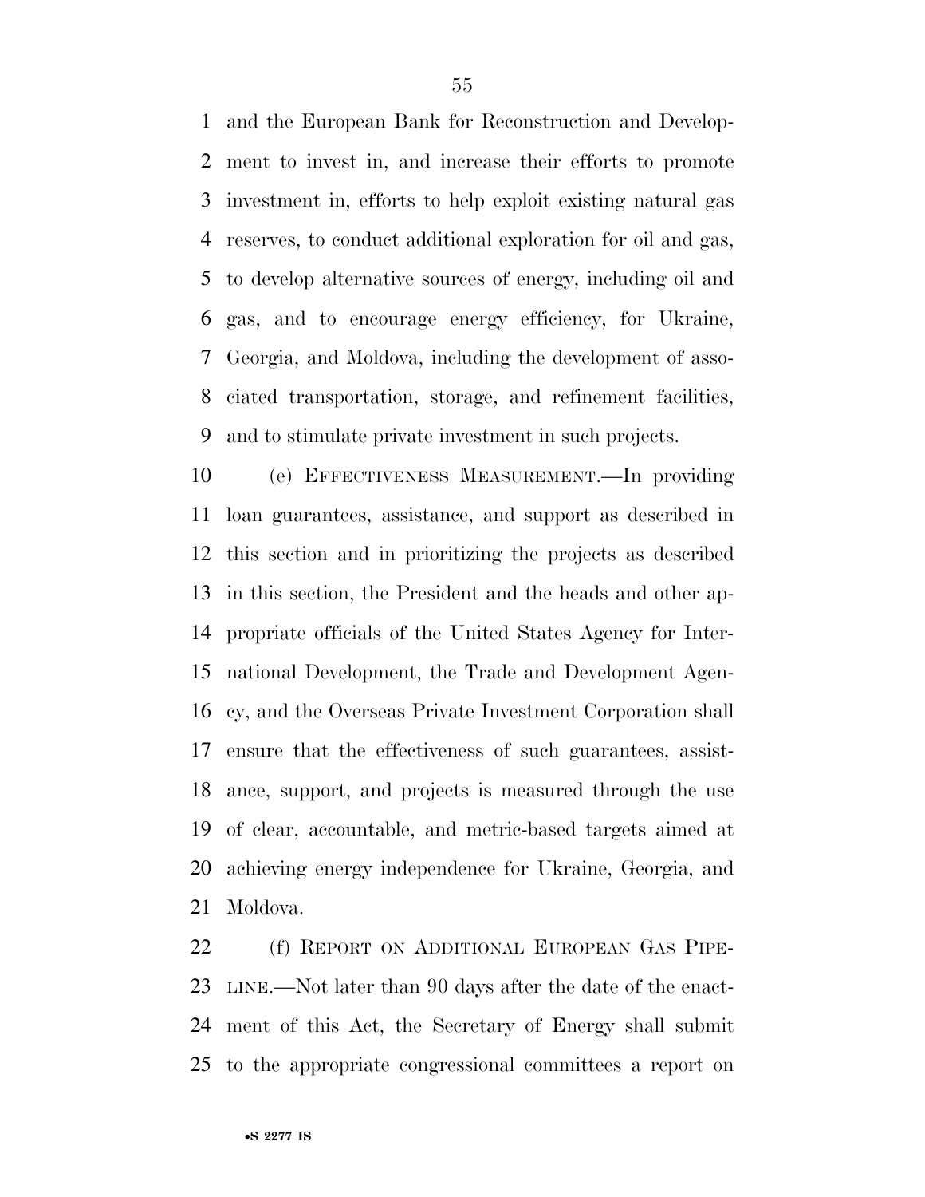and the European Bank for Reconstruction and Development to invest in, and increase their efforts to promote investment in, efforts to help exploit existing natural gas reserves, to conduct additional exploration for oil and gas, to develop alternative sources of energy, including oil and gas, and to encourage energy efficiency, for Ukraine, Georgia, and Moldova, including the development of associated transportation, storage, and refinement facilities, and to stimulate private investment in such projects.

(e) EFFECTIVENESS MEASUREMENT.—In providing loan guarantees, assistance, and support as described in this section and in prioritizing the projects as described in this section, the President and the heads and other appropriate officials of the United States Agency for International Development, the Trade and Development Agency, and the Overseas Private Investment Corporation shall ensure that the effectiveness of such guarantees, assistance, support, and projects is measured through the use of clear, accountable, and metric-based targets aimed at achieving energy independence for Ukraine, Georgia, and Moldova.

(f) REPORT ON ADDITIONAL EUROPEAN GAS PIPELINE.—Not later than 90 days after the date of the enactment of this Act, the Secretary of Energy shall submit to the appropriate congressional committees a report on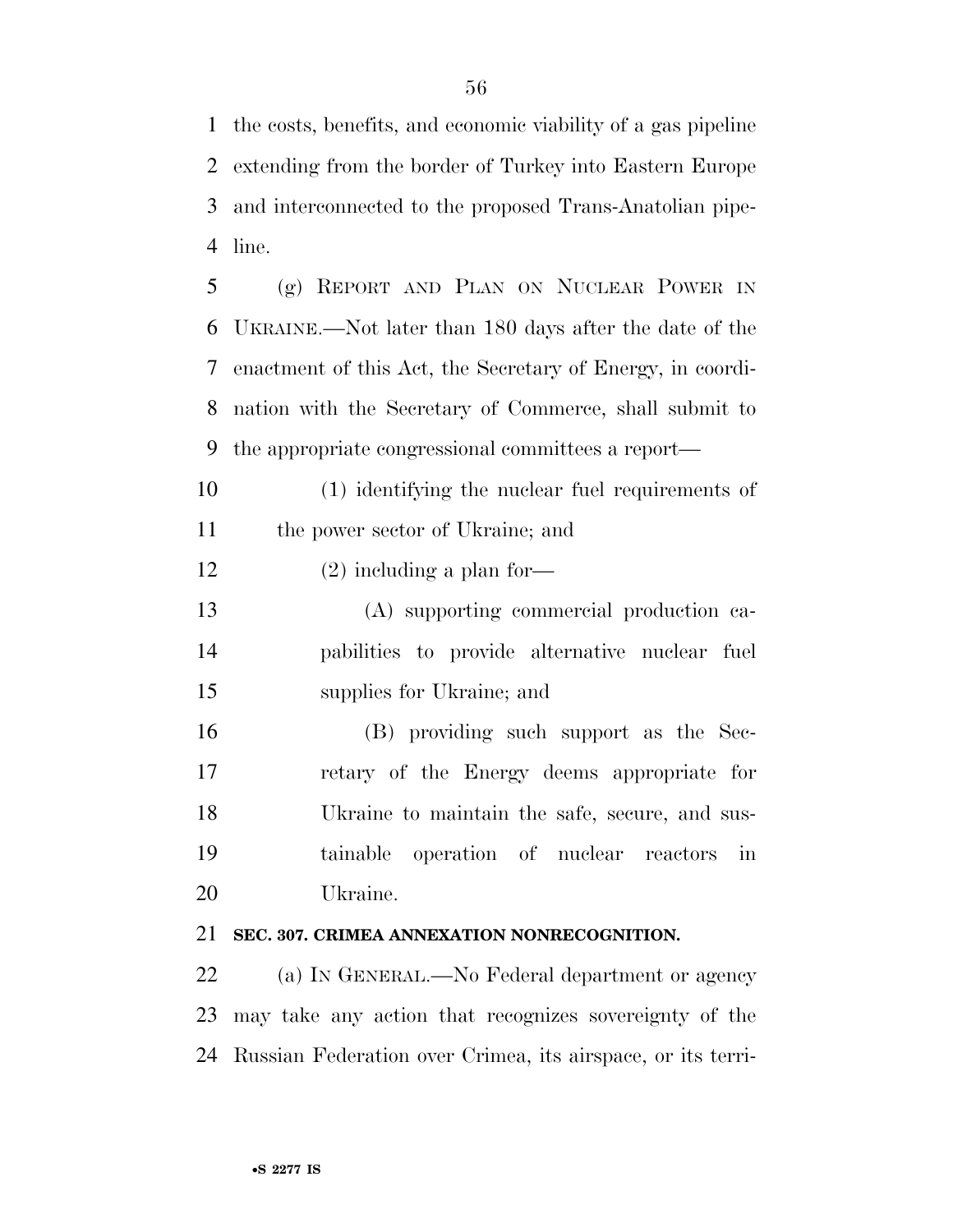the costs, benefits, and economic viability of a gas pipeline extending from the border of Turkey into Eastern Europe and interconnected to the proposed Trans-Anatolian pipeline.

(g) REPORT AND PLAN ON NUCLEAR POWER IN UKRAINE.—Not later than 180 days after the date of the enactment of this Act, the Secretary of Energy, in coordination with the Secretary of Commerce, shall submit to the appropriate congressional committees a report—

(1) identifying the nuclear fuel requirements of the power sector of Ukraine; and

(2) including a plan for—

(A) supporting commercial production capabilities to provide alternative nuclear fuel supplies for Ukraine; and

(B) providing such support as the Secretary of the Energy deems appropriate for Ukraine to maintain the safe, secure, and sustainable operation of nuclear reactors in Ukraine.

**SEC. 307. CRIMEA ANNEXATION NONRECOGNITION.**

(a) IN GENERAL.—No Federal department or agency may take any action that recognizes sovereignty of the Russian Federation over Crimea, its airspace, or its terri-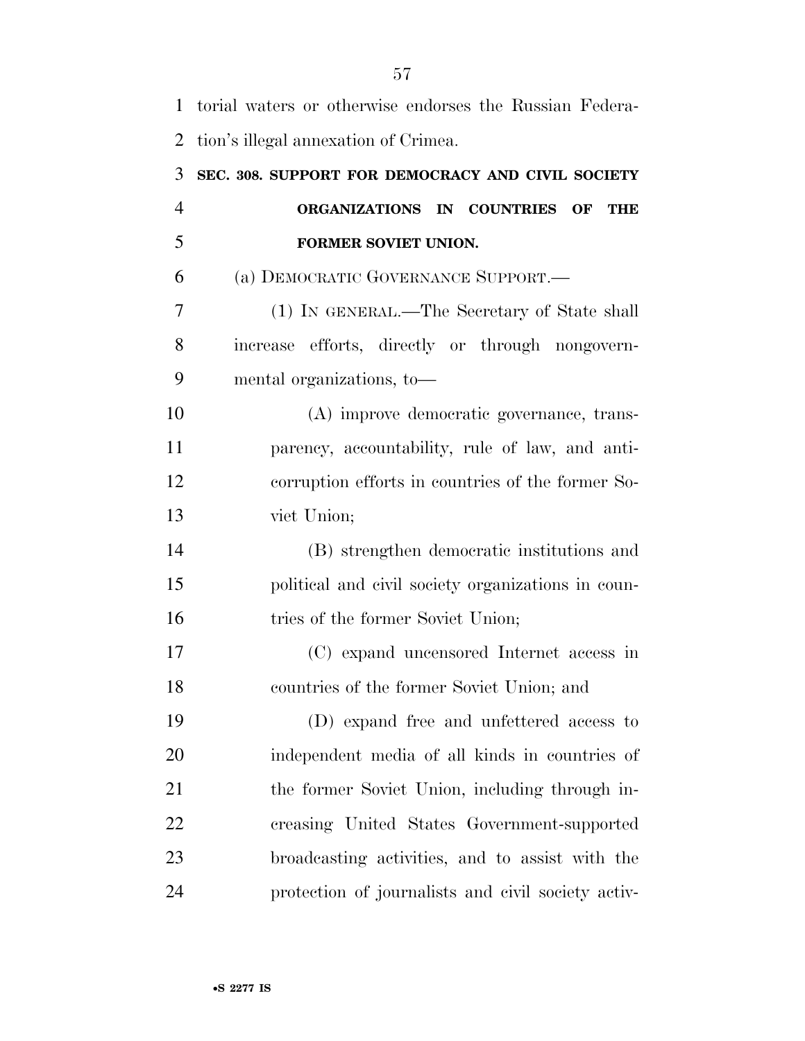torial waters or otherwise endorses the Russian Federation's illegal annexation of Crimea.

### SEC. 308. SUPPORT FOR DEMOCRACY AND CIVIL SOCIETY ORGANIZATIONS IN COUNTRIES OF THE FORMER SOVIET UNION.

(a) DEMOCRATIC GOVERNANCE SUPPORT.—

(1) IN GENERAL.—The Secretary of State shall increase efforts, directly or through nongovernmental organizations, to—

(A) improve democratic governance, transparency, accountability, rule of law, and anticorruption efforts in countries of the former Soviet Union;

(B) strengthen democratic institutions and political and civil society organizations in countries of the former Soviet Union;

(C) expand uncensored Internet access in countries of the former Soviet Union; and

(D) expand free and unfettered access to independent media of all kinds in countries of the former Soviet Union, including through increasing United States Government-supported broadcasting activities, and to assist with the protection of journalists and civil society activ-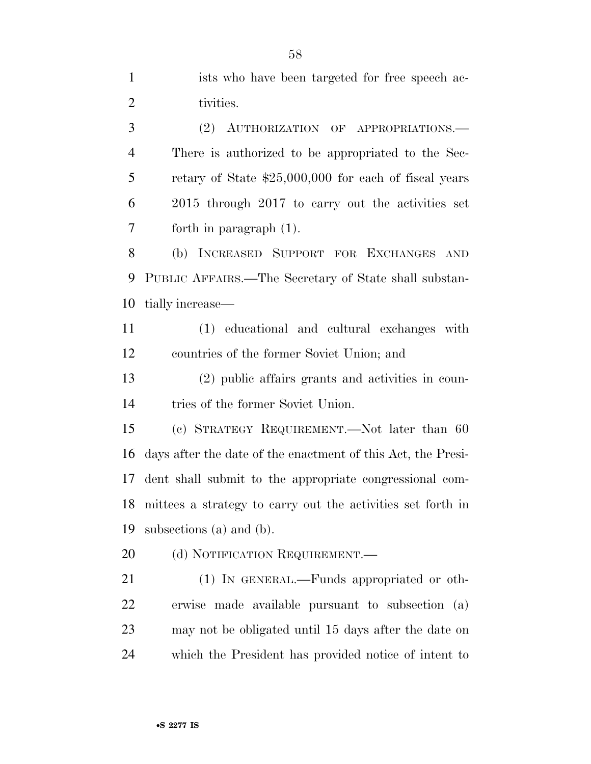ists who have been targeted for free speech activities.

(2) AUTHORIZATION OF APPROPRIATIONS.—There is authorized to be appropriated to the Secretary of State $25,000,000 for each of fiscal years 2015 through 2017 to carry out the activities set forth in paragraph (1).

(b) INCREASED SUPPORT FOR EXCHANGES AND PUBLIC AFFAIRS.—The Secretary of State shall substantially increase—

(1) educational and cultural exchanges with countries of the former Soviet Union; and

(2) public affairs grants and activities in countries of the former Soviet Union.

(c) STRATEGY REQUIREMENT.—Not later than 60 days after the date of the enactment of this Act, the President shall submit to the appropriate congressional committees a strategy to carry out the activities set forth in subsections (a) and (b).

(d) NOTIFICATION REQUIREMENT.—

(1) IN GENERAL.—Funds appropriated or otherwise made available pursuant to subsection (a) may not be obligated until 15 days after the date on which the President has provided notice of intent to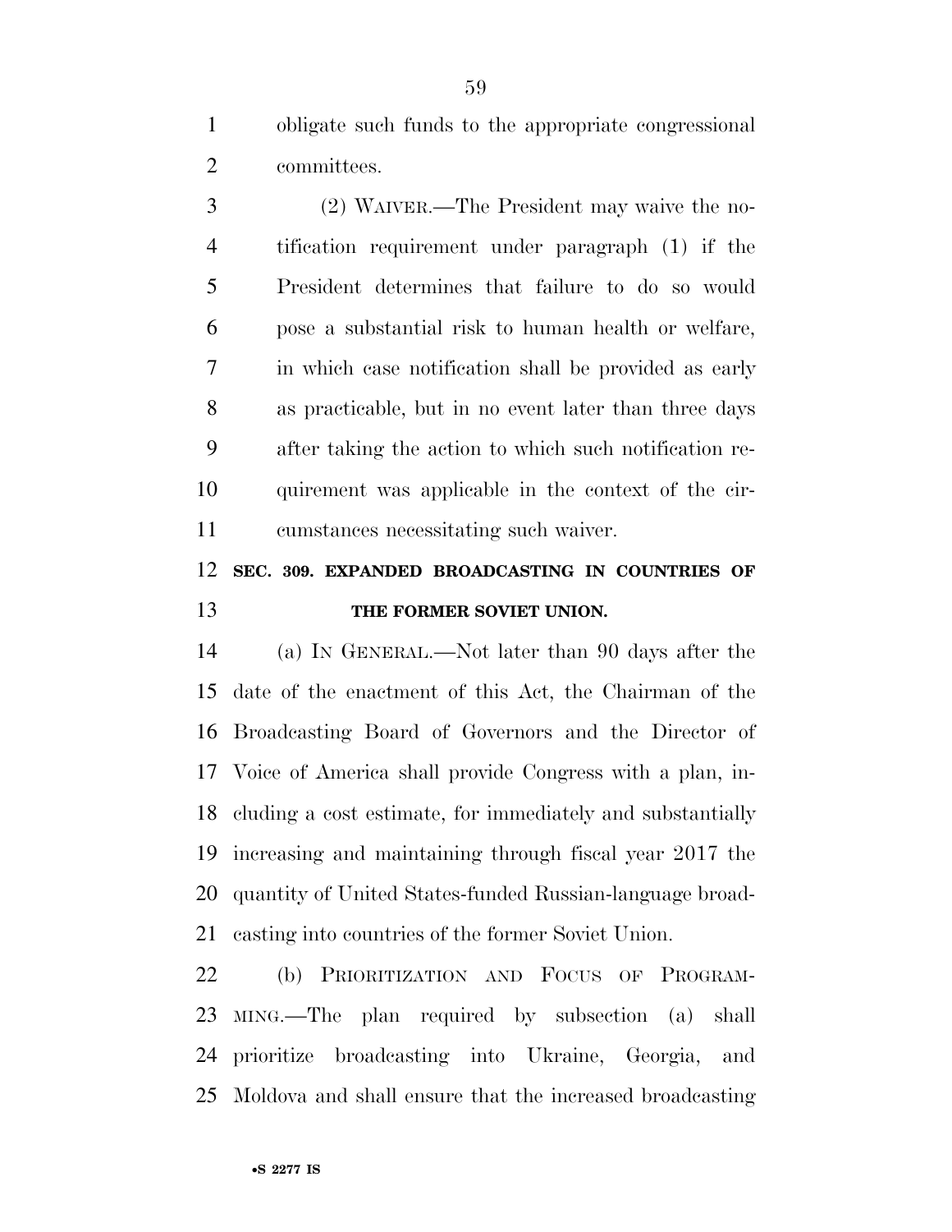obligate such funds to the appropriate congressional committees.

(2) WAIVER.—The President may waive the notification requirement under paragraph (1) if the President determines that failure to do so would pose a substantial risk to human health or welfare, in which case notification shall be provided as early as practicable, but in no event later than three days after taking the action to which such notification requirement was applicable in the context of the circumstances necessitating such waiver.

## SEC. 309. EXPANDED BROADCASTING IN COUNTRIES OF THE FORMER SOVIET UNION.

(a) IN GENERAL.—Not later than 90 days after the date of the enactment of this Act, the Chairman of the Broadcasting Board of Governors and the Director of Voice of America shall provide Congress with a plan, including a cost estimate, for immediately and substantially increasing and maintaining through fiscal year 2017 the quantity of United States-funded Russian-language broadcasting into countries of the former Soviet Union.

(b) PRIORITIZATION AND FOCUS OF PROGRAMMING.—The plan required by subsection (a) shall prioritize broadcasting into Ukraine, Georgia, and Moldova and shall ensure that the increased broadcasting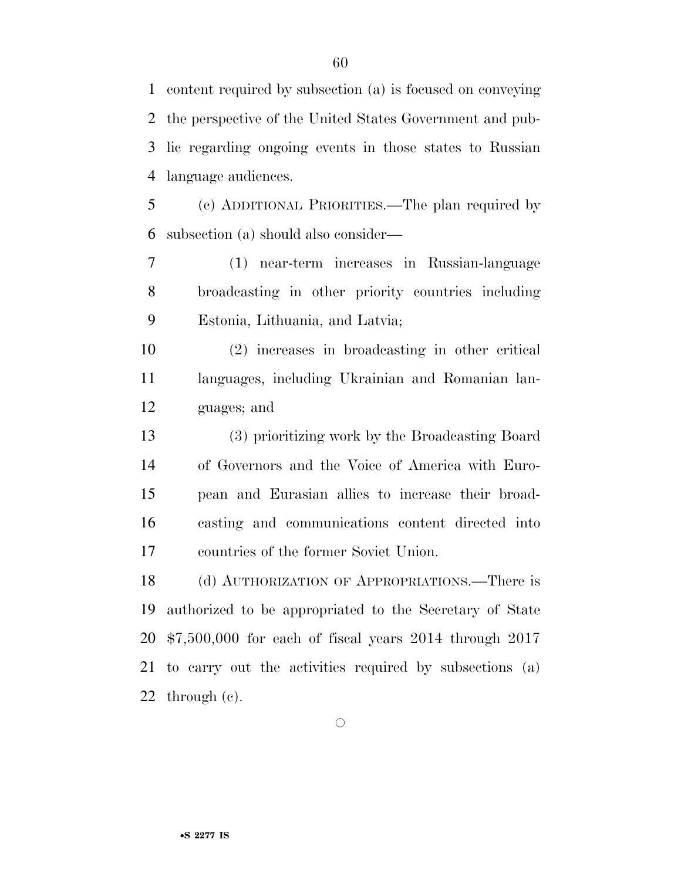content required by subsection (a) is focused on conveying the perspective of the United States Government and public regarding ongoing events in those states to Russian language audiences.

(c) ADDITIONAL PRIORITIES.—The plan required by subsection (a) should also consider—

(1) near-term increases in Russian-language broadcasting in other priority countries including Estonia, Lithuania, and Latvia;

(2) increases in broadcasting in other critical languages, including Ukrainian and Romanian languages; and

(3) prioritizing work by the Broadcasting Board of Governors and the Voice of America with European and Eurasian allies to increase their broadcasting and communications content directed into countries of the former Soviet Union.

(d) AUTHORIZATION OF APPROPRIATIONS.—There is authorized to be appropriated to the Secretary of State $7,500,000 for each of fiscal years 2014 through 2017 to carry out the activities required by subsections (a) through (c).